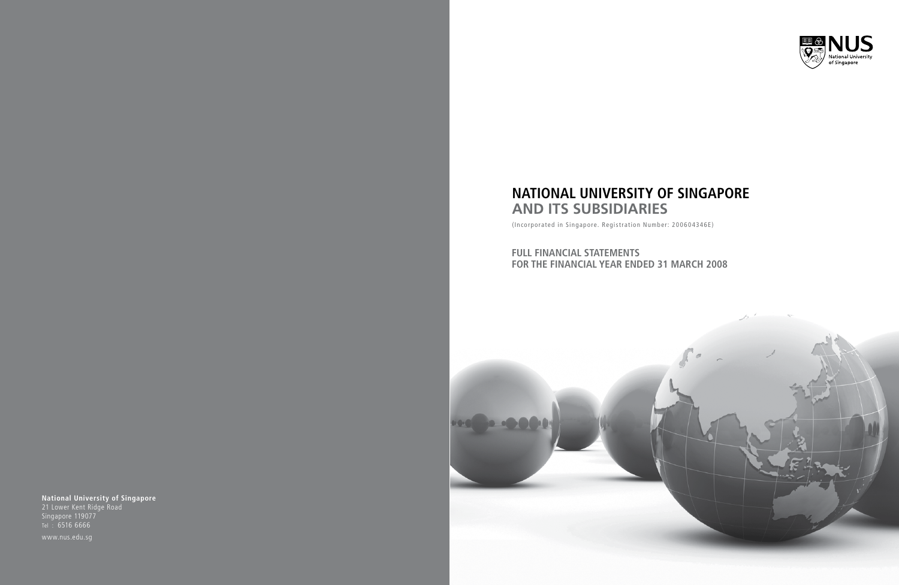# NATIONAL UNIVERSITY OF SINGAPORE
## AND ITS SUBSIDIARIES

(Incorporated in Singapore. Registration Number: 200604346E)

**FULL FINANCIAL STATEMENTS**
**FOR THE FINANCIAL YEAR ENDED 31 MARCH 2008**

**National University of Singapore**
21 Lower Kent Ridge Road
Singapore 119077
Tel : 6516 6666

www.nus.edu.sg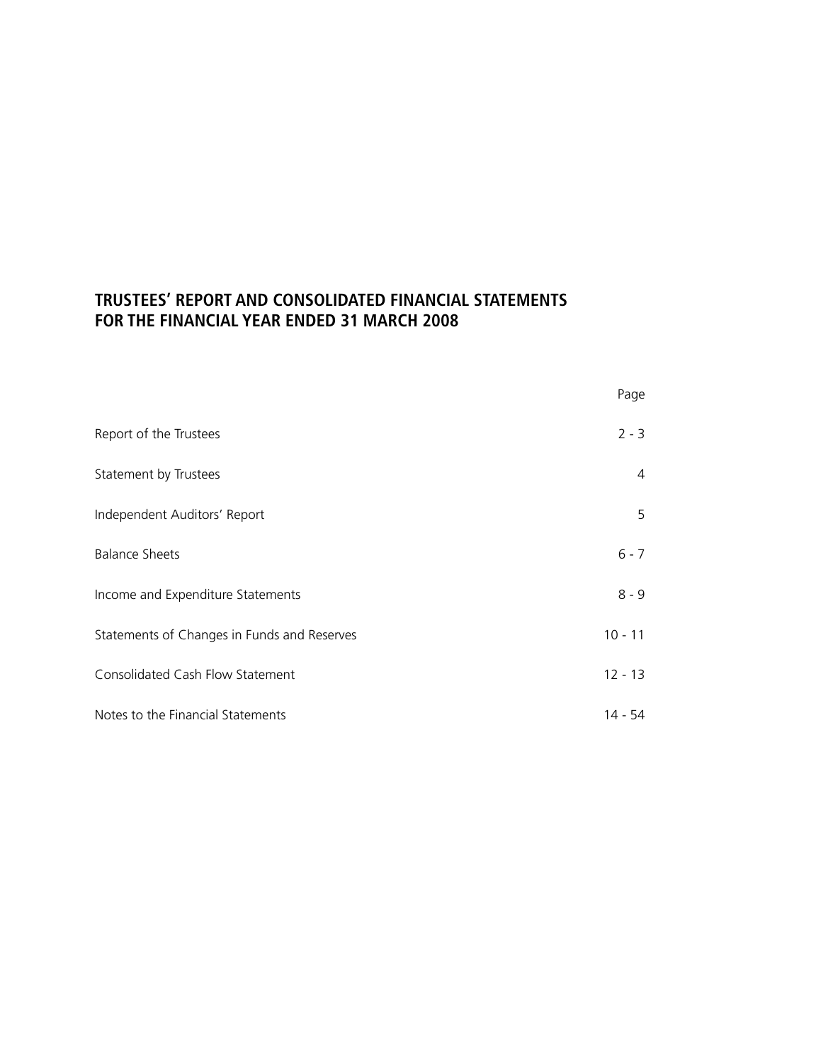# TRUSTEES' REPORT AND CONSOLIDATED FINANCIAL STATEMENTS FOR THE FINANCIAL YEAR ENDED 31 MARCH 2008

| | Page |
|---|---|
| Report of the Trustees | 2 - 3 |
| Statement by Trustees | 4 |
| Independent Auditors' Report | 5 |
| Balance Sheets | 6 - 7 |
| Income and Expenditure Statements | 8 - 9 |
| Statements of Changes in Funds and Reserves | 10 - 11 |
| Consolidated Cash Flow Statement | 12 - 13 |
| Notes to the Financial Statements | 14 - 54 |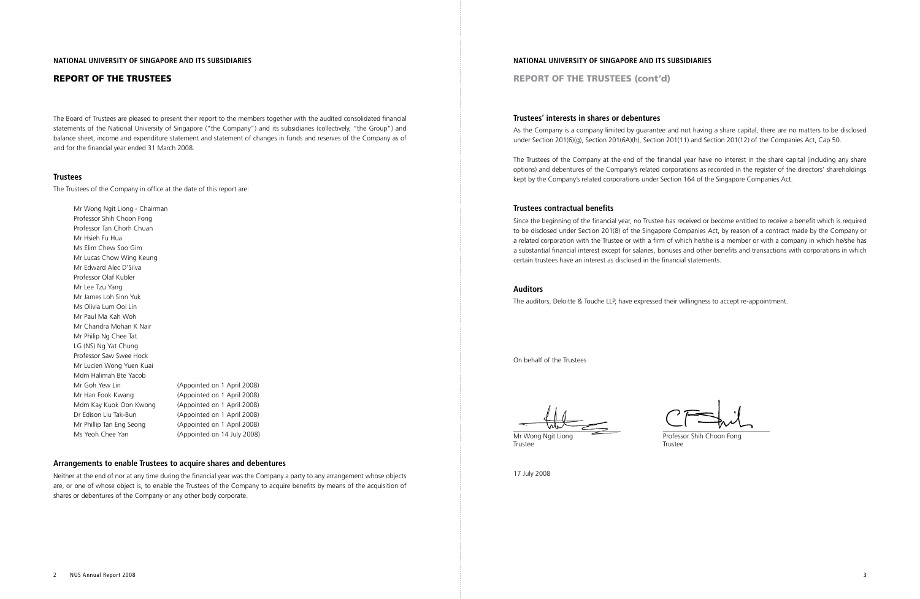## REPORT OF THE TRUSTEES

The Board of Trustees are pleased to present their report to the members together with the audited consolidated financial statements of the National University of Singapore ("the Company") and its subsidiaries (collectively, "the Group") and balance sheet, income and expenditure statement and statement of changes in funds and reserves of the Company as of and for the financial year ended 31 March 2008.

### Trustees

The Trustees of the Company in office at the date of this report are:

| | |
|---|---|
| Mr Wong Ngit Liong - Chairman | |
| Professor Shih Choon Fong | |
| Professor Tan Chorh Chuan | |
| Mr Hsieh Fu Hua | |
| Ms Elim Chew Soo Gim | |
| Mr Lucas Chow Wing Keung | |
| Mr Edward Alec D'Silva | |
| Professor Olaf Kubler | |
| Mr Lee Tzu Yang | |
| Mr James Loh Sinn Yuk | |
| Ms Olivia Lum Ooi Lin | |
| Mr Paul Ma Kah Woh | |
| Mr Chandra Mohan K Nair | |
| Mr Philip Ng Chee Tat | |
| LG (NS) Ng Yat Chung | |
| Professor Saw Swee Hock | |
| Mr Lucien Wong Yuen Kuai | |
| Mdm Halimah Bte Yacob | |
| Mr Goh Yew Lin | (Appointed on 1 April 2008) |
| Mr Han Fook Kwang | (Appointed on 1 April 2008) |
| Mdm Kay Kuok Oon Kwong | (Appointed on 1 April 2008) |
| Dr Edison Liu Tak-Bun | (Appointed on 1 April 2008) |
| Mr Phillip Tan Eng Seong | (Appointed on 1 April 2008) |
| Ms Yeoh Chee Yan | (Appointed on 14 July 2008) |

### Arrangements to enable Trustees to acquire shares and debentures

Neither at the end of nor at any time during the financial year was the Company a party to any arrangement whose objects are, or one of whose object is, to enable the Trustees of the Company to acquire benefits by means of the acquisition of shares or debentures of the Company or any other body corporate.

## REPORT OF THE TRUSTEES (cont'd)

### Trustees' interests in shares or debentures

As the Company is a company limited by guarantee and not having a share capital, there are no matters to be disclosed under Section 201(6)(g), Section 201(6A)(h), Section 201(11) and Section 201(12) of the Companies Act, Cap 50.

The Trustees of the Company at the end of the financial year have no interest in the share capital (including any share options) and debentures of the Company's related corporations as recorded in the register of the directors' shareholdings kept by the Company's related corporations under Section 164 of the Singapore Companies Act.

### Trustees contractual benefits

Since the beginning of the financial year, no Trustee has received or become entitled to receive a benefit which is required to be disclosed under Section 201(8) of the Singapore Companies Act, by reason of a contract made by the Company or a related corporation with the Trustee or with a firm of which he/she is a member or with a company in which he/she has a substantial financial interest except for salaries, bonuses and other benefits and transactions with corporations in which certain trustees have an interest as disclosed in the financial statements.

### Auditors

The auditors, Deloitte & Touche LLP, have expressed their willingness to accept re-appointment.

On behalf of the Trustees

Mr Wong Ngit Liong
Trustee

Professor Shih Choon Fong
Trustee

17 July 2008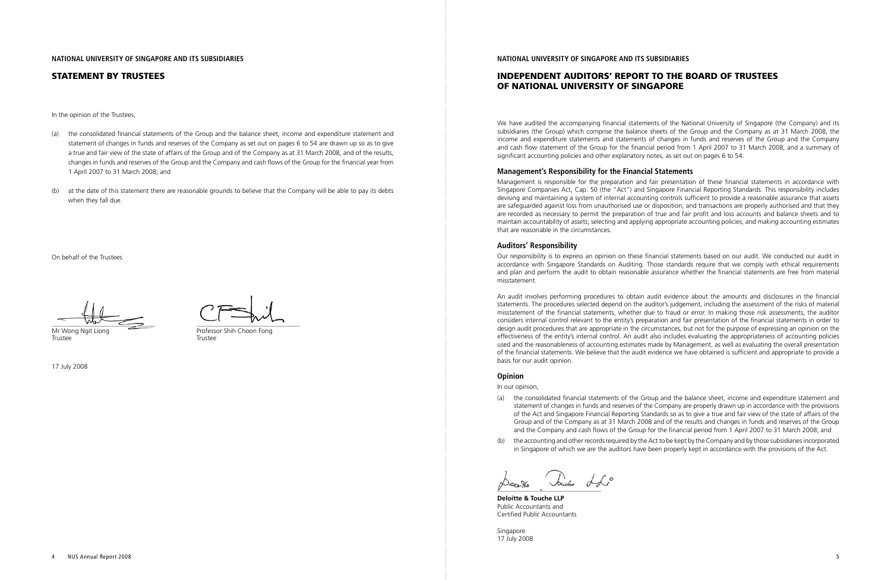NATIONAL UNIVERSITY OF SINGAPORE AND ITS SUBSIDIARIES

## STATEMENT BY TRUSTEES

In the opinion of the Trustees,

(a) the consolidated financial statements of the Group and the balance sheet, income and expenditure statement and statement of changes in funds and reserves of the Company as set out on pages 6 to 54 are drawn up so as to give a true and fair view of the state of affairs of the Group and of the Company as at 31 March 2008, and of the results, changes in funds and reserves of the Group and the Company and cash flows of the Group for the financial year from 1 April 2007 to 31 March 2008; and

(b) at the date of this statement there are reasonable grounds to believe that the Company will be able to pay its debts when they fall due.

On behalf of the Trustees

Mr Wong Ngit Liong
Trustee

Professor Shih Choon Fong
Trustee

17 July 2008

NATIONAL UNIVERSITY OF SINGAPORE AND ITS SUBSIDIARIES

## INDEPENDENT AUDITORS' REPORT TO THE BOARD OF TRUSTEES OF NATIONAL UNIVERSITY OF SINGAPORE

We have audited the accompanying financial statements of the National University of Singapore (the Company) and its subsidiaries (the Group) which comprise the balance sheets of the Group and the Company as at 31 March 2008, the income and expenditure statements and statements of changes in funds and reserves of the Group and the Company and cash flow statement of the Group for the financial period from 1 April 2007 to 31 March 2008, and a summary of significant accounting policies and other explanatory notes, as set out on pages 6 to 54.

### Management's Responsibility for the Financial Statements

Management is responsible for the preparation and fair presentation of these financial statements in accordance with Singapore Companies Act, Cap. 50 (the "Act") and Singapore Financial Reporting Standards. This responsibility includes devising and maintaining a system of internal accounting controls sufficient to provide a reasonable assurance that assets are safeguarded against loss from unauthorised use or disposition; and transactions are properly authorised and that they are recorded as necessary to permit the preparation of true and fair profit and loss accounts and balance sheets and to maintain accountability of assets; selecting and applying appropriate accounting policies; and making accounting estimates that are reasonable in the circumstances.

### Auditors' Responsibility

Our responsibility is to express an opinion on these financial statements based on our audit. We conducted our audit in accordance with Singapore Standards on Auditing. Those standards require that we comply with ethical requirements and plan and perform the audit to obtain reasonable assurance whether the financial statements are free from material misstatement.

An audit involves performing procedures to obtain audit evidence about the amounts and disclosures in the financial statements. The procedures selected depend on the auditor's judgement, including the assessment of the risks of material misstatement of the financial statements, whether due to fraud or error. In making those risk assessments, the auditor considers internal control relevant to the entity's preparation and fair presentation of the financial statements in order to design audit procedures that are appropriate in the circumstances, but not for the purpose of expressing an opinion on the effectiveness of the entity's internal control. An audit also includes evaluating the appropriateness of accounting policies used and the reasonableness of accounting estimates made by Management, as well as evaluating the overall presentation of the financial statements. We believe that the audit evidence we have obtained is sufficient and appropriate to provide a basis for our audit opinion.

### Opinion

In our opinion,

(a) the consolidated financial statements of the Group and the balance sheet, income and expenditure statement and statement of changes in funds and reserves of the Company are properly drawn up in accordance with the provisions of the Act and Singapore Financial Reporting Standards so as to give a true and fair view of the state of affairs of the Group and of the Company as at 31 March 2008 and of the results and changes in funds and reserves of the Group and the Company and cash flows of the Group for the financial period from 1 April 2007 to 31 March 2008; and

(b) the accounting and other records required by the Act to be kept by the Company and by those subsidiaries incorporated in Singapore of which we are the auditors have been properly kept in accordance with the provisions of the Act.

**Deloitte & Touche LLP**
Public Accountants and
Certified Public Accountants

Singapore
17 July 2008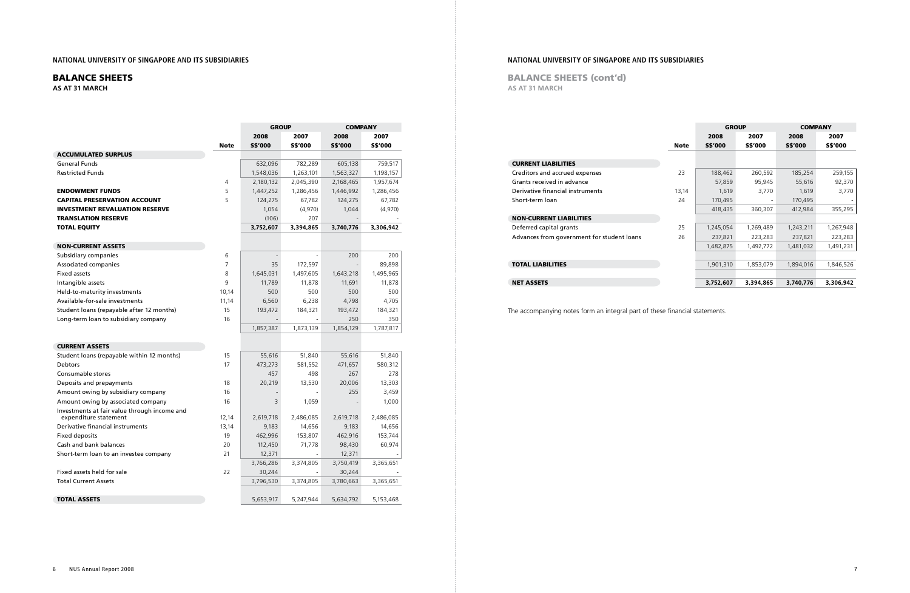NATIONAL UNIVERSITY OF SINGAPORE AND ITS SUBSIDIARIES

## BALANCE SHEETS

**AS AT 31 MARCH**

| | | GROUP | | COMPANY | |
|---|---|---|---|---|---|
| | | 2008 | 2007 | 2008 | 2007 |
| | Note | S$'000 | S$'000 | S$'000 | S$'000 |
| **ACCUMULATED SURPLUS** | | | | | |
| General Funds | | 632,096 | 782,289 | 605,138 | 759,517 |
| Restricted Funds | | 1,548,036 | 1,263,101 | 1,563,327 | 1,198,157 |
| | 4 | 2,180,132 | 2,045,390 | 2,168,465 | 1,957,674 |
| **ENDOWMENT FUNDS** | 5 | 1,447,252 | 1,286,456 | 1,446,992 | 1,286,456 |
| **CAPITAL PRESERVATION ACCOUNT** | 5 | 124,275 | 67,782 | 124,275 | 67,782 |
| **INVESTMENT REVALUATION RESERVE** | | 1,054 | (4,970) | 1,044 | (4,970) |
| **TRANSLATION RESERVE** | | (106) | 207 | - | - |
| **TOTAL EQUITY** | | **3,752,607** | **3,394,865** | **3,740,776** | **3,306,942** |
| **NON-CURRENT ASSETS** | | | | | |
| Subsidiary companies | 6 | - | - | 200 | 200 |
| Associated companies | 7 | 35 | 172,597 | - | 89,898 |
| Fixed assets | 8 | 1,645,031 | 1,497,605 | 1,643,218 | 1,495,965 |
| Intangible assets | 9 | 11,789 | 11,878 | 11,691 | 11,878 |
| Held-to-maturity investments | 10,14 | 500 | 500 | 500 | 500 |
| Available-for-sale investments | 11,14 | 6,560 | 6,238 | 4,798 | 4,705 |
| Student loans (repayable after 12 months) | 15 | 193,472 | 184,321 | 193,472 | 184,321 |
| Long-term loan to subsidiary company | 16 | - | - | 250 | 350 |
| | | 1,857,387 | 1,873,139 | 1,854,129 | 1,787,817 |
| **CURRENT ASSETS** | | | | | |
| Student loans (repayable within 12 months) | 15 | 55,616 | 51,840 | 55,616 | 51,840 |
| Debtors | 17 | 473,273 | 581,552 | 471,657 | 580,312 |
| Consumable stores | | 457 | 498 | 267 | 278 |
| Deposits and prepayments | 18 | 20,219 | 13,530 | 20,006 | 13,303 |
| Amount owing by subsidiary company | 16 | - | - | 255 | 3,459 |
| Amount owing by associated company | 16 | 3 | 1,059 | - | 1,000 |
| Investments at fair value through income and expenditure statement | 12,14 | 2,619,718 | 2,486,085 | 2,619,718 | 2,486,085 |
| Derivative financial instruments | 13,14 | 9,183 | 14,656 | 9,183 | 14,656 |
| Fixed deposits | 19 | 462,996 | 153,807 | 462,916 | 153,744 |
| Cash and bank balances | 20 | 112,450 | 71,778 | 98,430 | 60,974 |
| Short-term loan to an investee company | 21 | 12,371 | - | 12,371 | - |
| | | 3,766,286 | 3,374,805 | 3,750,419 | 3,365,651 |
| Fixed assets held for sale | 22 | 30,244 | - | 30,244 | - |
| Total Current Assets | | 3,796,530 | 3,374,805 | 3,780,663 | 3,365,651 |
| **TOTAL ASSETS** | | 5,653,917 | 5,247,944 | 5,634,792 | 5,153,468 |

NATIONAL UNIVERSITY OF SINGAPORE AND ITS SUBSIDIARIES

## BALANCE SHEETS (cont'd)

**AS AT 31 MARCH**

| | | GROUP | | COMPANY | |
|---|---|---|---|---|---|
| | | 2008 | 2007 | 2008 | 2007 |
| | Note | S$'000 | S$'000 | S$'000 | S$'000 |
| **CURRENT LIABILITIES** | | | | | |
| Creditors and accrued expenses | 23 | 188,462 | 260,592 | 185,254 | 259,155 |
| Grants received in advance | | 57,859 | 95,945 | 55,616 | 92,370 |
| Derivative financial instruments | 13,14 | 1,619 | 3,770 | 1,619 | 3,770 |
| Short-term loan | 24 | 170,495 | - | 170,495 | - |
| | | 418,435 | 360,307 | 412,984 | 355,295 |
| **NON-CURRENT LIABILITIES** | | | | | |
| Deferred capital grants | 25 | 1,245,054 | 1,269,489 | 1,243,211 | 1,267,948 |
| Advances from government for student loans | 26 | 237,821 | 223,283 | 237,821 | 223,283 |
| | | 1,482,875 | 1,492,772 | 1,481,032 | 1,491,231 |
| **TOTAL LIABILITIES** | | 1,901,310 | 1,853,079 | 1,894,016 | 1,846,526 |
| **NET ASSETS** | | **3,752,607** | **3,394,865** | **3,740,776** | **3,306,942** |

The accompanying notes form an integral part of these financial statements.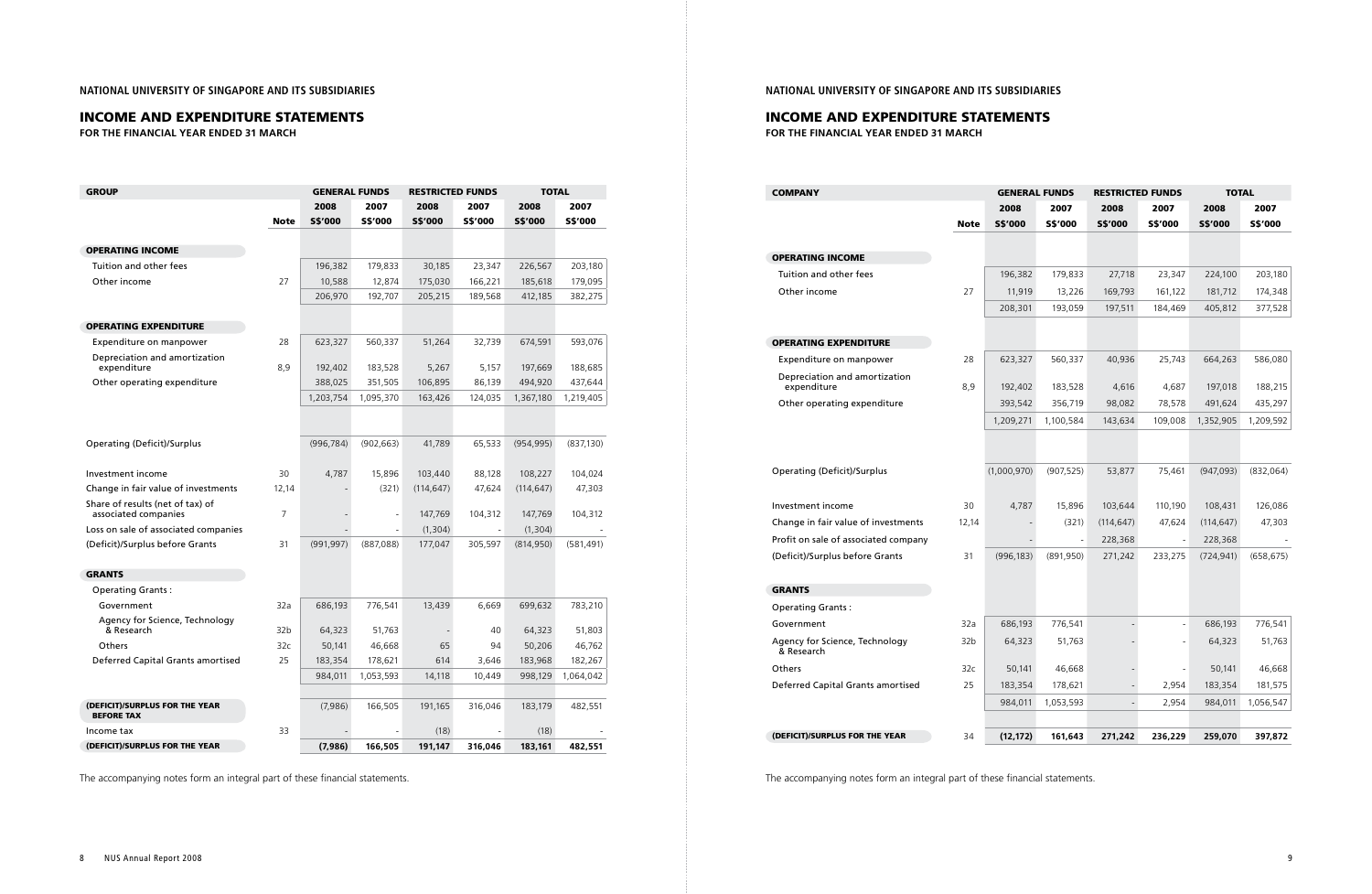**NATIONAL UNIVERSITY OF SINGAPORE AND ITS SUBSIDIARIES**

## INCOME AND EXPENDITURE STATEMENTS

**FOR THE FINANCIAL YEAR ENDED 31 MARCH**

| GROUP | | GENERAL FUNDS | | RESTRICTED FUNDS | | TOTAL | |
|---|---|---|---|---|---|---|---|
| | | 2008 | 2007 | 2008 | 2007 | 2008 | 2007 |
| | Note | S$'000 | S$'000 | S$'000 | S$'000 | S$'000 | S$'000 |
| **OPERATING INCOME** | | | | | | | |
| Tuition and other fees | | 196,382 | 179,833 | 30,185 | 23,347 | 226,567 | 203,180 |
| Other income | 27 | 10,588 | 12,874 | 175,030 | 166,221 | 185,618 | 179,095 |
| | | 206,970 | 192,707 | 205,215 | 189,568 | 412,185 | 382,275 |
| **OPERATING EXPENDITURE** | | | | | | | |
| Expenditure on manpower | 28 | 623,327 | 560,337 | 51,264 | 32,739 | 674,591 | 593,076 |
| Depreciation and amortization expenditure | 8,9 | 192,402 | 183,528 | 5,267 | 5,157 | 197,669 | 188,685 |
| Other operating expenditure | | 388,025 | 351,505 | 106,895 | 86,139 | 494,920 | 437,644 |
| | | 1,203,754 | 1,095,370 | 163,426 | 124,035 | 1,367,180 | 1,219,405 |
| Operating (Deficit)/Surplus | | (996,784) | (902,663) | 41,789 | 65,533 | (954,995) | (837,130) |
| Investment income | 30 | 4,787 | 15,896 | 103,440 | 88,128 | 108,227 | 104,024 |
| Change in fair value of investments | 12,14 | - | (321) | (114,647) | 47,624 | (114,647) | 47,303 |
| Share of results (net of tax) of associated companies | 7 | - | - | 147,769 | 104,312 | 147,769 | 104,312 |
| Loss on sale of associated companies | | - | - | (1,304) | - | (1,304) | - |
| (Deficit)/Surplus before Grants | 31 | (991,997) | (887,088) | 177,047 | 305,597 | (814,950) | (581,491) |
| **GRANTS** | | | | | | | |
| Operating Grants : | | | | | | | |
| Government | 32a | 686,193 | 776,541 | 13,439 | 6,669 | 699,632 | 783,210 |
| Agency for Science, Technology & Research | 32b | 64,323 | 51,763 | - | 40 | 64,323 | 51,803 |
| Others | 32c | 50,141 | 46,668 | 65 | 94 | 50,206 | 46,762 |
| Deferred Capital Grants amortised | 25 | 183,354 | 178,621 | 614 | 3,646 | 183,968 | 182,267 |
| | | 984,011 | 1,053,593 | 14,118 | 10,449 | 998,129 | 1,064,042 |
| **(DEFICIT)/SURPLUS FOR THE YEAR BEFORE TAX** | | (7,986) | 166,505 | 191,165 | 316,046 | 183,179 | 482,551 |
| Income tax | 33 | - | - | (18) | - | (18) | - |
| **(DEFICIT)/SURPLUS FOR THE YEAR** | | **(7,986)** | **166,505** | **191,147** | **316,046** | **183,161** | **482,551** |

The accompanying notes form an integral part of these financial statements.

**NATIONAL UNIVERSITY OF SINGAPORE AND ITS SUBSIDIARIES**

## INCOME AND EXPENDITURE STATEMENTS

**FOR THE FINANCIAL YEAR ENDED 31 MARCH**

| COMPANY | | GENERAL FUNDS | | RESTRICTED FUNDS | | TOTAL | |
|---|---|---|---|---|---|---|---|
| | | 2008 | 2007 | 2008 | 2007 | 2008 | 2007 |
| | Note | S$'000 | S$'000 | S$'000 | S$'000 | S$'000 | S$'000 |
| **OPERATING INCOME** | | | | | | | |
| Tuition and other fees | | 196,382 | 179,833 | 27,718 | 23,347 | 224,100 | 203,180 |
| Other income | 27 | 11,919 | 13,226 | 169,793 | 161,122 | 181,712 | 174,348 |
| | | 208,301 | 193,059 | 197,511 | 184,469 | 405,812 | 377,528 |
| **OPERATING EXPENDITURE** | | | | | | | |
| Expenditure on manpower | 28 | 623,327 | 560,337 | 40,936 | 25,743 | 664,263 | 586,080 |
| Depreciation and amortization expenditure | 8,9 | 192,402 | 183,528 | 4,616 | 4,687 | 197,018 | 188,215 |
| Other operating expenditure | | 393,542 | 356,719 | 98,082 | 78,578 | 491,624 | 435,297 |
| | | 1,209,271 | 1,100,584 | 143,634 | 109,008 | 1,352,905 | 1,209,592 |
| Operating (Deficit)/Surplus | | (1,000,970) | (907,525) | 53,877 | 75,461 | (947,093) | (832,064) |
| Investment income | 30 | 4,787 | 15,896 | 103,644 | 110,190 | 108,431 | 126,086 |
| Change in fair value of investments | 12,14 | - | (321) | (114,647) | 47,624 | (114,647) | 47,303 |
| Profit on sale of associated company | | - | - | 228,368 | - | 228,368 | - |
| (Deficit)/Surplus before Grants | 31 | (996,183) | (891,950) | 271,242 | 233,275 | (724,941) | (658,675) |
| **GRANTS** | | | | | | | |
| Operating Grants : | | | | | | | |
| Government | 32a | 686,193 | 776,541 | - | - | 686,193 | 776,541 |
| Agency for Science, Technology & Research | 32b | 64,323 | 51,763 | - | - | 64,323 | 51,763 |
| Others | 32c | 50,141 | 46,668 | - | - | 50,141 | 46,668 |
| Deferred Capital Grants amortised | 25 | 183,354 | 178,621 | - | 2,954 | 183,354 | 181,575 |
| | | 984,011 | 1,053,593 | - | 2,954 | 984,011 | 1,056,547 |
| **(DEFICIT)/SURPLUS FOR THE YEAR** | 34 | **(12,172)** | **161,643** | **271,242** | **236,229** | **259,070** | **397,872** |

The accompanying notes form an integral part of these financial statements.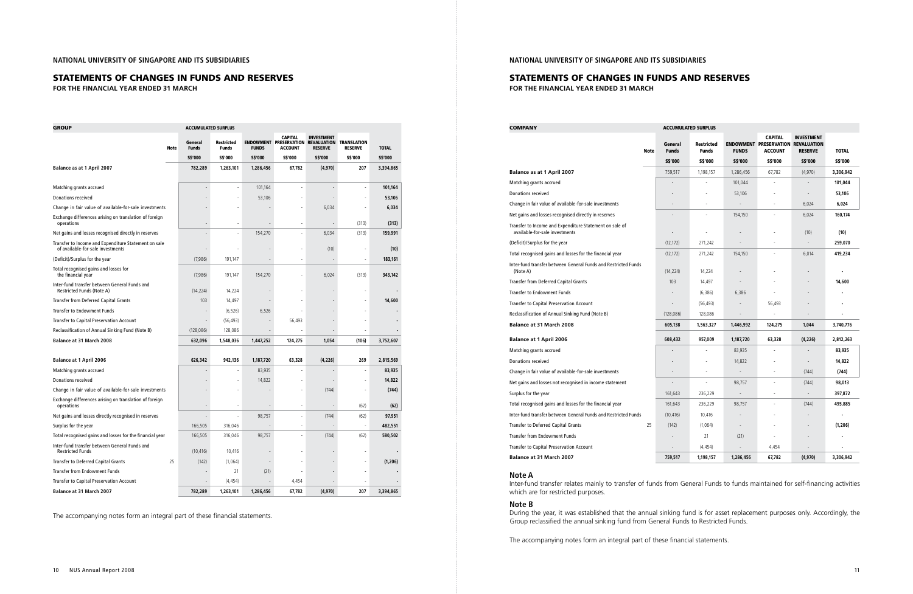NATIONAL UNIVERSITY OF SINGAPORE AND ITS SUBSIDIARIES

## STATEMENTS OF CHANGES IN FUNDS AND RESERVES

**FOR THE FINANCIAL YEAR ENDED 31 MARCH**

| GROUP | Note | ACCUMULATED SURPLUS General Funds | Restricted Funds | ENDOWMENT FUNDS | CAPITAL PRESERVATION ACCOUNT | INVESTMENT REVALUATION RESERVE | TRANSLATION RESERVE | TOTAL |
|---|---|---|---|---|---|---|---|---|
| | | S$'000 | S$'000 | S$'000 | S$'000 | S$'000 | S$'000 | S$'000 |
| **Balance as at 1 April 2007** | | 782,289 | 1,263,101 | 1,286,456 | 67,782 | (4,970) | 207 | 3,394,865 |
| Matching grants accrued | | - | - | 101,164 | - | - | - | **101,164** |
| Donations received | | - | - | 53,106 | - | - | - | **53,106** |
| Change in fair value of available-for-sale investments | | - | - | - | - | 6,034 | - | **6,034** |
| Exchange differences arising on translation of foreign operations | | - | - | - | - | - | (313) | **(313)** |
| Net gains and losses recognised directly in reserves | | - | - | 154,270 | - | 6,034 | (313) | **159,991** |
| Transfer to Income and Expenditure Statement on sale of available-for-sale investments | | - | - | - | - | (10) | - | **(10)** |
| (Deficit)/Surplus for the year | | (7,986) | 191,147 | - | - | - | - | **183,161** |
| Total recognised gains and losses for the financial year | | (7,986) | 191,147 | 154,270 | - | 6,024 | (313) | **343,142** |
| Inter-fund transfer between General Funds and Restricted Funds (Note A) | | (14,224) | 14,224 | - | - | - | - | **-** |
| Transfer from Deferred Capital Grants | | 103 | 14,497 | - | - | - | - | **14,600** |
| Transfer to Endowment Funds | | - | (6,526) | 6,526 | - | - | - | **-** |
| Transfer to Capital Preservation Account | | - | (56,493) | - | 56,493 | - | - | **-** |
| Reclassification of Annual Sinking Fund (Note B) | | (128,086) | 128,086 | - | - | - | - | **-** |
| **Balance at 31 March 2008** | | **632,096** | **1,548,036** | **1,447,252** | **124,275** | **1,054** | **(106)** | **3,752,607** |
| | | | | | | | | |
| **Balance at 1 April 2006** | | **626,342** | **942,136** | **1,187,720** | **63,328** | **(4,226)** | **269** | **2,815,569** |
| Matching grants accrued | | - | - | 83,935 | - | - | - | **83,935** |
| Donations received | | - | - | 14,822 | - | - | - | **14,822** |
| Change in fair value of available-for-sale investments | | - | - | - | - | (744) | - | **(744)** |
| Exchange differences arising on translation of foreign operations | | - | - | - | - | - | (62) | **(62)** |
| Net gains and losses directly recognised in reserves | | - | - | 98,757 | - | (744) | (62) | **97,951** |
| Surplus for the year | | 166,505 | 316,046 | - | - | - | - | **482,551** |
| Total recognised gains and losses for the financial year | | 166,505 | 316,046 | 98,757 | - | (744) | (62) | **580,502** |
| Inter-fund transfer between General Funds and Restricted Funds | | (10,416) | 10,416 | - | - | - | - | **-** |
| Transfer to Deferred Capital Grants | 25 | (142) | (1,064) | - | - | - | - | **(1,206)** |
| Transfer from Endowment Funds | | - | 21 | (21) | - | - | - | **-** |
| Transfer to Capital Preservation Account | | - | (4,454) | - | 4,454 | - | - | **-** |
| **Balance at 31 March 2007** | | **782,289** | **1,263,101** | **1,286,456** | **67,782** | **(4,970)** | **207** | **3,394,865** |

The accompanying notes form an integral part of these financial statements.

NATIONAL UNIVERSITY OF SINGAPORE AND ITS SUBSIDIARIES

## STATEMENTS OF CHANGES IN FUNDS AND RESERVES

**FOR THE FINANCIAL YEAR ENDED 31 MARCH**

| COMPANY | Note | ACCUMULATED SURPLUS General Funds | Restricted Funds | ENDOWMENT FUNDS | CAPITAL PRESERVATION ACCOUNT | INVESTMENT REVALUATION RESERVE | TOTAL |
|---|---|---|---|---|---|---|---|
| | | S$'000 | S$'000 | S$'000 | S$'000 | S$'000 | S$'000 |
| **Balance as at 1 April 2007** | | 759,517 | 1,198,157 | 1,286,456 | 67,782 | (4,970) | **3,306,942** |
| Matching grants accrued | | - | - | 101,044 | - | - | **101,044** |
| Donations received | | - | - | 53,106 | - | - | **53,106** |
| Change in fair value of available-for-sale investments | | - | - | - | - | 6,024 | **6,024** |
| Net gains and losses recognised directly in reserves | | - | - | 154,150 | - | 6,024 | **160,174** |
| Transfer to Income and Expenditure Statement on sale of available-for-sale investments | | - | - | - | - | (10) | **(10)** |
| (Deficit)/Surplus for the year | | (12,172) | 271,242 | - | - | - | **259,070** |
| Total recognised gains and losses for the financial year | | (12,172) | 271,242 | 154,150 | - | 6,014 | **419,234** |
| Inter-fund transfer between General Funds and Restricted Funds (Note A) | | (14,224) | 14,224 | - | - | - | **-** |
| Transfer from Deferred Capital Grants | | 103 | 14,497 | - | - | - | **14,600** |
| Transfer to Endowment Funds | | - | (6,386) | 6,386 | - | - | **-** |
| Transfer to Capital Preservation Account | | - | (56,493) | - | 56,493 | - | **-** |
| Reclassification of Annual Sinking Fund (Note B) | | (128,086) | 128,086 | - | - | - | **-** |
| **Balance at 31 March 2008** | | **605,138** | **1,563,327** | **1,446,992** | **124,275** | **1,044** | **3,740,776** |
| | | | | | | | |
| **Balance at 1 April 2006** | | **608,432** | **957,009** | **1,187,720** | **63,328** | **(4,226)** | **2,812,263** |
| Matching grants accrued | | - | - | 83,935 | - | - | **83,935** |
| Donations received | | - | - | 14,822 | - | - | **14,822** |
| Change in fair value of available-for-sale investments | | - | - | - | - | (744) | **(744)** |
| Net gains and losses not recognised in income statement | | - | - | 98,757 | - | (744) | **98,013** |
| Surplus for the year | | 161,643 | 236,229 | - | - | - | **397,872** |
| Total recognised gains and losses for the financial year | | 161,643 | 236,229 | 98,757 | - | (744) | **495,885** |
| Inter-fund transfer between General Funds and Restricted Funds | | (10,416) | 10,416 | - | - | - | **-** |
| Transfer to Deferred Capital Grants | 25 | (142) | (1,064) | - | - | - | **(1,206)** |
| Transfer from Endowment Funds | | - | 21 | (21) | - | - | **-** |
| Transfer to Capital Preservation Account | | - | (4,454) | - | 4,454 | - | **-** |
| **Balance at 31 March 2007** | | **759,517** | **1,198,157** | **1,286,456** | **67,782** | **(4,970)** | **3,306,942** |

### Note A

Inter-fund transfer relates mainly to transfer of funds from General Funds to funds maintained for self-financing activities which are for restricted purposes.

### Note B

During the year, it was established that the annual sinking fund is for asset replacement purposes only. Accordingly, the Group reclassified the annual sinking fund from General Funds to Restricted Funds.

The accompanying notes form an integral part of these financial statements.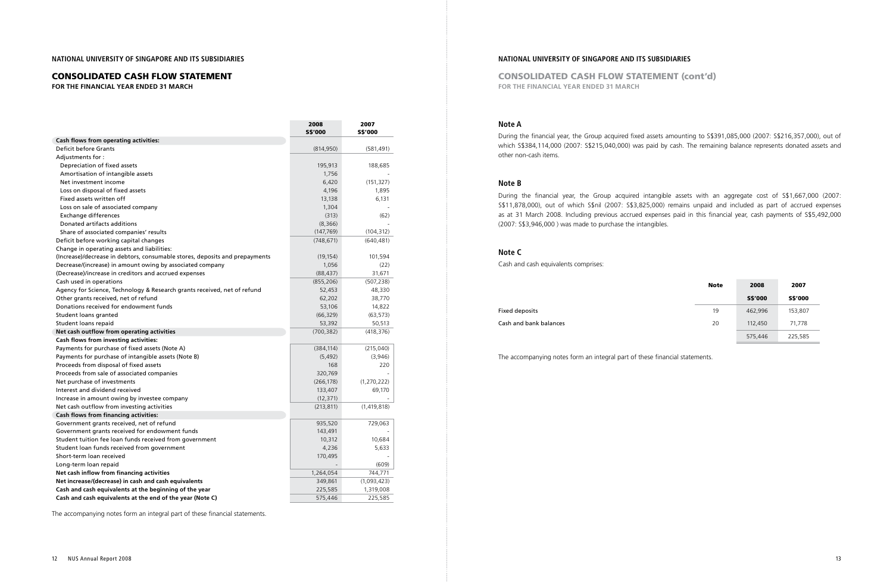NATIONAL UNIVERSITY OF SINGAPORE AND ITS SUBSIDIARIES

# CONSOLIDATED CASH FLOW STATEMENT

**FOR THE FINANCIAL YEAR ENDED 31 MARCH**

| | 2008 S$'000 | 2007 S$'000 |
|---|---|---|
| **Cash flows from operating activities:** | | |
| Deficit before Grants | (814,950) | (581,491) |
| Adjustments for : | | |
| Depreciation of fixed assets | 195,913 | 188,685 |
| Amortisation of intangible assets | 1,756 | - |
| Net investment income | 6,420 | (151,327) |
| Loss on disposal of fixed assets | 4,196 | 1,895 |
| Fixed assets written off | 13,138 | 6,131 |
| Loss on sale of associated company | 1,304 | - |
| Exchange differences | (313) | (62) |
| Donated artifacts additions | (8,366) | - |
| Share of associated companies' results | (147,769) | (104,312) |
| Deficit before working capital changes | (748,671) | (640,481) |
| Change in operating assets and liabilities: | | |
| (Increase)/decrease in debtors, consumable stores, deposits and prepayments | (19,154) | 101,594 |
| Decrease/(increase) in amount owing by associated company | 1,056 | (22) |
| (Decrease)/increase in creditors and accrued expenses | (88,437) | 31,671 |
| Cash used in operations | (855,206) | (507,238) |
| Agency for Science, Technology & Research grants received, net of refund | 52,453 | 48,330 |
| Other grants received, net of refund | 62,202 | 38,770 |
| Donations received for endowment funds | 53,106 | 14,822 |
| Student loans granted | (66,329) | (63,573) |
| Student loans repaid | 53,392 | 50,513 |
| **Net cash outflow from operating activities** | (700,382) | (418,376) |
| **Cash flows from investing activities:** | | |
| Payments for purchase of fixed assets (Note A) | (384,114) | (215,040) |
| Payments for purchase of intangible assets (Note B) | (5,492) | (3,946) |
| Proceeds from disposal of fixed assets | 168 | 220 |
| Proceeds from sale of associated companies | 320,769 | - |
| Net purchase of investments | (266,178) | (1,270,222) |
| Interest and dividend received | 133,407 | 69,170 |
| Increase in amount owing by investee company | (12,371) | - |
| Net cash outflow from investing activities | (213,811) | (1,419,818) |
| **Cash flows from financing activities:** | | |
| Government grants received, net of refund | 935,520 | 729,063 |
| Government grants received for endowment funds | 143,491 | - |
| Student tuition fee loan funds received from government | 10,312 | 10,684 |
| Student loan funds received from government | 4,236 | 5,633 |
| Short-term loan received | 170,495 | - |
| Long-term loan repaid | - | (609) |
| **Net cash inflow from financing activities** | 1,264,054 | 744,771 |
| **Net increase/(decrease) in cash and cash equivalents** | 349,861 | (1,093,423) |
| **Cash and cash equivalents at the beginning of the year** | 225,585 | 1,319,008 |
| **Cash and cash equivalents at the end of the year (Note C)** | 575,446 | 225,585 |

The accompanying notes form an integral part of these financial statements.

NATIONAL UNIVERSITY OF SINGAPORE AND ITS SUBSIDIARIES

# CONSOLIDATED CASH FLOW STATEMENT (cont'd)

**FOR THE FINANCIAL YEAR ENDED 31 MARCH**

### Note A

During the financial year, the Group acquired fixed assets amounting to S$391,085,000 (2007: S$216,357,000), out of which S$384,114,000 (2007: S$215,040,000) was paid by cash. The remaining balance represents donated assets and other non-cash items.

### Note B

During the financial year, the Group acquired intangible assets with an aggregate cost of S$1,667,000 (2007: S$11,878,000), out of which S$nil (2007: S$3,825,000) remains unpaid and included as part of accrued expenses as at 31 March 2008. Including previous accrued expenses paid in this financial year, cash payments of S$5,492,000 (2007: S$3,946,000 ) was made to purchase the intangibles.

### Note C

Cash and cash equivalents comprises:

| | Note | 2008 S$'000 | 2007 S$'000 |
|---|---|---|---|
| Fixed deposits | 19 | 462,996 | 153,807 |
| Cash and bank balances | 20 | 112,450 | 71,778 |
| | | 575,446 | 225,585 |

The accompanying notes form an integral part of these financial statements.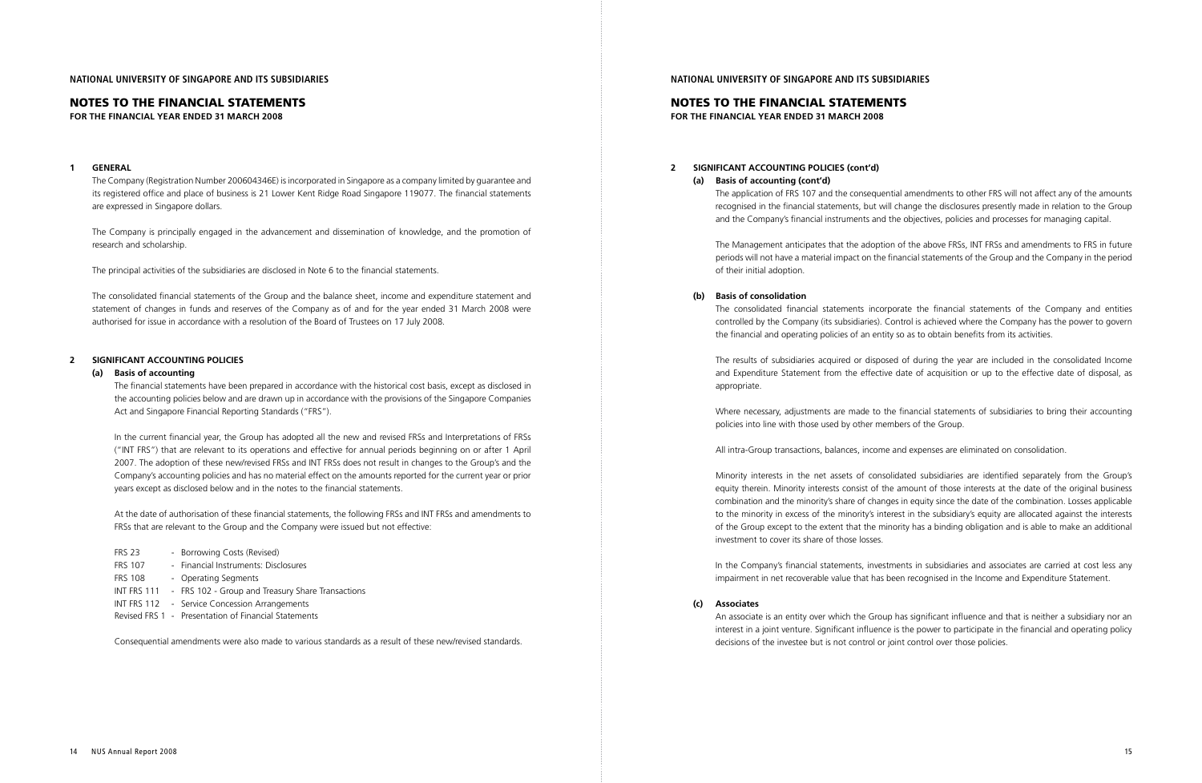# NOTES TO THE FINANCIAL STATEMENTS

**FOR THE FINANCIAL YEAR ENDED 31 MARCH 2008**

## 1 GENERAL

The Company (Registration Number 200604346E) is incorporated in Singapore as a company limited by guarantee and its registered office and place of business is 21 Lower Kent Ridge Road Singapore 119077. The financial statements are expressed in Singapore dollars.

The Company is principally engaged in the advancement and dissemination of knowledge, and the promotion of research and scholarship.

The principal activities of the subsidiaries are disclosed in Note 6 to the financial statements.

The consolidated financial statements of the Group and the balance sheet, income and expenditure statement and statement of changes in funds and reserves of the Company as of and for the year ended 31 March 2008 were authorised for issue in accordance with a resolution of the Board of Trustees on 17 July 2008.

## 2 SIGNIFICANT ACCOUNTING POLICIES

### (a) Basis of accounting

The financial statements have been prepared in accordance with the historical cost basis, except as disclosed in the accounting policies below and are drawn up in accordance with the provisions of the Singapore Companies Act and Singapore Financial Reporting Standards ("FRS").

In the current financial year, the Group has adopted all the new and revised FRSs and Interpretations of FRSs ("INT FRS") that are relevant to its operations and effective for annual periods beginning on or after 1 April 2007. The adoption of these new/revised FRSs and INT FRSs does not result in changes to the Group's and the Company's accounting policies and has no material effect on the amounts reported for the current year or prior years except as disclosed below and in the notes to the financial statements.

At the date of authorisation of these financial statements, the following FRSs and INT FRSs and amendments to FRSs that are relevant to the Group and the Company were issued but not effective:

- FRS 23 - Borrowing Costs (Revised)
- FRS 107 - Financial Instruments: Disclosures
- FRS 108 - Operating Segments
- INT FRS 111 - FRS 102 - Group and Treasury Share Transactions
- INT FRS 112 - Service Concession Arrangements
- Revised FRS 1 - Presentation of Financial Statements

Consequential amendments were also made to various standards as a result of these new/revised standards.

The application of FRS 107 and the consequential amendments to other FRS will not affect any of the amounts recognised in the financial statements, but will change the disclosures presently made in relation to the Group and the Company's financial instruments and the objectives, policies and processes for managing capital.

The Management anticipates that the adoption of the above FRSs, INT FRSs and amendments to FRS in future periods will not have a material impact on the financial statements of the Group and the Company in the period of their initial adoption.

### (b) Basis of consolidation

The consolidated financial statements incorporate the financial statements of the Company and entities controlled by the Company (its subsidiaries). Control is achieved where the Company has the power to govern the financial and operating policies of an entity so as to obtain benefits from its activities.

The results of subsidiaries acquired or disposed of during the year are included in the consolidated Income and Expenditure Statement from the effective date of acquisition or up to the effective date of disposal, as appropriate.

Where necessary, adjustments are made to the financial statements of subsidiaries to bring their accounting policies into line with those used by other members of the Group.

All intra-Group transactions, balances, income and expenses are eliminated on consolidation.

Minority interests in the net assets of consolidated subsidiaries are identified separately from the Group's equity therein. Minority interests consist of the amount of those interests at the date of the original business combination and the minority's share of changes in equity since the date of the combination. Losses applicable to the minority in excess of the minority's interest in the subsidiary's equity are allocated against the interests of the Group except to the extent that the minority has a binding obligation and is able to make an additional investment to cover its share of those losses.

In the Company's financial statements, investments in subsidiaries and associates are carried at cost less any impairment in net recoverable value that has been recognised in the Income and Expenditure Statement.

### (c) Associates

An associate is an entity over which the Group has significant influence and that is neither a subsidiary nor an interest in a joint venture. Significant influence is the power to participate in the financial and operating policy decisions of the investee but is not control or joint control over those policies.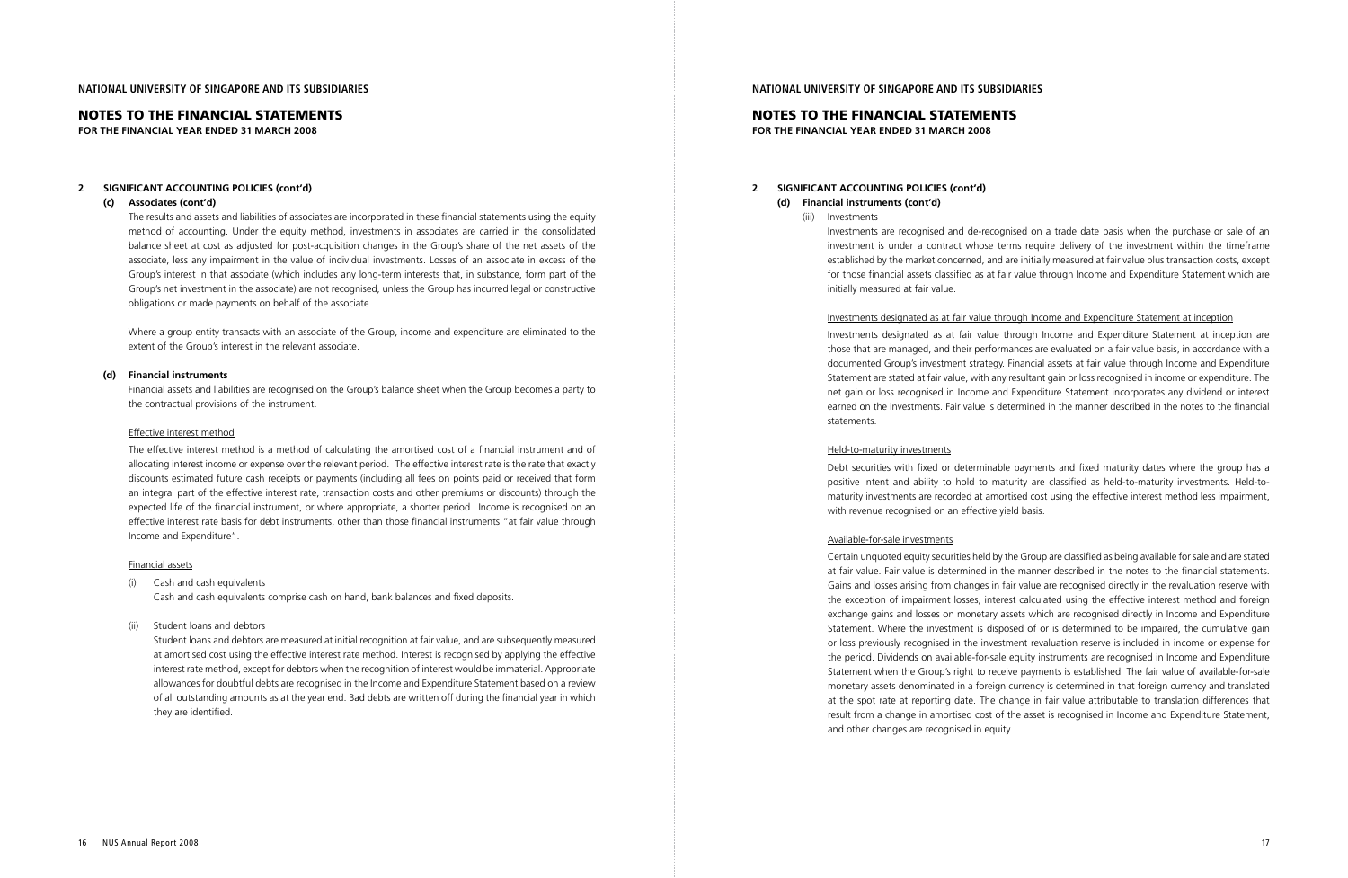## NOTES TO THE FINANCIAL STATEMENTS

**FOR THE FINANCIAL YEAR ENDED 31 MARCH 2008**

**2 SIGNIFICANT ACCOUNTING POLICIES (cont'd)**

**(c) Associates (cont'd)**

The results and assets and liabilities of associates are incorporated in these financial statements using the equity method of accounting. Under the equity method, investments in associates are carried in the consolidated balance sheet at cost as adjusted for post-acquisition changes in the Group's share of the net assets of the associate, less any impairment in the value of individual investments. Losses of an associate in excess of the Group's interest in that associate (which includes any long-term interests that, in substance, form part of the Group's net investment in the associate) are not recognised, unless the Group has incurred legal or constructive obligations or made payments on behalf of the associate.

Where a group entity transacts with an associate of the Group, income and expenditure are eliminated to the extent of the Group's interest in the relevant associate.

**(d) Financial instruments**

Financial assets and liabilities are recognised on the Group's balance sheet when the Group becomes a party to the contractual provisions of the instrument.

Effective interest method

The effective interest method is a method of calculating the amortised cost of a financial instrument and of allocating interest income or expense over the relevant period. The effective interest rate is the rate that exactly discounts estimated future cash receipts or payments (including all fees on points paid or received that form an integral part of the effective interest rate, transaction costs and other premiums or discounts) through the expected life of the financial instrument, or where appropriate, a shorter period. Income is recognised on an effective interest rate basis for debt instruments, other than those financial instruments "at fair value through Income and Expenditure".

Financial assets

(i) Cash and cash equivalents

Cash and cash equivalents comprise cash on hand, bank balances and fixed deposits.

(ii) Student loans and debtors

Student loans and debtors are measured at initial recognition at fair value, and are subsequently measured at amortised cost using the effective interest rate method. Interest is recognised by applying the effective interest rate method, except for debtors when the recognition of interest would be immaterial. Appropriate allowances for doubtful debts are recognised in the Income and Expenditure Statement based on a review of all outstanding amounts as at the year end. Bad debts are written off during the financial year in which they are identified.

**2 SIGNIFICANT ACCOUNTING POLICIES (cont'd)**

**(d) Financial instruments (cont'd)**

(iii) Investments

Investments are recognised and de-recognised on a trade date basis when the purchase or sale of an investment is under a contract whose terms require delivery of the investment within the timeframe established by the market concerned, and are initially measured at fair value plus transaction costs, except for those financial assets classified as at fair value through Income and Expenditure Statement which are initially measured at fair value.

Investments designated as at fair value through Income and Expenditure Statement at inception

Investments designated as at fair value through Income and Expenditure Statement at inception are those that are managed, and their performances are evaluated on a fair value basis, in accordance with a documented Group's investment strategy. Financial assets at fair value through Income and Expenditure Statement are stated at fair value, with any resultant gain or loss recognised in income or expenditure. The net gain or loss recognised in Income and Expenditure Statement incorporates any dividend or interest earned on the investments. Fair value is determined in the manner described in the notes to the financial statements.

Held-to-maturity investments

Debt securities with fixed or determinable payments and fixed maturity dates where the group has a positive intent and ability to hold to maturity are classified as held-to-maturity investments. Held-to-maturity investments are recorded at amortised cost using the effective interest method less impairment, with revenue recognised on an effective yield basis.

Available-for-sale investments

Certain unquoted equity securities held by the Group are classified as being available for sale and are stated at fair value. Fair value is determined in the manner described in the notes to the financial statements. Gains and losses arising from changes in fair value are recognised directly in the revaluation reserve with the exception of impairment losses, interest calculated using the effective interest method and foreign exchange gains and losses on monetary assets which are recognised directly in Income and Expenditure Statement. Where the investment is disposed of or is determined to be impaired, the cumulative gain or loss previously recognised in the investment revaluation reserve is included in income or expense for the period. Dividends on available-for-sale equity instruments are recognised in Income and Expenditure Statement when the Group's right to receive payments is established. The fair value of available-for-sale monetary assets denominated in a foreign currency is determined in that foreign currency and translated at the spot rate at reporting date. The change in fair value attributable to translation differences that result from a change in amortised cost of the asset is recognised in Income and Expenditure Statement, and other changes are recognised in equity.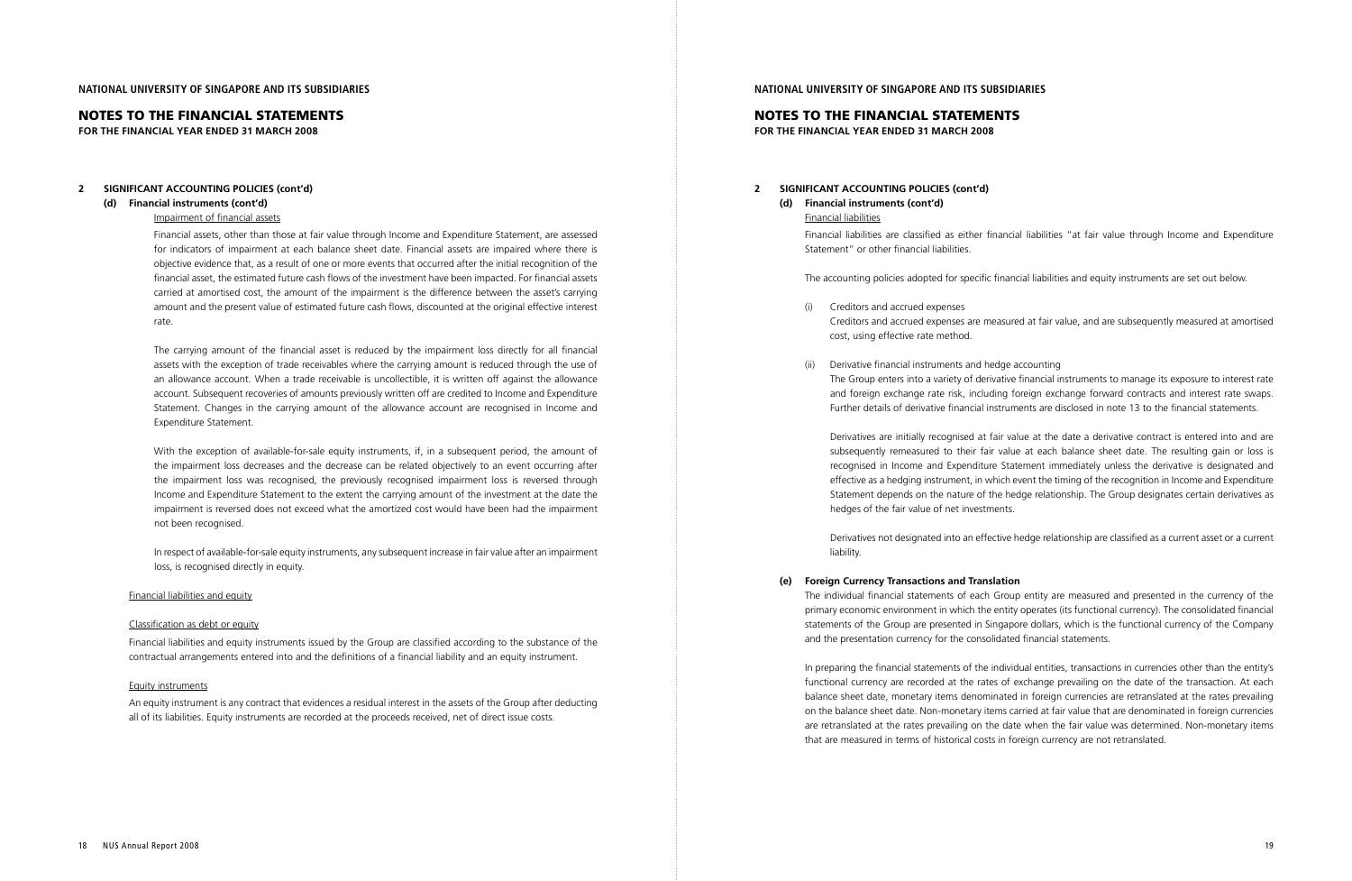## 2 SIGNIFICANT ACCOUNTING POLICIES (cont'd)

### (d) Financial instruments (cont'd)

Impairment of financial assets

Financial assets, other than those at fair value through Income and Expenditure Statement, are assessed for indicators of impairment at each balance sheet date. Financial assets are impaired where there is objective evidence that, as a result of one or more events that occurred after the initial recognition of the financial asset, the estimated future cash flows of the investment have been impacted. For financial assets carried at amortised cost, the amount of the impairment is the difference between the asset's carrying amount and the present value of estimated future cash flows, discounted at the original effective interest rate.

The carrying amount of the financial asset is reduced by the impairment loss directly for all financial assets with the exception of trade receivables where the carrying amount is reduced through the use of an allowance account. When a trade receivable is uncollectible, it is written off against the allowance account. Subsequent recoveries of amounts previously written off are credited to Income and Expenditure Statement. Changes in the carrying amount of the allowance account are recognised in Income and Expenditure Statement.

With the exception of available-for-sale equity instruments, if, in a subsequent period, the amount of the impairment loss decreases and the decrease can be related objectively to an event occurring after the impairment loss was recognised, the previously recognised impairment loss is reversed through Income and Expenditure Statement to the extent the carrying amount of the investment at the date the impairment is reversed does not exceed what the amortized cost would have been had the impairment not been recognised.

In respect of available-for-sale equity instruments, any subsequent increase in fair value after an impairment loss, is recognised directly in equity.

Financial liabilities and equity

Classification as debt or equity

Financial liabilities and equity instruments issued by the Group are classified according to the substance of the contractual arrangements entered into and the definitions of a financial liability and an equity instrument.

Equity instruments

An equity instrument is any contract that evidences a residual interest in the assets of the Group after deducting all of its liabilities. Equity instruments are recorded at the proceeds received, net of direct issue costs.

Financial liabilities

Financial liabilities are classified as either financial liabilities "at fair value through Income and Expenditure Statement" or other financial liabilities.

The accounting policies adopted for specific financial liabilities and equity instruments are set out below.

(i) Creditors and accrued expenses

Creditors and accrued expenses are measured at fair value, and are subsequently measured at amortised cost, using effective rate method.

(ii) Derivative financial instruments and hedge accounting

The Group enters into a variety of derivative financial instruments to manage its exposure to interest rate and foreign exchange rate risk, including foreign exchange forward contracts and interest rate swaps. Further details of derivative financial instruments are disclosed in note 13 to the financial statements.

Derivatives are initially recognised at fair value at the date a derivative contract is entered into and are subsequently remeasured to their fair value at each balance sheet date. The resulting gain or loss is recognised in Income and Expenditure Statement immediately unless the derivative is designated and effective as a hedging instrument, in which event the timing of the recognition in Income and Expenditure Statement depends on the nature of the hedge relationship. The Group designates certain derivatives as hedges of the fair value of net investments.

Derivatives not designated into an effective hedge relationship are classified as a current asset or a current liability.

### (e) Foreign Currency Transactions and Translation

The individual financial statements of each Group entity are measured and presented in the currency of the primary economic environment in which the entity operates (its functional currency). The consolidated financial statements of the Group are presented in Singapore dollars, which is the functional currency of the Company and the presentation currency for the consolidated financial statements.

In preparing the financial statements of the individual entities, transactions in currencies other than the entity's functional currency are recorded at the rates of exchange prevailing on the date of the transaction. At each balance sheet date, monetary items denominated in foreign currencies are retranslated at the rates prevailing on the balance sheet date. Non-monetary items carried at fair value that are denominated in foreign currencies are retranslated at the rates prevailing on the date when the fair value was determined. Non-monetary items that are measured in terms of historical costs in foreign currency are not retranslated.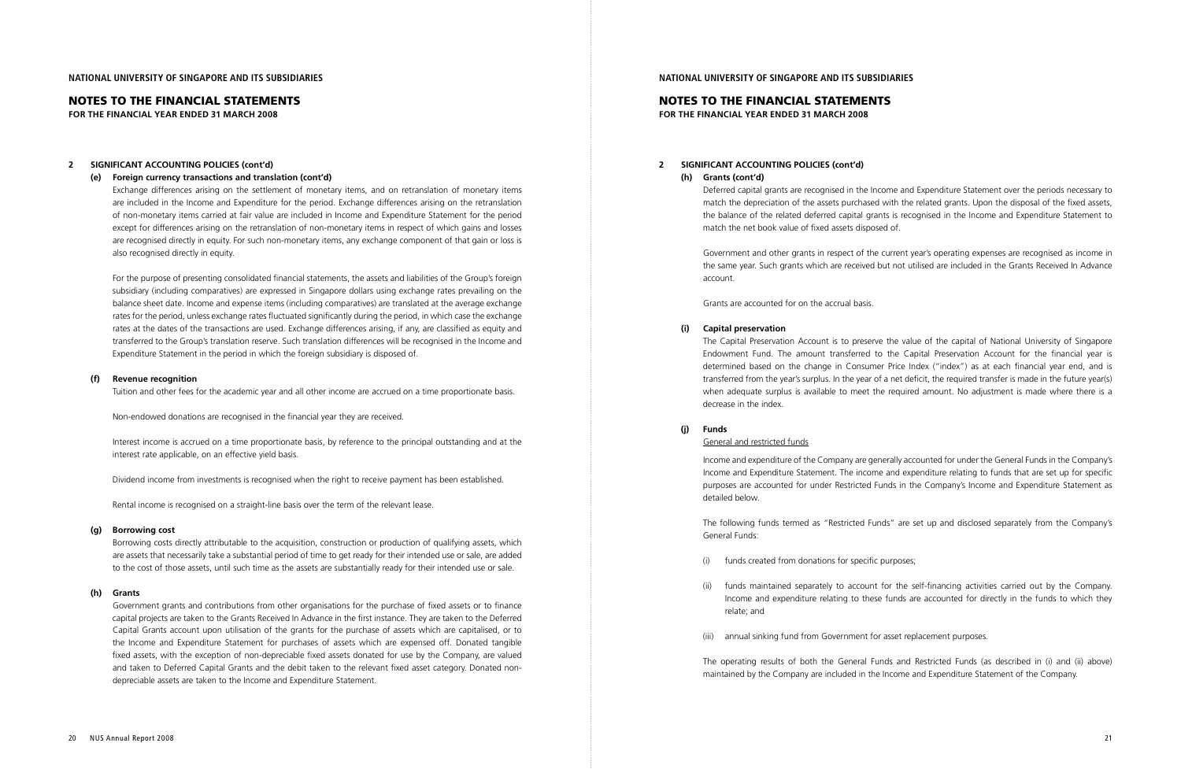# NOTES TO THE FINANCIAL STATEMENTS

**FOR THE FINANCIAL YEAR ENDED 31 MARCH 2008**

## 2 SIGNIFICANT ACCOUNTING POLICIES (cont'd)

### (e) Foreign currency transactions and translation (cont'd)

Exchange differences arising on the settlement of monetary items, and on retranslation of monetary items are included in the Income and Expenditure for the period. Exchange differences arising on the retranslation of non-monetary items carried at fair value are included in Income and Expenditure Statement for the period except for differences arising on the retranslation of non-monetary items in respect of which gains and losses are recognised directly in equity. For such non-monetary items, any exchange component of that gain or loss is also recognised directly in equity.

For the purpose of presenting consolidated financial statements, the assets and liabilities of the Group's foreign subsidiary (including comparatives) are expressed in Singapore dollars using exchange rates prevailing on the balance sheet date. Income and expense items (including comparatives) are translated at the average exchange rates for the period, unless exchange rates fluctuated significantly during the period, in which case the exchange rates at the dates of the transactions are used. Exchange differences arising, if any, are classified as equity and transferred to the Group's translation reserve. Such translation differences will be recognised in the Income and Expenditure Statement in the period in which the foreign subsidiary is disposed of.

### (f) Revenue recognition

Tuition and other fees for the academic year and all other income are accrued on a time proportionate basis.

Non-endowed donations are recognised in the financial year they are received.

Interest income is accrued on a time proportionate basis, by reference to the principal outstanding and at the interest rate applicable, on an effective yield basis.

Dividend income from investments is recognised when the right to receive payment has been established.

Rental income is recognised on a straight-line basis over the term of the relevant lease.

### (g) Borrowing cost

Borrowing costs directly attributable to the acquisition, construction or production of qualifying assets, which are assets that necessarily take a substantial period of time to get ready for their intended use or sale, are added to the cost of those assets, until such time as the assets are substantially ready for their intended use or sale.

### (h) Grants

Government grants and contributions from other organisations for the purchase of fixed assets or to finance capital projects are taken to the Grants Received In Advance in the first instance. They are taken to the Deferred Capital Grants account upon utilisation of the grants for the purchase of assets which are capitalised, or to the Income and Expenditure Statement for purchases of assets which are expensed off. Donated tangible fixed assets, with the exception of non-depreciable fixed assets donated for use by the Company, are valued and taken to Deferred Capital Grants and the debit taken to the relevant fixed asset category. Donated non-depreciable assets are taken to the Income and Expenditure Statement.

## 2 SIGNIFICANT ACCOUNTING POLICIES (cont'd)

### (h) Grants (cont'd)

Deferred capital grants are recognised in the Income and Expenditure Statement over the periods necessary to match the depreciation of the assets purchased with the related grants. Upon the disposal of the fixed assets, the balance of the related deferred capital grants is recognised in the Income and Expenditure Statement to match the net book value of fixed assets disposed of.

Government and other grants in respect of the current year's operating expenses are recognised as income in the same year. Such grants which are received but not utilised are included in the Grants Received In Advance account.

Grants are accounted for on the accrual basis.

### (i) Capital preservation

The Capital Preservation Account is to preserve the value of the capital of National University of Singapore Endowment Fund. The amount transferred to the Capital Preservation Account for the financial year is determined based on the change in Consumer Price Index ("index") as at each financial year end, and is transferred from the year's surplus. In the year of a net deficit, the required transfer is made in the future year(s) when adequate surplus is available to meet the required amount. No adjustment is made where there is a decrease in the index.

### (j) Funds

General and restricted funds

Income and expenditure of the Company are generally accounted for under the General Funds in the Company's Income and Expenditure Statement. The income and expenditure relating to funds that are set up for specific purposes are accounted for under Restricted Funds in the Company's Income and Expenditure Statement as detailed below.

The following funds termed as "Restricted Funds" are set up and disclosed separately from the Company's General Funds:

(i) funds created from donations for specific purposes;

(ii) funds maintained separately to account for the self-financing activities carried out by the Company. Income and expenditure relating to these funds are accounted for directly in the funds to which they relate; and

(iii) annual sinking fund from Government for asset replacement purposes.

The operating results of both the General Funds and Restricted Funds (as described in (i) and (ii) above) maintained by the Company are included in the Income and Expenditure Statement of the Company.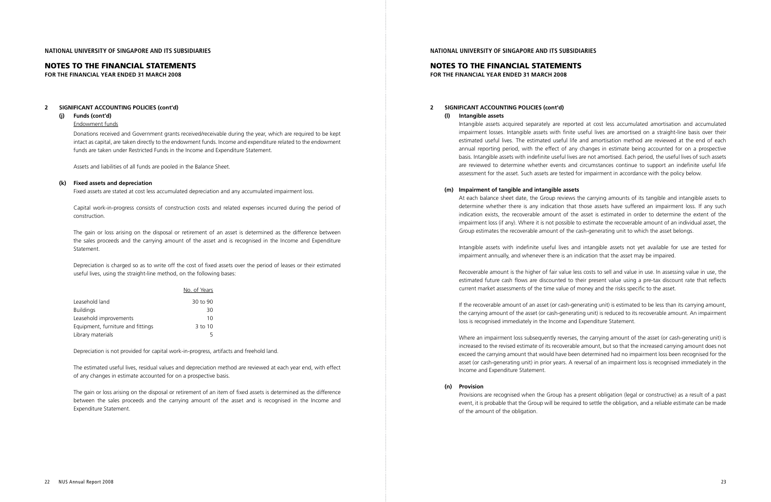## 2 SIGNIFICANT ACCOUNTING POLICIES (cont'd)

### (j) Funds (cont'd)

Endowment funds

Donations received and Government grants received/receivable during the year, which are required to be kept intact as capital, are taken directly to the endowment funds. Income and expenditure related to the endowment funds are taken under Restricted Funds in the Income and Expenditure Statement.

Assets and liabilities of all funds are pooled in the Balance Sheet.

### (k) Fixed assets and depreciation

Fixed assets are stated at cost less accumulated depreciation and any accumulated impairment loss.

Capital work-in-progress consists of construction costs and related expenses incurred during the period of construction.

The gain or loss arising on the disposal or retirement of an asset is determined as the difference between the sales proceeds and the carrying amount of the asset and is recognised in the Income and Expenditure Statement.

Depreciation is charged so as to write off the cost of fixed assets over the period of leases or their estimated useful lives, using the straight-line method, on the following bases:

| | No. of Years |
|---|---|
| Leasehold land | 30 to 90 |
| Buildings | 30 |
| Leasehold improvements | 10 |
| Equipment, furniture and fittings | 3 to 10 |
| Library materials | 5 |

Depreciation is not provided for capital work-in-progress, artifacts and freehold land.

The estimated useful lives, residual values and depreciation method are reviewed at each year end, with effect of any changes in estimate accounted for on a prospective basis.

The gain or loss arising on the disposal or retirement of an item of fixed assets is determined as the difference between the sales proceeds and the carrying amount of the asset and is recognised in the Income and Expenditure Statement.

### (l) Intangible assets

Intangible assets acquired separately are reported at cost less accumulated amortisation and accumulated impairment losses. Intangible assets with finite useful lives are amortised on a straight-line basis over their estimated useful lives. The estimated useful life and amortisation method are reviewed at the end of each annual reporting period, with the effect of any changes in estimate being accounted for on a prospective basis. Intangible assets with indefinite useful lives are not amortised. Each period, the useful lives of such assets are reviewed to determine whether events and circumstances continue to support an indefinite useful life assessment for the asset. Such assets are tested for impairment in accordance with the policy below.

### (m) Impairment of tangible and intangible assets

At each balance sheet date, the Group reviews the carrying amounts of its tangible and intangible assets to determine whether there is any indication that those assets have suffered an impairment loss. If any such indication exists, the recoverable amount of the asset is estimated in order to determine the extent of the impairment loss (if any). Where it is not possible to estimate the recoverable amount of an individual asset, the Group estimates the recoverable amount of the cash-generating unit to which the asset belongs.

Intangible assets with indefinite useful lives and intangible assets not yet available for use are tested for impairment annually, and whenever there is an indication that the asset may be impaired.

Recoverable amount is the higher of fair value less costs to sell and value in use. In assessing value in use, the estimated future cash flows are discounted to their present value using a pre-tax discount rate that reflects current market assessments of the time value of money and the risks specific to the asset.

If the recoverable amount of an asset (or cash-generating unit) is estimated to be less than its carrying amount, the carrying amount of the asset (or cash-generating unit) is reduced to its recoverable amount. An impairment loss is recognised immediately in the Income and Expenditure Statement.

Where an impairment loss subsequently reverses, the carrying amount of the asset (or cash-generating unit) is increased to the revised estimate of its recoverable amount, but so that the increased carrying amount does not exceed the carrying amount that would have been determined had no impairment loss been recognised for the asset (or cash-generating unit) in prior years. A reversal of an impairment loss is recognised immediately in the Income and Expenditure Statement.

### (n) Provision

Provisions are recognised when the Group has a present obligation (legal or constructive) as a result of a past event, it is probable that the Group will be required to settle the obligation, and a reliable estimate can be made of the amount of the obligation.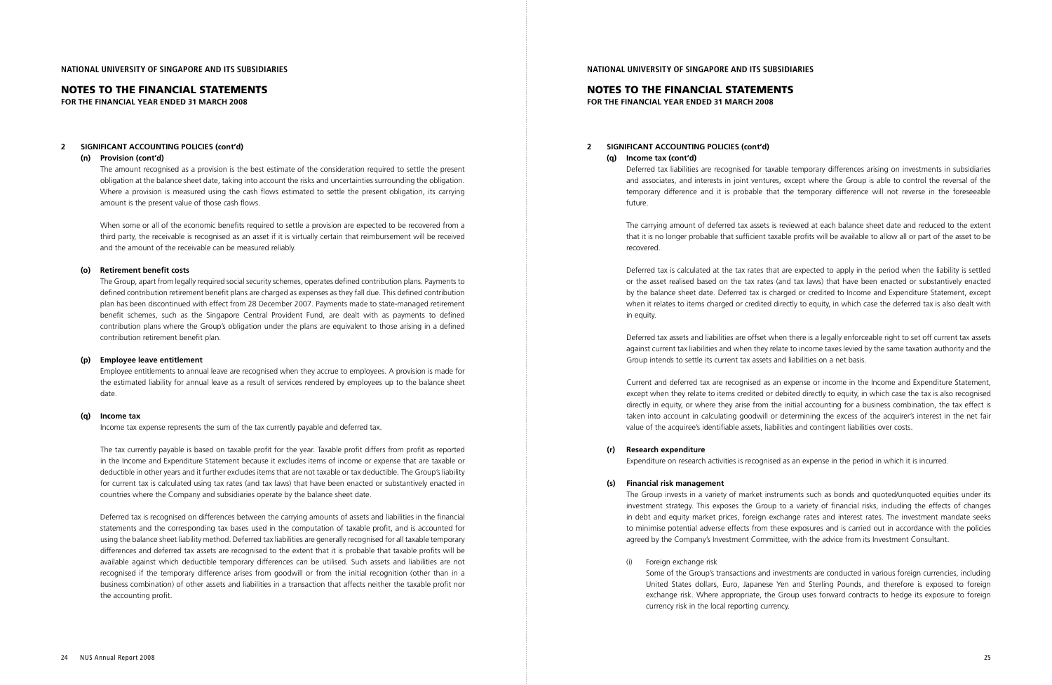## 2 SIGNIFICANT ACCOUNTING POLICIES (cont'd)

### (n) Provision (cont'd)

The amount recognised as a provision is the best estimate of the consideration required to settle the present obligation at the balance sheet date, taking into account the risks and uncertainties surrounding the obligation. Where a provision is measured using the cash flows estimated to settle the present obligation, its carrying amount is the present value of those cash flows.

When some or all of the economic benefits required to settle a provision are expected to be recovered from a third party, the receivable is recognised as an asset if it is virtually certain that reimbursement will be received and the amount of the receivable can be measured reliably.

### (o) Retirement benefit costs

The Group, apart from legally required social security schemes, operates defined contribution plans. Payments to defined contribution retirement benefit plans are charged as expenses as they fall due. This defined contribution plan has been discontinued with effect from 28 December 2007. Payments made to state-managed retirement benefit schemes, such as the Singapore Central Provident Fund, are dealt with as payments to defined contribution plans where the Group's obligation under the plans are equivalent to those arising in a defined contribution retirement benefit plan.

### (p) Employee leave entitlement

Employee entitlements to annual leave are recognised when they accrue to employees. A provision is made for the estimated liability for annual leave as a result of services rendered by employees up to the balance sheet date.

### (q) Income tax

Income tax expense represents the sum of the tax currently payable and deferred tax.

The tax currently payable is based on taxable profit for the year. Taxable profit differs from profit as reported in the Income and Expenditure Statement because it excludes items of income or expense that are taxable or deductible in other years and it further excludes items that are not taxable or tax deductible. The Group's liability for current tax is calculated using tax rates (and tax laws) that have been enacted or substantively enacted in countries where the Company and subsidiaries operate by the balance sheet date.

Deferred tax is recognised on differences between the carrying amounts of assets and liabilities in the financial statements and the corresponding tax bases used in the computation of taxable profit, and is accounted for using the balance sheet liability method. Deferred tax liabilities are generally recognised for all taxable temporary differences and deferred tax assets are recognised to the extent that it is probable that taxable profits will be available against which deductible temporary differences can be utilised. Such assets and liabilities are not recognised if the temporary difference arises from goodwill or from the initial recognition (other than in a business combination) of other assets and liabilities in a transaction that affects neither the taxable profit nor the accounting profit.

## 2 SIGNIFICANT ACCOUNTING POLICIES (cont'd)

### (q) Income tax (cont'd)

Deferred tax liabilities are recognised for taxable temporary differences arising on investments in subsidiaries and associates, and interests in joint ventures, except where the Group is able to control the reversal of the temporary difference and it is probable that the temporary difference will not reverse in the foreseeable future.

The carrying amount of deferred tax assets is reviewed at each balance sheet date and reduced to the extent that it is no longer probable that sufficient taxable profits will be available to allow all or part of the asset to be recovered.

Deferred tax is calculated at the tax rates that are expected to apply in the period when the liability is settled or the asset realised based on the tax rates (and tax laws) that have been enacted or substantively enacted by the balance sheet date. Deferred tax is charged or credited to Income and Expenditure Statement, except when it relates to items charged or credited directly to equity, in which case the deferred tax is also dealt with in equity.

Deferred tax assets and liabilities are offset when there is a legally enforceable right to set off current tax assets against current tax liabilities and when they relate to income taxes levied by the same taxation authority and the Group intends to settle its current tax assets and liabilities on a net basis.

Current and deferred tax are recognised as an expense or income in the Income and Expenditure Statement, except when they relate to items credited or debited directly to equity, in which case the tax is also recognised directly in equity, or where they arise from the initial accounting for a business combination, the tax effect is taken into account in calculating goodwill or determining the excess of the acquirer's interest in the net fair value of the acquiree's identifiable assets, liabilities and contingent liabilities over costs.

### (r) Research expenditure

Expenditure on research activities is recognised as an expense in the period in which it is incurred.

### (s) Financial risk management

The Group invests in a variety of market instruments such as bonds and quoted/unquoted equities under its investment strategy. This exposes the Group to a variety of financial risks, including the effects of changes in debt and equity market prices, foreign exchange rates and interest rates. The investment mandate seeks to minimise potential adverse effects from these exposures and is carried out in accordance with the policies agreed by the Company's Investment Committee, with the advice from its Investment Consultant.

(i) Foreign exchange risk

Some of the Group's transactions and investments are conducted in various foreign currencies, including United States dollars, Euro, Japanese Yen and Sterling Pounds, and therefore is exposed to foreign exchange risk. Where appropriate, the Group uses forward contracts to hedge its exposure to foreign currency risk in the local reporting currency.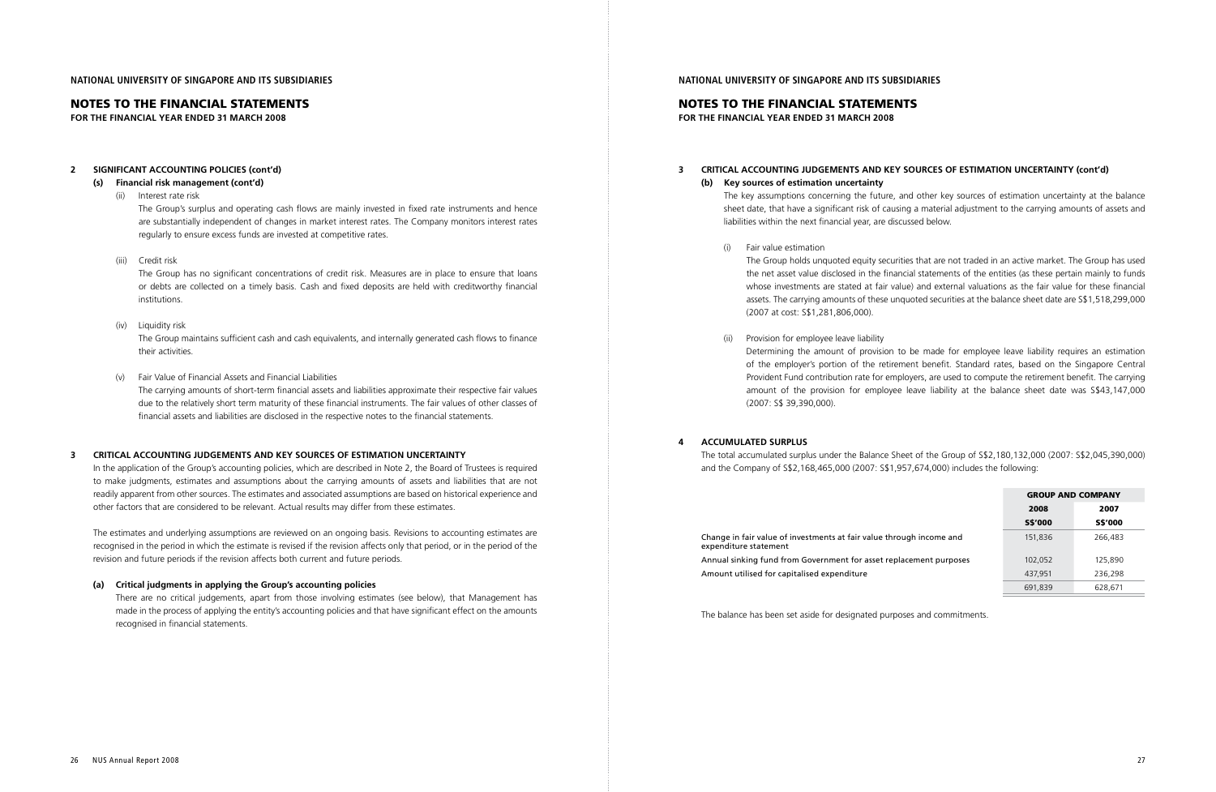### 2 SIGNIFICANT ACCOUNTING POLICIES (cont'd)

#### (s) Financial risk management (cont'd)

(ii) Interest rate risk

The Group's surplus and operating cash flows are mainly invested in fixed rate instruments and hence are substantially independent of changes in market interest rates. The Company monitors interest rates regularly to ensure excess funds are invested at competitive rates.

(iii) Credit risk

The Group has no significant concentrations of credit risk. Measures are in place to ensure that loans or debts are collected on a timely basis. Cash and fixed deposits are held with creditworthy financial institutions.

(iv) Liquidity risk

The Group maintains sufficient cash and cash equivalents, and internally generated cash flows to finance their activities.

(v) Fair Value of Financial Assets and Financial Liabilities

The carrying amounts of short-term financial assets and liabilities approximate their respective fair values due to the relatively short term maturity of these financial instruments. The fair values of other classes of financial assets and liabilities are disclosed in the respective notes to the financial statements.

### 3 CRITICAL ACCOUNTING JUDGEMENTS AND KEY SOURCES OF ESTIMATION UNCERTAINTY

In the application of the Group's accounting policies, which are described in Note 2, the Board of Trustees is required to make judgments, estimates and assumptions about the carrying amounts of assets and liabilities that are not readily apparent from other sources. The estimates and associated assumptions are based on historical experience and other factors that are considered to be relevant. Actual results may differ from these estimates.

The estimates and underlying assumptions are reviewed on an ongoing basis. Revisions to accounting estimates are recognised in the period in which the estimate is revised if the revision affects only that period, or in the period of the revision and future periods if the revision affects both current and future periods.

#### (a) Critical judgments in applying the Group's accounting policies

There are no critical judgements, apart from those involving estimates (see below), that Management has made in the process of applying the entity's accounting policies and that have significant effect on the amounts recognised in financial statements.

### 3 CRITICAL ACCOUNTING JUDGEMENTS AND KEY SOURCES OF ESTIMATION UNCERTAINTY (cont'd)

#### (b) Key sources of estimation uncertainty

The key assumptions concerning the future, and other key sources of estimation uncertainty at the balance sheet date, that have a significant risk of causing a material adjustment to the carrying amounts of assets and liabilities within the next financial year, are discussed below.

(i) Fair value estimation

The Group holds unquoted equity securities that are not traded in an active market. The Group has used the net asset value disclosed in the financial statements of the entities (as these pertain mainly to funds whose investments are stated at fair value) and external valuations as the fair value for these financial assets. The carrying amounts of these unquoted securities at the balance sheet date are S$1,518,299,000 (2007 at cost: S$1,281,806,000).

(ii) Provision for employee leave liability

Determining the amount of provision to be made for employee leave liability requires an estimation of the employer's portion of the retirement benefit. Standard rates, based on the Singapore Central Provident Fund contribution rate for employers, are used to compute the retirement benefit. The carrying amount of the provision for employee leave liability at the balance sheet date was S$43,147,000 (2007: S$ 39,390,000).

### 4 ACCUMULATED SURPLUS

The total accumulated surplus under the Balance Sheet of the Group of S$2,180,132,000 (2007: S$2,045,390,000) and the Company of S$2,168,465,000 (2007: S$1,957,674,000) includes the following:

| | GROUP AND COMPANY | |
|---|---|---|
| | 2008 | 2007 |
| | S$'000 | S$'000 |
| Change in fair value of investments at fair value through income and expenditure statement | 151,836 | 266,483 |
| Annual sinking fund from Government for asset replacement purposes | 102,052 | 125,890 |
| Amount utilised for capitalised expenditure | 437,951 | 236,298 |
| | 691,839 | 628,671 |

The balance has been set aside for designated purposes and commitments.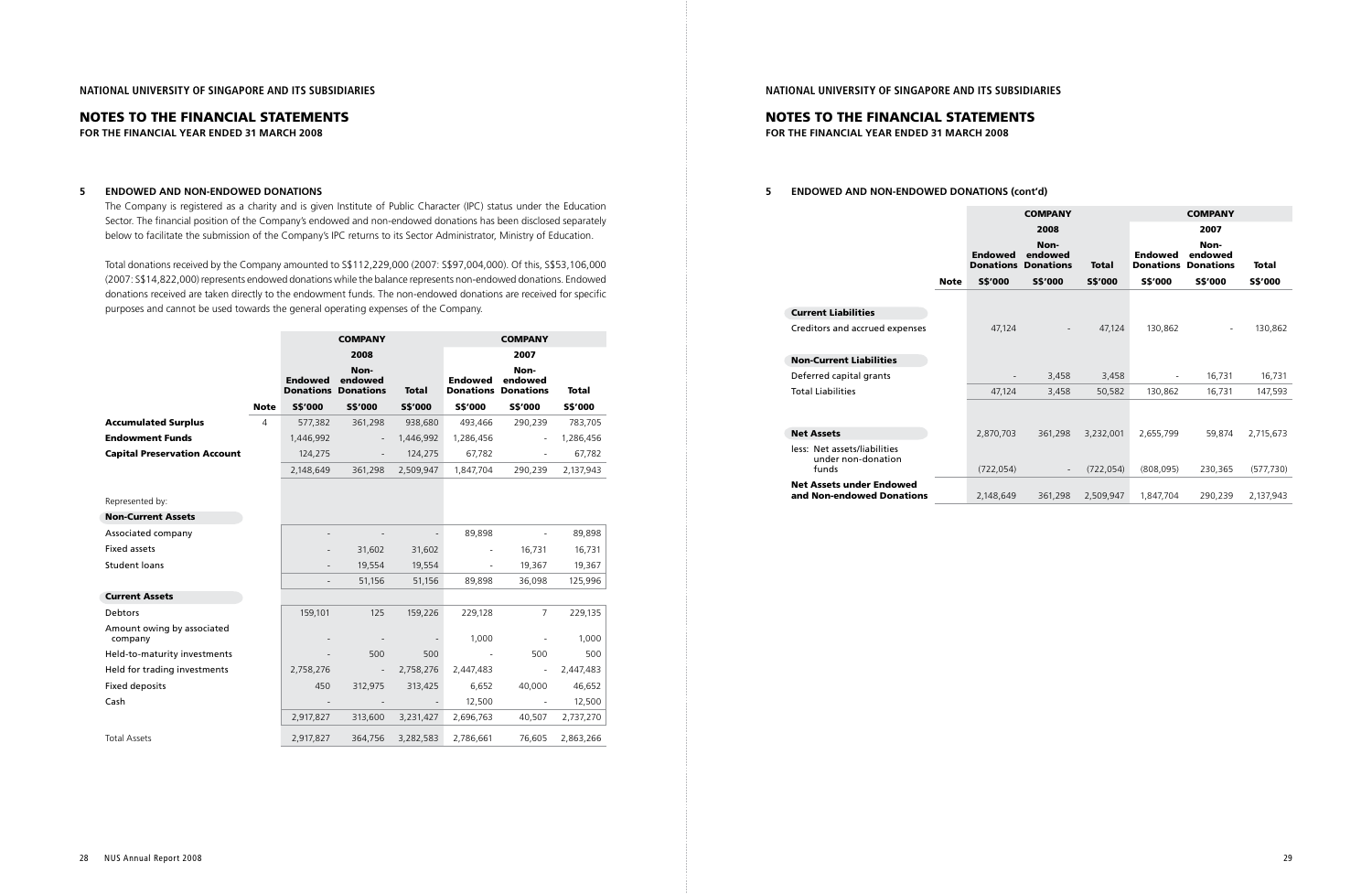## NATIONAL UNIVERSITY OF SINGAPORE AND ITS SUBSIDIARIES

# NOTES TO THE FINANCIAL STATEMENTS

**FOR THE FINANCIAL YEAR ENDED 31 MARCH 2008**

### 5 ENDOWED AND NON-ENDOWED DONATIONS

The Company is registered as a charity and is given Institute of Public Character (IPC) status under the Education Sector. The financial position of the Company's endowed and non-endowed donations has been disclosed separately below to facilitate the submission of the Company's IPC returns to its Sector Administrator, Ministry of Education.

Total donations received by the Company amounted to S$112,229,000 (2007: S$97,004,000). Of this, S$53,106,000 (2007: S$14,822,000) represents endowed donations while the balance represents non-endowed donations. Endowed donations received are taken directly to the endowment funds. The non-endowed donations are received for specific purposes and cannot be used towards the general operating expenses of the Company.

| | | COMPANY | | | COMPANY | | |
|---|---|---|---|---|---|---|---|
| | | 2008 | | | 2007 | | |
| | | Endowed Donations | Non-endowed Donations | Total | Endowed Donations | Non-endowed Donations | Total |
| | Note | S$'000 | S$'000 | S$'000 | S$'000 | S$'000 | S$'000 |
| **Accumulated Surplus** | 4 | 577,382 | 361,298 | 938,680 | 493,466 | 290,239 | 783,705 |
| **Endowment Funds** | | 1,446,992 | - | 1,446,992 | 1,286,456 | - | 1,286,456 |
| **Capital Preservation Account** | | 124,275 | - | 124,275 | 67,782 | - | 67,782 |
| | | 2,148,649 | 361,298 | 2,509,947 | 1,847,704 | 290,239 | 2,137,943 |
| Represented by: | | | | | | | |
| **Non-Current Assets** | | | | | | | |
| Associated company | | - | - | - | 89,898 | - | 89,898 |
| Fixed assets | | - | 31,602 | 31,602 | - | 16,731 | 16,731 |
| Student loans | | - | 19,554 | 19,554 | - | 19,367 | 19,367 |
| | | - | 51,156 | 51,156 | 89,898 | 36,098 | 125,996 |
| **Current Assets** | | | | | | | |
| Debtors | | 159,101 | 125 | 159,226 | 229,128 | 7 | 229,135 |
| Amount owing by associated company | | - | - | - | 1,000 | - | 1,000 |
| Held-to-maturity investments | | - | 500 | 500 | - | 500 | 500 |
| Held for trading investments | | 2,758,276 | - | 2,758,276 | 2,447,483 | - | 2,447,483 |
| Fixed deposits | | 450 | 312,975 | 313,425 | 6,652 | 40,000 | 46,652 |
| Cash | | - | - | - | 12,500 | - | 12,500 |
| | | 2,917,827 | 313,600 | 3,231,427 | 2,696,763 | 40,507 | 2,737,270 |
| Total Assets | | 2,917,827 | 364,756 | 3,282,583 | 2,786,661 | 76,605 | 2,863,266 |

### 5 ENDOWED AND NON-ENDOWED DONATIONS (cont'd)

| | | COMPANY | | | COMPANY | | |
|---|---|---|---|---|---|---|---|
| | | 2008 | | | 2007 | | |
| | | Endowed Donations | Non-endowed Donations | Total | Endowed Donations | Non-endowed Donations | Total |
| | Note | S$'000 | S$'000 | S$'000 | S$'000 | S$'000 | S$'000 |
| **Current Liabilities** | | | | | | | |
| Creditors and accrued expenses | | 47,124 | - | 47,124 | 130,862 | - | 130,862 |
| **Non-Current Liabilities** | | | | | | | |
| Deferred capital grants | | - | 3,458 | 3,458 | - | 16,731 | 16,731 |
| Total Liabilities | | 47,124 | 3,458 | 50,582 | 130,862 | 16,731 | 147,593 |
| **Net Assets** | | 2,870,703 | 361,298 | 3,232,001 | 2,655,799 | 59,874 | 2,715,673 |
| less: Net assets/liabilities under non-donation funds | | (722,054) | - | (722,054) | (808,095) | 230,365 | (577,730) |
| **Net Assets under Endowed and Non-endowed Donations** | | 2,148,649 | 361,298 | 2,509,947 | 1,847,704 | 290,239 | 2,137,943 |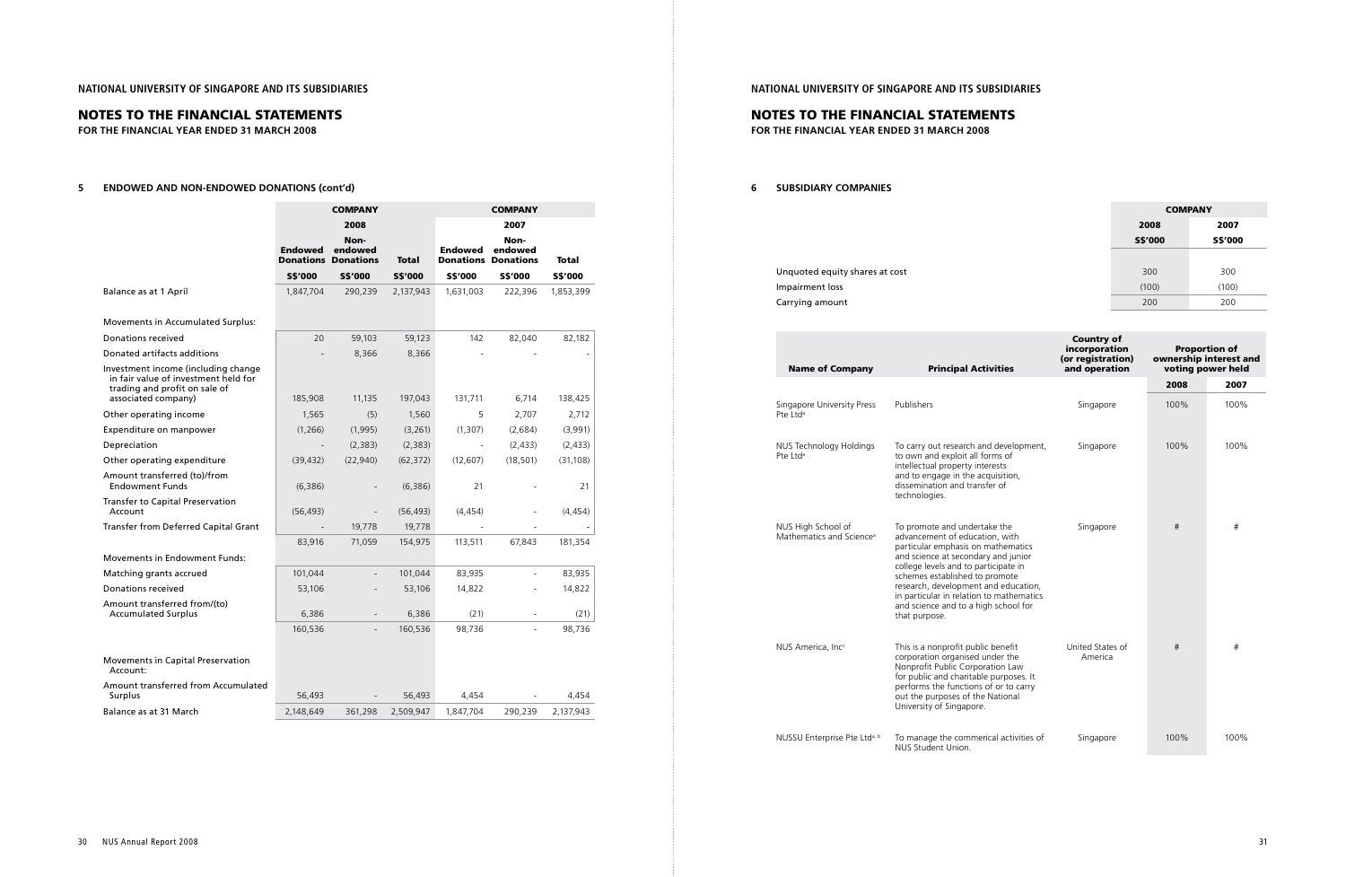## NOTES TO THE FINANCIAL STATEMENTS

**FOR THE FINANCIAL YEAR ENDED 31 MARCH 2008**

### 5 ENDOWED AND NON-ENDOWED DONATIONS (cont'd)

| | COMPANY 2008 | | | COMPANY 2007 | | |
|---|---|---|---|---|---|---|
| | Endowed Donations | Non-endowed Donations | Total | Endowed Donations | Non-endowed Donations | Total |
| | S$'000 | S$'000 | S$'000 | S$'000 | S$'000 | S$'000 |
| Balance as at 1 April | 1,847,704 | 290,239 | 2,137,943 | 1,631,003 | 222,396 | 1,853,399 |
| Movements in Accumulated Surplus: | | | | | | |
| Donations received | 20 | 59,103 | 59,123 | 142 | 82,040 | 82,182 |
| Donated artifacts additions | - | 8,366 | 8,366 | - | - | - |
| Investment income (including change in fair value of investment held for trading and profit on sale of associated company) | 185,908 | 11,135 | 197,043 | 131,711 | 6,714 | 138,425 |
| Other operating income | 1,565 | (5) | 1,560 | 5 | 2,707 | 2,712 |
| Expenditure on manpower | (1,266) | (1,995) | (3,261) | (1,307) | (2,684) | (3,991) |
| Depreciation | - | (2,383) | (2,383) | - | (2,433) | (2,433) |
| Other operating expenditure | (39,432) | (22,940) | (62,372) | (12,607) | (18,501) | (31,108) |
| Amount transferred (to)/from Endowment Funds | (6,386) | - | (6,386) | 21 | - | 21 |
| Transfer to Capital Preservation Account | (56,493) | - | (56,493) | (4,454) | - | (4,454) |
| Transfer from Deferred Capital Grant | - | 19,778 | 19,778 | - | - | - |
| | 83,916 | 71,059 | 154,975 | 113,511 | 67,843 | 181,354 |
| Movements in Endowment Funds: | | | | | | |
| Matching grants accrued | 101,044 | - | 101,044 | 83,935 | - | 83,935 |
| Donations received | 53,106 | - | 53,106 | 14,822 | - | 14,822 |
| Amount transferred from/(to) Accumulated Surplus | 6,386 | - | 6,386 | (21) | - | (21) |
| | 160,536 | - | 160,536 | 98,736 | - | 98,736 |
| Movements in Capital Preservation Account: | | | | | | |
| Amount transferred from Accumulated Surplus | 56,493 | - | 56,493 | 4,454 | - | 4,454 |
| Balance as at 31 March | 2,148,649 | 361,298 | 2,509,947 | 1,847,704 | 290,239 | 2,137,943 |

### 6 SUBSIDIARY COMPANIES

| | COMPANY 2008 | COMPANY 2007 |
|---|---|---|
| | S$'000 | S$'000 |
| Unquoted equity shares at cost | 300 | 300 |
| Impairment loss | (100) | (100) |
| Carrying amount | 200 | 200 |

| Name of Company | Principal Activities | Country of incorporation (or registration) and operation | Proportion of ownership interest and voting power held 2008 | 2007 |
|---|---|---|---|---|
| Singapore University Press Pte Ltd[a] | Publishers | Singapore | 100% | 100% |
| NUS Technology Holdings Pte Ltd[a] | To carry out research and development, to own and exploit all forms of intellectual property interests and to engage in the acquisition, dissemination and transfer of technologies. | Singapore | 100% | 100% |
| NUS High School of Mathematics and Science[a] | To promote and undertake the advancement of education, with particular emphasis on mathematics and science at secondary and junior college levels and to participate in schemes established to promote research, development and education, in particular in relation to mathematics and science and to a high school for that purpose. | Singapore | # | # |
| NUS America, Inc[c] | This is a nonprofit public benefit corporation organised under the Nonprofit Public Corporation Law for public and charitable purposes. It performs the functions of or to carry out the purposes of the National University of Singapore. | United States of America | # | # |
| NUSSU Enterprise Pte Ltd[a, b] | To manage the commerical activities of NUS Student Union. | Singapore | 100% | 100% |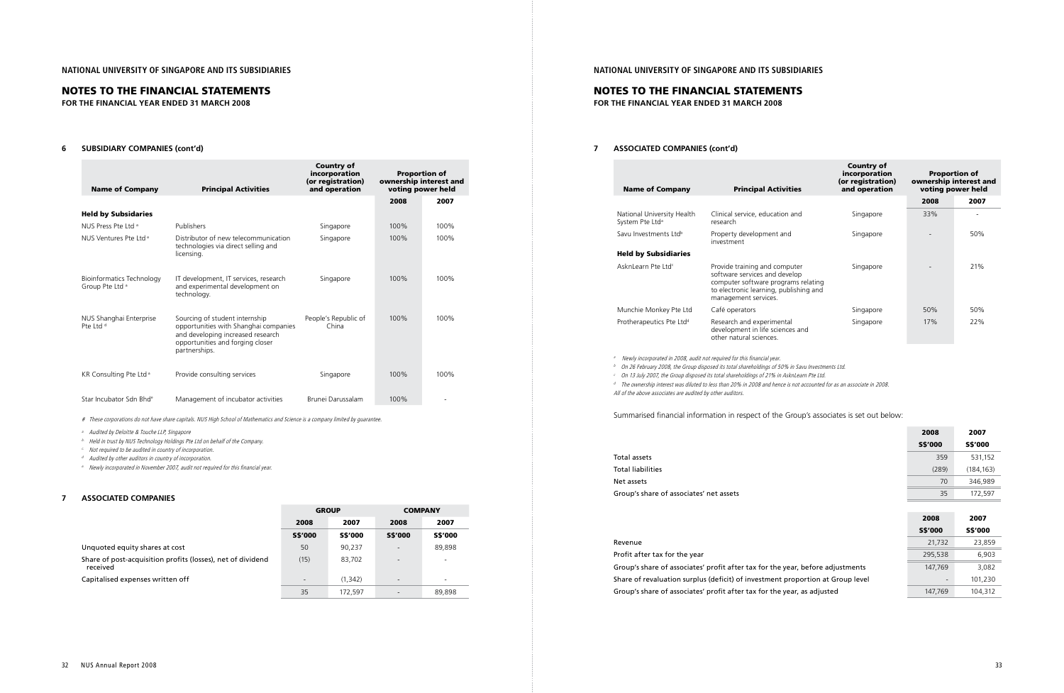## NOTES TO THE FINANCIAL STATEMENTS

**FOR THE FINANCIAL YEAR ENDED 31 MARCH 2008**

### 6 SUBSIDIARY COMPANIES (cont'd)

| Name of Company | Principal Activities | Country of incorporation (or registration) and operation | Proportion of ownership interest and voting power held | |
|---|---|---|---|---|
| | | | 2008 | 2007 |
| **Held by Subsidiaries** | | | | |
| NUS Press Pte Ltd [a] | Publishers | Singapore | 100% | 100% |
| NUS Ventures Pte Ltd [a] | Distributor of new telecommunication technologies via direct selling and licensing. | Singapore | 100% | 100% |
| Bioinformatics Technology Group Pte Ltd [a] | IT development, IT services, research and experimental development on technology. | Singapore | 100% | 100% |
| NUS Shanghai Enterprise Pte Ltd [d] | Sourcing of student internship opportunities with Shanghai companies and developing increased research opportunities and forging closer partnerships. | People's Republic of China | 100% | 100% |
| KR Consulting Pte Ltd [a] | Provide consulting services | Singapore | 100% | 100% |
| Star Incubator Sdn Bhd[e] | Management of incubator activities | Brunei Darussalam | 100% | - |

*# These corporations do not have share capitals. NUS High School of Mathematics and Science is a company limited by guarantee.*

*[a] Audited by Deloitte & Touche LLP, Singapore*

*[b] Held in trust by NUS Technology Holdings Pte Ltd on behalf of the Company.*

*[c] Not required to be audited in country of incorporation.*

*[d] Audited by other auditors in country of incorporation.*

*[e] Newly incorporated in November 2007, audit not required for this financial year.*

### 7 ASSOCIATED COMPANIES

| | GROUP | | COMPANY | |
|---|---|---|---|---|
| | 2008 | 2007 | 2008 | 2007 |
| | S$'000 | S$'000 | S$'000 | S$'000 |
| Unquoted equity shares at cost | 50 | 90,237 | - | 89,898 |
| Share of post-acquisition profits (losses), net of dividend received | (15) | 83,702 | - | - |
| Capitalised expenses written off | - | (1,342) | - | - |
| | 35 | 172,597 | - | 89,898 |

### 7 ASSOCIATED COMPANIES (cont'd)

| Name of Company | Principal Activities | Country of incorporation (or registration) and operation | Proportion of ownership interest and voting power held | |
|---|---|---|---|---|
| | | | 2008 | 2007 |
| National University Health System Pte Ltd[a] | Clinical service, education and research | Singapore | 33% | - |
| Savu Investments Ltd[b] | Property development and investment | Singapore | - | 50% |
| **Held by Subsidiaries** | | | | |
| AsknLearn Pte Ltd[c] | Provide training and computer software services and develop computer software programs relating to electronic learning, publishing and management services. | Singapore | - | 21% |
| Munchie Monkey Pte Ltd | Café operators | Singapore | 50% | 50% |
| Protherapeutics Pte Ltd[d] | Research and experimental development in life sciences and other natural sciences. | Singapore | 17% | 22% |

*[a] Newly incorporated in 2008, audit not required for this financial year.*

*[b] On 26 February 2008, the Group disposed its total shareholdings of 50% in Savu Investments Ltd.*

*[c] On 13 July 2007, the Group disposed its total shareholdings of 21% in AsknLearn Pte Ltd.*

*[d] The ownership interest was diluted to less than 20% in 2008 and hence is not accounted for as an associate in 2008.*

*All of the above associates are audited by other auditors.*

Summarised financial information in respect of the Group's associates is set out below:

| | 2008 | 2007 |
|---|---|---|
| | S$'000 | S$'000 |
| Total assets | 359 | 531,152 |
| Total liabilities | (289) | (184,163) |
| Net assets | 70 | 346,989 |
| Group's share of associates' net assets | 35 | 172,597 |

| | 2008 | 2007 |
|---|---|---|
| | S$'000 | S$'000 |
| Revenue | 21,732 | 23,859 |
| Profit after tax for the year | 295,538 | 6,903 |
| Group's share of associates' profit after tax for the year, before adjustments | 147,769 | 3,082 |
| Share of revaluation surplus (deficit) of investment proportion at Group level | - | 101,230 |
| Group's share of associates' profit after tax for the year, as adjusted | 147,769 | 104,312 |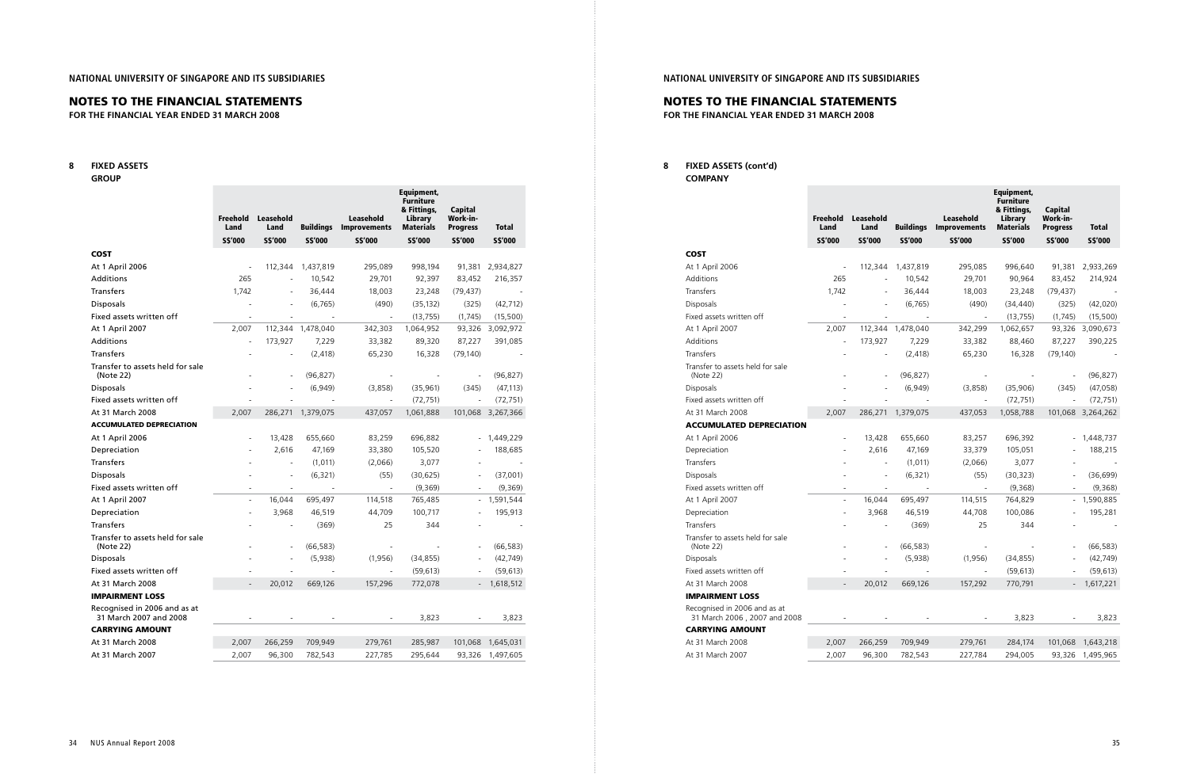## NATIONAL UNIVERSITY OF SINGAPORE AND ITS SUBSIDIARIES

# NOTES TO THE FINANCIAL STATEMENTS

**FOR THE FINANCIAL YEAR ENDED 31 MARCH 2008**

## 8 FIXED ASSETS

**GROUP**

| | Freehold Land | Leasehold Land | Buildings | Leasehold Improvements | Equipment, Furniture & Fittings, Library Materials | Capital Work-in-Progress | Total |
|---|---|---|---|---|---|---|---|
| | S$'000 | S$'000 | S$'000 | S$'000 | S$'000 | S$'000 | S$'000 |
| **COST** | | | | | | | |
| At 1 April 2006 | - | 112,344 | 1,437,819 | 295,089 | 998,194 | 91,381 | 2,934,827 |
| Additions | 265 | - | 10,542 | 29,701 | 92,397 | 83,452 | 216,357 |
| Transfers | 1,742 | - | 36,444 | 18,003 | 23,248 | (79,437) | - |
| Disposals | - | - | (6,765) | (490) | (35,132) | (325) | (42,712) |
| Fixed assets written off | - | - | - | - | (13,755) | (1,745) | (15,500) |
| At 1 April 2007 | 2,007 | 112,344 | 1,478,040 | 342,303 | 1,064,952 | 93,326 | 3,092,972 |
| Additions | - | 173,927 | 7,229 | 33,382 | 89,320 | 87,227 | 391,085 |
| Transfers | - | - | (2,418) | 65,230 | 16,328 | (79,140) | - |
| Transfer to assets held for sale (Note 22) | - | - | (96,827) | - | - | - | (96,827) |
| Disposals | - | - | (6,949) | (3,858) | (35,961) | (345) | (47,113) |
| Fixed assets written off | - | - | - | - | (72,751) | - | (72,751) |
| At 31 March 2008 | 2,007 | 286,271 | 1,379,075 | 437,057 | 1,061,888 | 101,068 | 3,267,366 |
| **ACCUMULATED DEPRECIATION** | | | | | | | |
| At 1 April 2006 | - | 13,428 | 655,660 | 83,259 | 696,882 | - | 1,449,229 |
| Depreciation | - | 2,616 | 47,169 | 33,380 | 105,520 | - | 188,685 |
| Transfers | - | - | (1,011) | (2,066) | 3,077 | - | - |
| Disposals | - | - | (6,321) | (55) | (30,625) | - | (37,001) |
| Fixed assets written off | - | - | - | - | (9,369) | - | (9,369) |
| At 1 April 2007 | - | 16,044 | 695,497 | 114,518 | 765,485 | - | 1,591,544 |
| Depreciation | - | 3,968 | 46,519 | 44,709 | 100,717 | - | 195,913 |
| Transfers | - | - | (369) | 25 | 344 | - | - |
| Transfer to assets held for sale (Note 22) | - | - | (66,583) | - | - | - | (66,583) |
| Disposals | - | - | (5,938) | (1,956) | (34,855) | - | (42,749) |
| Fixed assets written off | - | - | - | - | (59,613) | - | (59,613) |
| At 31 March 2008 | - | 20,012 | 669,126 | 157,296 | 772,078 | - | 1,618,512 |
| **IMPAIRMENT LOSS** | | | | | | | |
| Recognised in 2006 and as at 31 March 2007 and 2008 | - | - | - | - | 3,823 | - | 3,823 |
| **CARRYING AMOUNT** | | | | | | | |
| At 31 March 2008 | 2,007 | 266,259 | 709,949 | 279,761 | 285,987 | 101,068 | 1,645,031 |
| At 31 March 2007 | 2,007 | 96,300 | 782,543 | 227,785 | 295,644 | 93,326 | 1,497,605 |

## 8 FIXED ASSETS (cont'd)

**COMPANY**

| | Freehold Land | Leasehold Land | Buildings | Leasehold Improvements | Equipment, Furniture & Fittings, Library Materials | Capital Work-in-Progress | Total |
|---|---|---|---|---|---|---|---|
| | S$'000 | S$'000 | S$'000 | S$'000 | S$'000 | S$'000 | S$'000 |
| **COST** | | | | | | | |
| At 1 April 2006 | - | 112,344 | 1,437,819 | 295,085 | 996,640 | 91,381 | 2,933,269 |
| Additions | 265 | - | 10,542 | 29,701 | 90,964 | 83,452 | 214,924 |
| Transfers | 1,742 | - | 36,444 | 18,003 | 23,248 | (79,437) | - |
| Disposals | - | - | (6,765) | (490) | (34,440) | (325) | (42,020) |
| Fixed assets written off | - | - | - | - | (13,755) | (1,745) | (15,500) |
| At 1 April 2007 | 2,007 | 112,344 | 1,478,040 | 342,299 | 1,062,657 | 93,326 | 3,090,673 |
| Additions | - | 173,927 | 7,229 | 33,382 | 88,460 | 87,227 | 390,225 |
| Transfers | - | - | (2,418) | 65,230 | 16,328 | (79,140) | - |
| Transfer to assets held for sale (Note 22) | - | - | (96,827) | - | - | - | (96,827) |
| Disposals | - | - | (6,949) | (3,858) | (35,906) | (345) | (47,058) |
| Fixed assets written off | - | - | - | - | (72,751) | - | (72,751) |
| At 31 March 2008 | 2,007 | 286,271 | 1,379,075 | 437,053 | 1,058,788 | 101,068 | 3,264,262 |
| **ACCUMULATED DEPRECIATION** | | | | | | | |
| At 1 April 2006 | - | 13,428 | 655,660 | 83,257 | 696,392 | - | 1,448,737 |
| Depreciation | - | 2,616 | 47,169 | 33,379 | 105,051 | - | 188,215 |
| Transfers | - | - | (1,011) | (2,066) | 3,077 | - | - |
| Disposals | - | - | (6,321) | (55) | (30,323) | - | (36,699) |
| Fixed assets written off | - | - | - | - | (9,368) | - | (9,368) |
| At 1 April 2007 | - | 16,044 | 695,497 | 114,515 | 764,829 | - | 1,590,885 |
| Depreciation | - | 3,968 | 46,519 | 44,708 | 100,086 | - | 195,281 |
| Transfers | - | - | (369) | 25 | 344 | - | - |
| Transfer to assets held for sale (Note 22) | - | - | (66,583) | - | - | - | (66,583) |
| Disposals | - | - | (5,938) | (1,956) | (34,855) | - | (42,749) |
| Fixed assets written off | - | - | - | - | (59,613) | - | (59,613) |
| At 31 March 2008 | - | 20,012 | 669,126 | 157,292 | 770,791 | - | 1,617,221 |
| **IMPAIRMENT LOSS** | | | | | | | |
| Recognised in 2006 and as at 31 March 2006 , 2007 and 2008 | - | - | - | - | 3,823 | - | 3,823 |
| **CARRYING AMOUNT** | | | | | | | |
| At 31 March 2008 | 2,007 | 266,259 | 709,949 | 279,761 | 284,174 | 101,068 | 1,643,218 |
| At 31 March 2007 | 2,007 | 96,300 | 782,543 | 227,784 | 294,005 | 93,326 | 1,495,965 |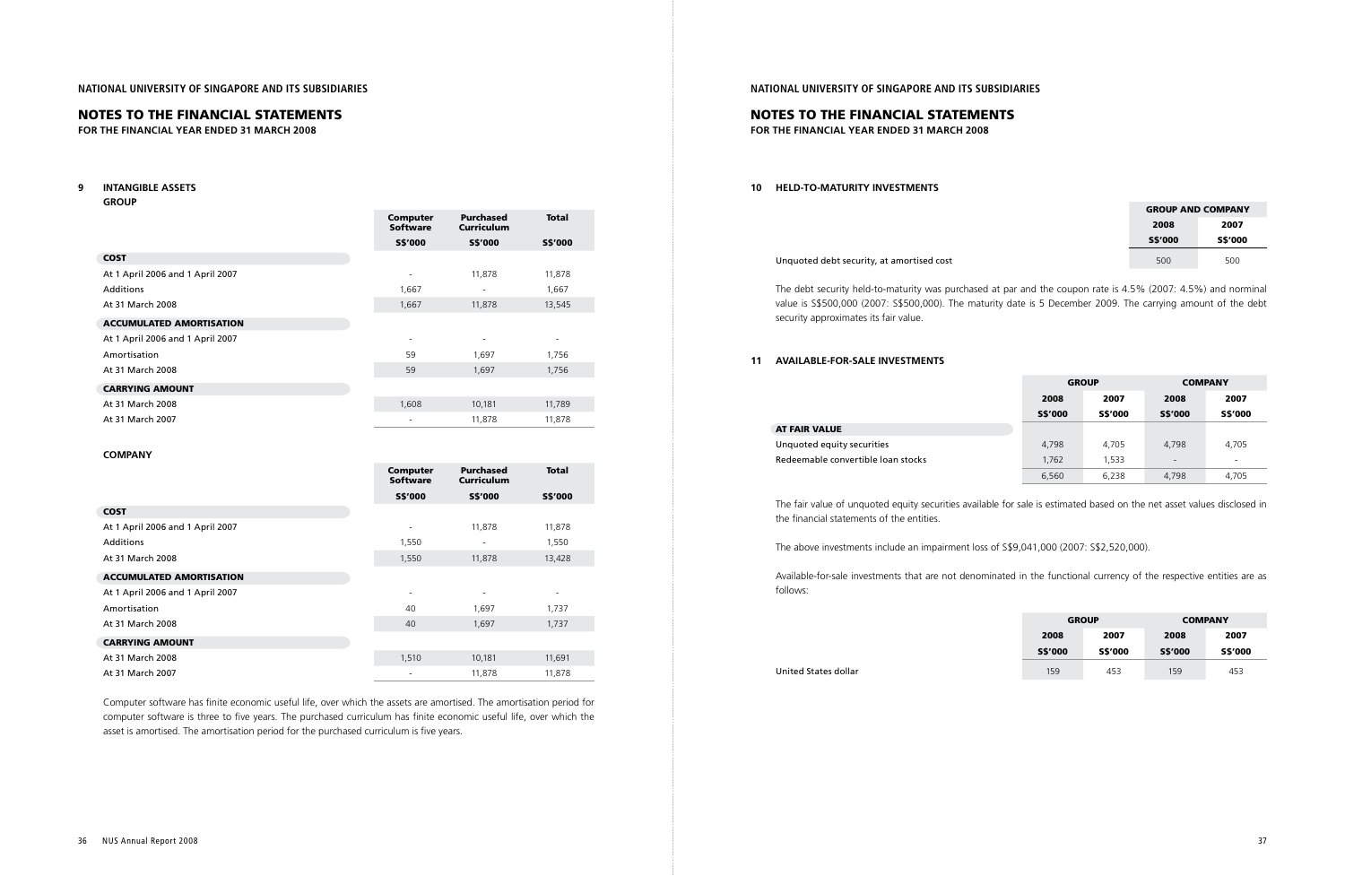## NOTES TO THE FINANCIAL STATEMENTS

**FOR THE FINANCIAL YEAR ENDED 31 MARCH 2008**

### 9 INTANGIBLE ASSETS

**GROUP**

| | Computer Software | Purchased Curriculum | Total |
|---|---|---|---|
| | S$'000 | S$'000 | S$'000 |
| **COST** | | | |
| At 1 April 2006 and 1 April 2007 | - | 11,878 | 11,878 |
| Additions | 1,667 | - | 1,667 |
| At 31 March 2008 | 1,667 | 11,878 | 13,545 |
| **ACCUMULATED AMORTISATION** | | | |
| At 1 April 2006 and 1 April 2007 | - | - | - |
| Amortisation | 59 | 1,697 | 1,756 |
| At 31 March 2008 | 59 | 1,697 | 1,756 |
| **CARRYING AMOUNT** | | | |
| At 31 March 2008 | 1,608 | 10,181 | 11,789 |
| At 31 March 2007 | - | 11,878 | 11,878 |

**COMPANY**

| | Computer Software | Purchased Curriculum | Total |
|---|---|---|---|
| | S$'000 | S$'000 | S$'000 |
| **COST** | | | |
| At 1 April 2006 and 1 April 2007 | - | 11,878 | 11,878 |
| Additions | 1,550 | - | 1,550 |
| At 31 March 2008 | 1,550 | 11,878 | 13,428 |
| **ACCUMULATED AMORTISATION** | | | |
| At 1 April 2006 and 1 April 2007 | - | - | - |
| Amortisation | 40 | 1,697 | 1,737 |
| At 31 March 2008 | 40 | 1,697 | 1,737 |
| **CARRYING AMOUNT** | | | |
| At 31 March 2008 | 1,510 | 10,181 | 11,691 |
| At 31 March 2007 | - | 11,878 | 11,878 |

Computer software has finite economic useful life, over which the assets are amortised. The amortisation period for computer software is three to five years. The purchased curriculum has finite economic useful life, over which the asset is amortised. The amortisation period for the purchased curriculum is five years.

### 10 HELD-TO-MATURITY INVESTMENTS

| | GROUP AND COMPANY | |
|---|---|---|
| | 2008 | 2007 |
| | S$'000 | S$'000 |
| Unquoted debt security, at amortised cost | 500 | 500 |

The debt security held-to-maturity was purchased at par and the coupon rate is 4.5% (2007: 4.5%) and norminal value is S$500,000 (2007: S$500,000). The maturity date is 5 December 2009. The carrying amount of the debt security approximates its fair value.

### 11 AVAILABLE-FOR-SALE INVESTMENTS

| | GROUP | | COMPANY | |
|---|---|---|---|---|
| | 2008 | 2007 | 2008 | 2007 |
| | S$'000 | S$'000 | S$'000 | S$'000 |
| **AT FAIR VALUE** | | | | |
| Unquoted equity securities | 4,798 | 4,705 | 4,798 | 4,705 |
| Redeemable convertible loan stocks | 1,762 | 1,533 | - | - |
| | 6,560 | 6,238 | 4,798 | 4,705 |

The fair value of unquoted equity securities available for sale is estimated based on the net asset values disclosed in the financial statements of the entities.

The above investments include an impairment loss of S$9,041,000 (2007: S$2,520,000).

Available-for-sale investments that are not denominated in the functional currency of the respective entities are as follows:

| | GROUP | | COMPANY | |
|---|---|---|---|---|
| | 2008 | 2007 | 2008 | 2007 |
| | S$'000 | S$'000 | S$'000 | S$'000 |
| United States dollar | 159 | 453 | 159 | 453 |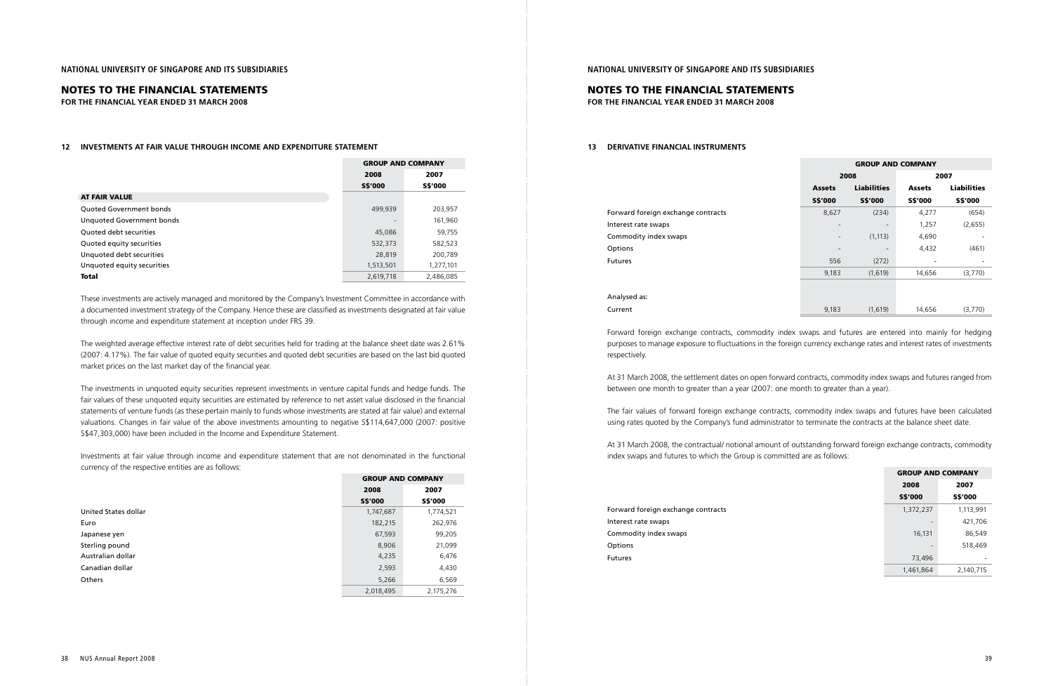## NATIONAL UNIVERSITY OF SINGAPORE AND ITS SUBSIDIARIES

# NOTES TO THE FINANCIAL STATEMENTS

**FOR THE FINANCIAL YEAR ENDED 31 MARCH 2008**

### 12 INVESTMENTS AT FAIR VALUE THROUGH INCOME AND EXPENDITURE STATEMENT

| | GROUP AND COMPANY | |
|---|---|---|
| | 2008 | 2007 |
| | S$'000 | S$'000 |
| **AT FAIR VALUE** | | |
| Quoted Government bonds | 499,939 | 203,957 |
| Unquoted Government bonds | - | 161,960 |
| Quoted debt securities | 45,086 | 59,755 |
| Quoted equity securities | 532,373 | 582,523 |
| Unquoted debt securities | 28,819 | 200,789 |
| Unquoted equity securities | 1,513,501 | 1,277,101 |
| **Total** | 2,619,718 | 2,486,085 |

These investments are actively managed and monitored by the Company's Investment Committee in accordance with a documented investment strategy of the Company. Hence these are classified as investments designated at fair value through income and expenditure statement at inception under FRS 39.

The weighted average effective interest rate of debt securities held for trading at the balance sheet date was 2.61% (2007: 4.17%). The fair value of quoted equity securities and quoted debt securities are based on the last bid quoted market prices on the last market day of the financial year.

The investments in unquoted equity securities represent investments in venture capital funds and hedge funds. The fair values of these unquoted equity securities are estimated by reference to net asset value disclosed in the financial statements of venture funds (as these pertain mainly to funds whose investments are stated at fair value) and external valuations. Changes in fair value of the above investments amounting to negative S$114,647,000 (2007: positive S$47,303,000) have been included in the Income and Expenditure Statement.

Investments at fair value through income and expenditure statement that are not denominated in the functional currency of the respective entities are as follows:

| | GROUP AND COMPANY | |
|---|---|---|
| | 2008 | 2007 |
| | S$'000 | S$'000 |
| United States dollar | 1,747,687 | 1,774,521 |
| Euro | 182,215 | 262,976 |
| Japanese yen | 67,593 | 99,205 |
| Sterling pound | 8,906 | 21,099 |
| Australian dollar | 4,235 | 6,476 |
| Canadian dollar | 2,593 | 4,430 |
| Others | 5,266 | 6,569 |
| | 2,018,495 | 2,175,276 |

### 13 DERIVATIVE FINANCIAL INSTRUMENTS

| | GROUP AND COMPANY | | | |
|---|---|---|---|---|
| | 2008 | | 2007 | |
| | Assets | Liabilities | Assets | Liabilities |
| | S$'000 | S$'000 | S$'000 | S$'000 |
| Forward foreign exchange contracts | 8,627 | (234) | 4,277 | (654) |
| Interest rate swaps | - | - | 1,257 | (2,655) |
| Commodity index swaps | - | (1,113) | 4,690 | - |
| Options | - | - | 4,432 | (461) |
| Futures | 556 | (272) | - | - |
| | 9,183 | (1,619) | 14,656 | (3,770) |
| Analysed as: | | | | |
| Current | 9,183 | (1,619) | 14,656 | (3,770) |

Forward foreign exchange contracts, commodity index swaps and futures are entered into mainly for hedging purposes to manage exposure to fluctuations in the foreign currency exchange rates and interest rates of investments respectively.

At 31 March 2008, the settlement dates on open forward contracts, commodity index swaps and futures ranged from between one month to greater than a year (2007: one month to greater than a year).

The fair values of forward foreign exchange contracts, commodity index swaps and futures have been calculated using rates quoted by the Company's fund administrator to terminate the contracts at the balance sheet date.

At 31 March 2008, the contractual/ notional amount of outstanding forward foreign exchange contracts, commodity index swaps and futures to which the Group is committed are as follows:

| | GROUP AND COMPANY | |
|---|---|---|
| | 2008 | 2007 |
| | S$'000 | S$'000 |
| Forward foreign exchange contracts | 1,372,237 | 1,113,991 |
| Interest rate swaps | - | 421,706 |
| Commodity index swaps | 16,131 | 86,549 |
| Options | - | 518,469 |
| Futures | 73,496 | - |
| | 1,461,864 | 2,140,715 |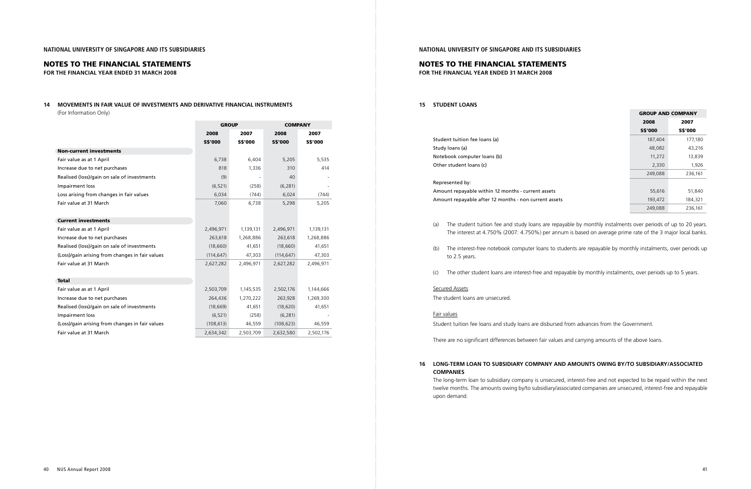## NATIONAL UNIVERSITY OF SINGAPORE AND ITS SUBSIDIARIES

# NOTES TO THE FINANCIAL STATEMENTS

**FOR THE FINANCIAL YEAR ENDED 31 MARCH 2008**

### 14 MOVEMENTS IN FAIR VALUE OF INVESTMENTS AND DERIVATIVE FINANCIAL INSTRUMENTS

(For Information Only)

| | GROUP | | COMPANY | |
|---|---|---|---|---|
| | 2008 | 2007 | 2008 | 2007 |
| | S$'000 | S$'000 | S$'000 | S$'000 |
| **Non-current investments** | | | | |
| Fair value as at 1 April | 6,738 | 6,404 | 5,205 | 5,535 |
| Increase due to net purchases | 818 | 1,336 | 310 | 414 |
| Realised (loss)/gain on sale of investments | (9) | - | 40 | - |
| Impairment loss | (6,521) | (258) | (6,281) | - |
| Loss arising from changes in fair values | 6,034 | (744) | 6,024 | (744) |
| Fair value at 31 March | 7,060 | 6,738 | 5,298 | 5,205 |
| **Current investments** | | | | |
| Fair value as at 1 April | 2,496,971 | 1,139,131 | 2,496,971 | 1,139,131 |
| Increase due to net purchases | 263,618 | 1,268,886 | 263,618 | 1,268,886 |
| Realised (loss)/gain on sale of investments | (18,660) | 41,651 | (18,660) | 41,651 |
| (Loss)/gain arising from changes in fair values | (114,647) | 47,303 | (114,647) | 47,303 |
| Fair value at 31 March | 2,627,282 | 2,496,971 | 2,627,282 | 2,496,971 |
| **Total** | | | | |
| Fair value as at 1 April | 2,503,709 | 1,145,535 | 2,502,176 | 1,144,666 |
| Increase due to net purchases | 264,436 | 1,270,222 | 263,928 | 1,269,300 |
| Realised (loss)/gain on sale of investments | (18,669) | 41,651 | (18,620) | 41,651 |
| Impairment loss | (6,521) | (258) | (6,281) | - |
| (Loss)/gain arising from changes in fair values | (108,613) | 46,559 | (108,623) | 46,559 |
| Fair value at 31 March | 2,634,342 | 2,503,709 | 2,632,580 | 2,502,176 |

### 15 STUDENT LOANS

| | GROUP AND COMPANY | |
|---|---|---|
| | 2008 | 2007 |
| | S$'000 | S$'000 |
| Student tuition fee loans (a) | 187,404 | 177,180 |
| Study loans (a) | 48,082 | 43,216 |
| Notebook computer loans (b) | 11,272 | 13,839 |
| Other student loans (c) | 2,330 | 1,926 |
| | 249,088 | 236,161 |
| Represented by: | | |
| Amount repayable within 12 months - current assets | 55,616 | 51,840 |
| Amount repayable after 12 months - non current assets | 193,472 | 184,321 |
| | 249,088 | 236,161 |

(a) The student tuition fee and study loans are repayable by monthly instalments over periods of up to 20 years. The interest at 4.750% (2007: 4.750%) per annum is based on average prime rate of the 3 major local banks.

(b) The interest-free notebook computer loans to students are repayable by monthly instalments, over periods up to 2.5 years.

(c) The other student loans are interest-free and repayable by monthly instalments, over periods up to 5 years.

Secured Assets

The student loans are unsecured.

Fair values

Student tuition fee loans and study loans are disbursed from advances from the Government.

There are no significant differences between fair values and carrying amounts of the above loans.

### 16 LONG-TERM LOAN TO SUBSIDIARY COMPANY AND AMOUNTS OWING BY/TO SUBSIDIARY/ASSOCIATED COMPANIES

The long-term loan to subsidiary company is unsecured, interest-free and not expected to be repaid within the next twelve months. The amounts owing by/to subsidiary/associated companies are unsecured, interest-free and repayable upon demand.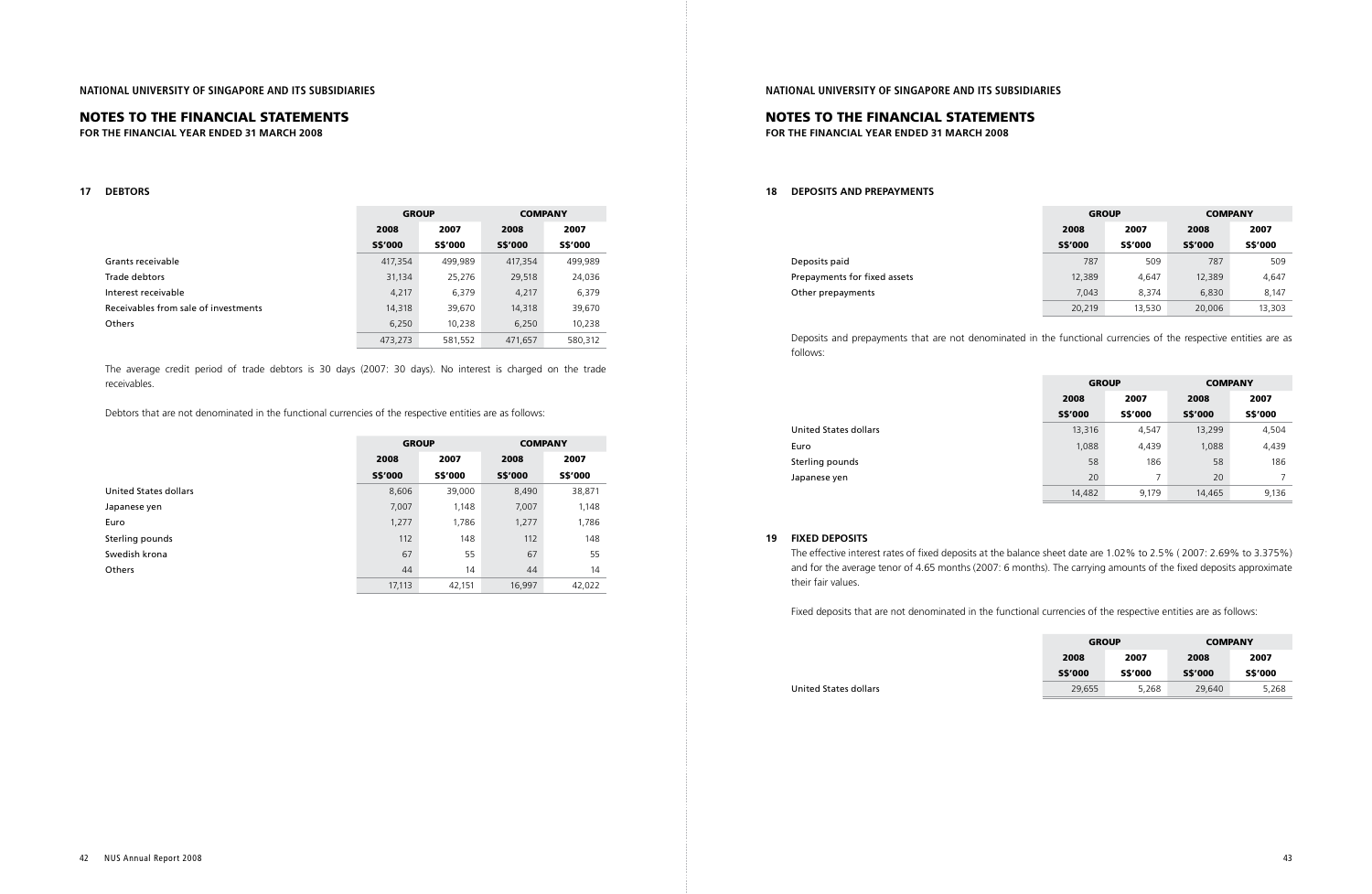## 17 DEBTORS

| | GROUP | | COMPANY | |
|---|---|---|---|---|
| | 2008 | 2007 | 2008 | 2007 |
| | S$'000 | S$'000 | S$'000 | S$'000 |
| Grants receivable | 417,354 | 499,989 | 417,354 | 499,989 |
| Trade debtors | 31,134 | 25,276 | 29,518 | 24,036 |
| Interest receivable | 4,217 | 6,379 | 4,217 | 6,379 |
| Receivables from sale of investments | 14,318 | 39,670 | 14,318 | 39,670 |
| Others | 6,250 | 10,238 | 6,250 | 10,238 |
| | 473,273 | 581,552 | 471,657 | 580,312 |

The average credit period of trade debtors is 30 days (2007: 30 days). No interest is charged on the trade receivables.

Debtors that are not denominated in the functional currencies of the respective entities are as follows:

| | GROUP | | COMPANY | |
|---|---|---|---|---|
| | 2008 | 2007 | 2008 | 2007 |
| | S$'000 | S$'000 | S$'000 | S$'000 |
| United States dollars | 8,606 | 39,000 | 8,490 | 38,871 |
| Japanese yen | 7,007 | 1,148 | 7,007 | 1,148 |
| Euro | 1,277 | 1,786 | 1,277 | 1,786 |
| Sterling pounds | 112 | 148 | 112 | 148 |
| Swedish krona | 67 | 55 | 67 | 55 |
| Others | 44 | 14 | 44 | 14 |
| | 17,113 | 42,151 | 16,997 | 42,022 |

## 18 DEPOSITS AND PREPAYMENTS

| | GROUP | | COMPANY | |
|---|---|---|---|---|
| | 2008 | 2007 | 2008 | 2007 |
| | S$'000 | S$'000 | S$'000 | S$'000 |
| Deposits paid | 787 | 509 | 787 | 509 |
| Prepayments for fixed assets | 12,389 | 4,647 | 12,389 | 4,647 |
| Other prepayments | 7,043 | 8,374 | 6,830 | 8,147 |
| | 20,219 | 13,530 | 20,006 | 13,303 |

Deposits and prepayments that are not denominated in the functional currencies of the respective entities are as follows:

| | GROUP | | COMPANY | |
|---|---|---|---|---|
| | 2008 | 2007 | 2008 | 2007 |
| | S$'000 | S$'000 | S$'000 | S$'000 |
| United States dollars | 13,316 | 4,547 | 13,299 | 4,504 |
| Euro | 1,088 | 4,439 | 1,088 | 4,439 |
| Sterling pounds | 58 | 186 | 58 | 186 |
| Japanese yen | 20 | 7 | 20 | 7 |
| | 14,482 | 9,179 | 14,465 | 9,136 |

## 19 FIXED DEPOSITS

The effective interest rates of fixed deposits at the balance sheet date are 1.02% to 2.5% ( 2007: 2.69% to 3.375%) and for the average tenor of 4.65 months (2007: 6 months). The carrying amounts of the fixed deposits approximate their fair values.

Fixed deposits that are not denominated in the functional currencies of the respective entities are as follows:

| | GROUP | | COMPANY | |
|---|---|---|---|---|
| | 2008 | 2007 | 2008 | 2007 |
| | S$'000 | S$'000 | S$'000 | S$'000 |
| United States dollars | 29,655 | 5,268 | 29,640 | 5,268 |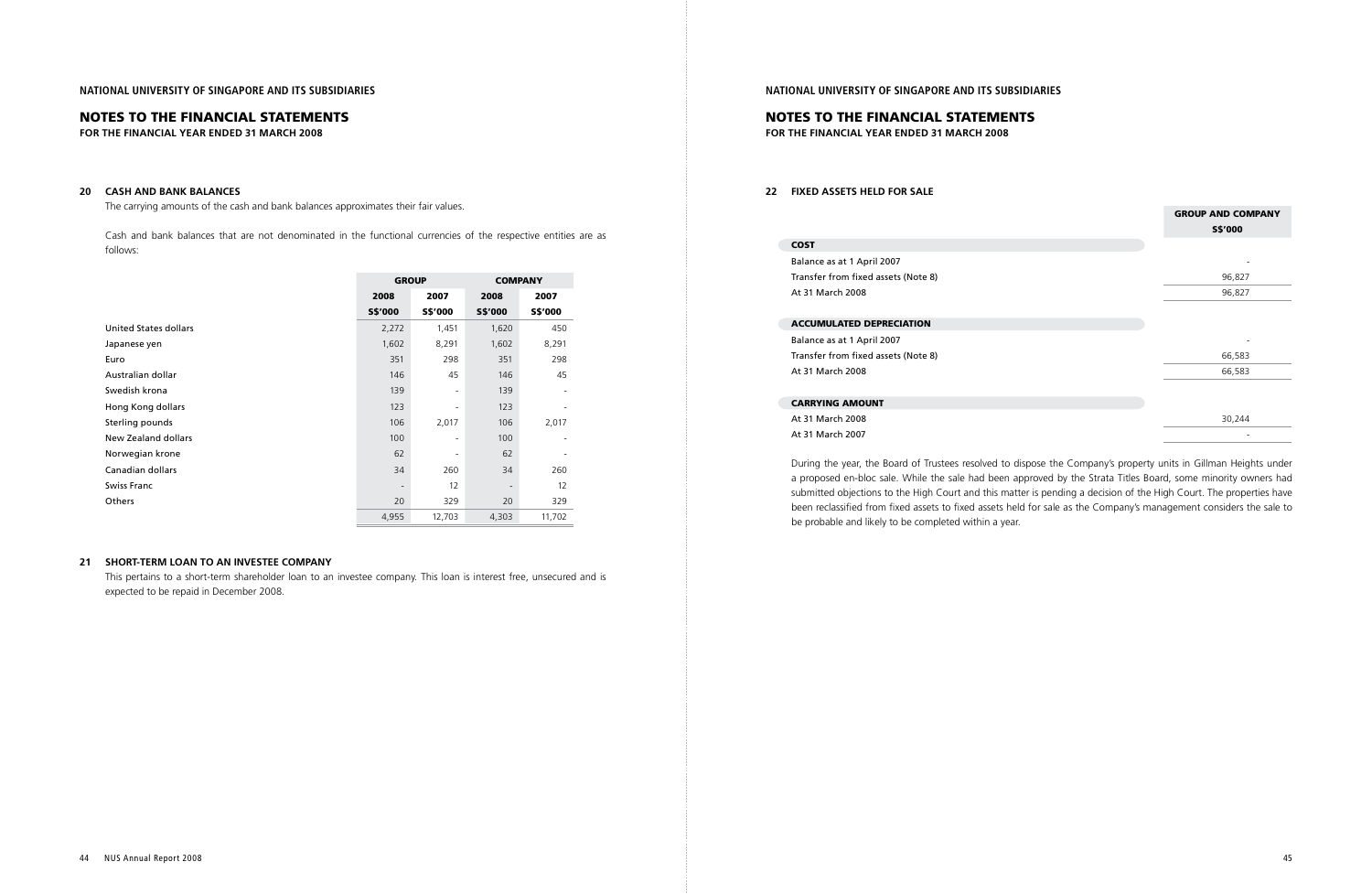## NOTES TO THE FINANCIAL STATEMENTS

**FOR THE FINANCIAL YEAR ENDED 31 MARCH 2008**

### 20 CASH AND BANK BALANCES

The carrying amounts of the cash and bank balances approximates their fair values.

Cash and bank balances that are not denominated in the functional currencies of the respective entities are as follows:

| | GROUP | | COMPANY | |
|---|---|---|---|---|
| | 2008 | 2007 | 2008 | 2007 |
| | S$'000 | S$'000 | S$'000 | S$'000 |
| United States dollars | 2,272 | 1,451 | 1,620 | 450 |
| Japanese yen | 1,602 | 8,291 | 1,602 | 8,291 |
| Euro | 351 | 298 | 351 | 298 |
| Australian dollar | 146 | 45 | 146 | 45 |
| Swedish krona | 139 | - | 139 | - |
| Hong Kong dollars | 123 | - | 123 | - |
| Sterling pounds | 106 | 2,017 | 106 | 2,017 |
| New Zealand dollars | 100 | - | 100 | - |
| Norwegian krone | 62 | - | 62 | - |
| Canadian dollars | 34 | 260 | 34 | 260 |
| Swiss Franc | - | 12 | - | 12 |
| Others | 20 | 329 | 20 | 329 |
| | 4,955 | 12,703 | 4,303 | 11,702 |

### 21 SHORT-TERM LOAN TO AN INVESTEE COMPANY

This pertains to a short-term shareholder loan to an investee company. This loan is interest free, unsecured and is expected to be repaid in December 2008.

### 22 FIXED ASSETS HELD FOR SALE

| | GROUP AND COMPANY S$'000 |
|---|---|
| **COST** | |
| Balance as at 1 April 2007 | - |
| Transfer from fixed assets (Note 8) | 96,827 |
| At 31 March 2008 | 96,827 |
| **ACCUMULATED DEPRECIATION** | |
| Balance as at 1 April 2007 | - |
| Transfer from fixed assets (Note 8) | 66,583 |
| At 31 March 2008 | 66,583 |
| **CARRYING AMOUNT** | |
| At 31 March 2008 | 30,244 |
| At 31 March 2007 | - |

During the year, the Board of Trustees resolved to dispose the Company's property units in Gillman Heights under a proposed en-bloc sale. While the sale had been approved by the Strata Titles Board, some minority owners had submitted objections to the High Court and this matter is pending a decision of the High Court. The properties have been reclassified from fixed assets to fixed assets held for sale as the Company's management considers the sale to be probable and likely to be completed within a year.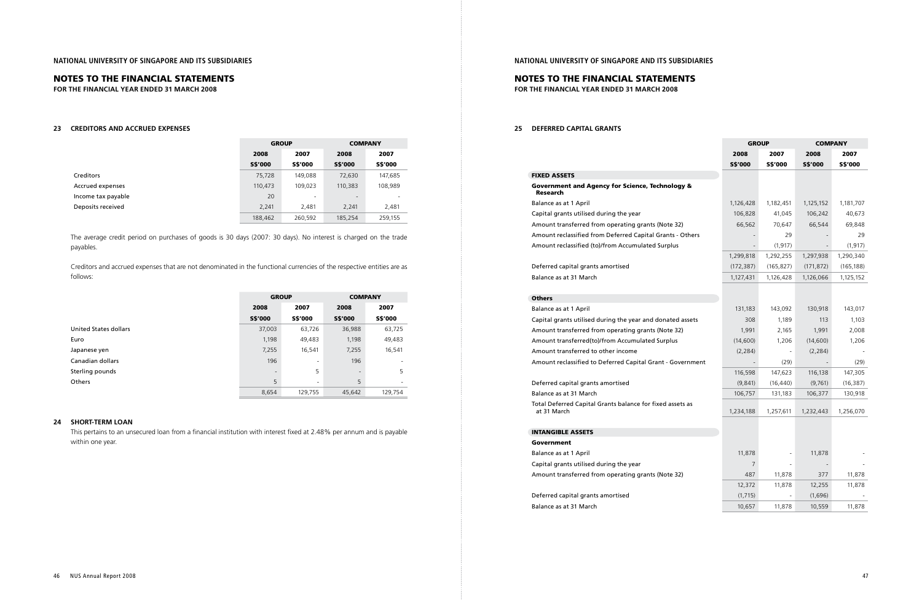## NOTES TO THE FINANCIAL STATEMENTS

**FOR THE FINANCIAL YEAR ENDED 31 MARCH 2008**

### 23 CREDITORS AND ACCRUED EXPENSES

| | GROUP | | COMPANY | |
|---|---|---|---|---|
| | 2008 | 2007 | 2008 | 2007 |
| | S$'000 | S$'000 | S$'000 | S$'000 |
| Creditors | 75,728 | 149,088 | 72,630 | 147,685 |
| Accrued expenses | 110,473 | 109,023 | 110,383 | 108,989 |
| Income tax payable | 20 | - | - | - |
| Deposits received | 2,241 | 2,481 | 2,241 | 2,481 |
| | 188,462 | 260,592 | 185,254 | 259,155 |

The average credit period on purchases of goods is 30 days (2007: 30 days). No interest is charged on the trade payables.

Creditors and accrued expenses that are not denominated in the functional currencies of the respective entities are as follows:

| | GROUP | | COMPANY | |
|---|---|---|---|---|
| | 2008 | 2007 | 2008 | 2007 |
| | S$'000 | S$'000 | S$'000 | S$'000 |
| United States dollars | 37,003 | 63,726 | 36,988 | 63,725 |
| Euro | 1,198 | 49,483 | 1,198 | 49,483 |
| Japanese yen | 7,255 | 16,541 | 7,255 | 16,541 |
| Canadian dollars | 196 | - | 196 | - |
| Sterling pounds | - | 5 | - | 5 |
| Others | 5 | - | 5 | - |
| | 8,654 | 129,755 | 45,642 | 129,754 |

### 24 SHORT-TERM LOAN

This pertains to an unsecured loan from a financial institution with interest fixed at 2.48% per annum and is payable within one year.

## NOTES TO THE FINANCIAL STATEMENTS

**FOR THE FINANCIAL YEAR ENDED 31 MARCH 2008**

### 25 DEFERRED CAPITAL GRANTS

| | GROUP | | COMPANY | |
|---|---|---|---|---|
| | 2008 | 2007 | 2008 | 2007 |
| | S$'000 | S$'000 | S$'000 | S$'000 |
| **FIXED ASSETS** | | | | |
| **Government and Agency for Science, Technology & Research** | | | | |
| Balance as at 1 April | 1,126,428 | 1,182,451 | 1,125,152 | 1,181,707 |
| Capital grants utilised during the year | 106,828 | 41,045 | 106,242 | 40,673 |
| Amount transferred from operating grants (Note 32) | 66,562 | 70,647 | 66,544 | 69,848 |
| Amount reclassified from Deferred Capital Grants - Others | - | 29 | - | 29 |
| Amount reclassified (to)/from Accumulated Surplus | - | (1,917) | - | (1,917) |
| | 1,299,818 | 1,292,255 | 1,297,938 | 1,290,340 |
| Deferred capital grants amortised | (172,387) | (165,827) | (171,872) | (165,188) |
| Balance as at 31 March | 1,127,431 | 1,126,428 | 1,126,066 | 1,125,152 |
| **Others** | | | | |
| Balance as at 1 April | 131,183 | 143,092 | 130,918 | 143,017 |
| Capital grants utilised during the year and donated assets | 308 | 1,189 | 113 | 1,103 |
| Amount transferred from operating grants (Note 32) | 1,991 | 2,165 | 1,991 | 2,008 |
| Amount transferred(to)/from Accumulated Surplus | (14,600) | 1,206 | (14,600) | 1,206 |
| Amount transferred to other income | (2,284) | - | (2,284) | - |
| Amount reclassified to Deferred Capital Grant - Government | - | (29) | - | (29) |
| | 116,598 | 147,623 | 116,138 | 147,305 |
| Deferred capital grants amortised | (9,841) | (16,440) | (9,761) | (16,387) |
| Balance as at 31 March | 106,757 | 131,183 | 106,377 | 130,918 |
| Total Deferred Capital Grants balance for fixed assets as at 31 March | 1,234,188 | 1,257,611 | 1,232,443 | 1,256,070 |
| **INTANGIBLE ASSETS** | | | | |
| **Government** | | | | |
| Balance as at 1 April | 11,878 | - | 11,878 | - |
| Capital grants utilised during the year | 7 | - | - | - |
| Amount transferred from operating grants (Note 32) | 487 | 11,878 | 377 | 11,878 |
| | 12,372 | 11,878 | 12,255 | 11,878 |
| Deferred capital grants amortised | (1,715) | - | (1,696) | - |
| Balance as at 31 March | 10,657 | 11,878 | 10,559 | 11,878 |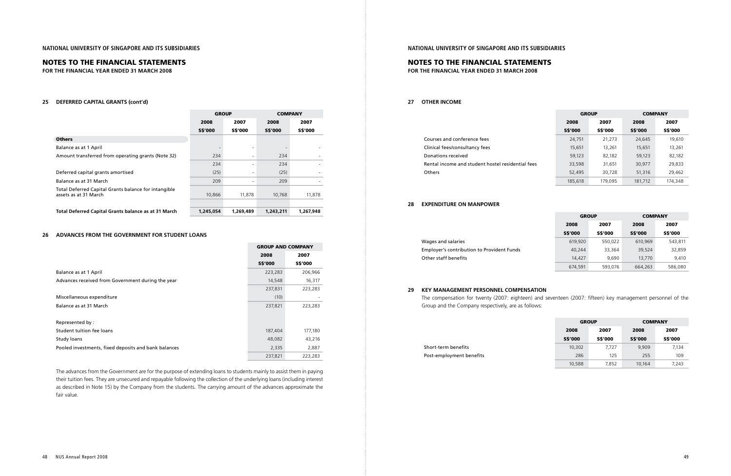# NATIONAL UNIVERSITY OF SINGAPORE AND ITS SUBSIDIARIES

## NOTES TO THE FINANCIAL STATEMENTS

**FOR THE FINANCIAL YEAR ENDED 31 MARCH 2008**

### 25 DEFERRED CAPITAL GRANTS (cont'd)

| | GROUP | | COMPANY | |
|---|---|---|---|---|
| | 2008 | 2007 | 2008 | 2007 |
| | S$'000 | S$'000 | S$'000 | S$'000 |
| **Others** | | | | |
| Balance as at 1 April | - | - | - | - |
| Amount transferred from operating grants (Note 32) | 234 | - | 234 | - |
| | 234 | - | 234 | - |
| Deferred capital grants amortised | (25) | - | (25) | - |
| Balance as at 31 March | 209 | - | 209 | - |
| Total Deferred Capital Grants balance for intangible assets as at 31 March | 10,866 | 11,878 | 10,768 | 11,878 |
| **Total Deferred Capital Grants balance as at 31 March** | **1,245,054** | **1,269,489** | **1,243,211** | **1,267,948** |

### 26 ADVANCES FROM THE GOVERNMENT FOR STUDENT LOANS

| | GROUP AND COMPANY | |
|---|---|---|
| | 2008 | 2007 |
| | S$'000 | S$'000 |
| Balance as at 1 April | 223,283 | 206,966 |
| Advances received from Government during the year | 14,548 | 16,317 |
| | 237,831 | 223,283 |
| Miscellaneous expenditure | (10) | - |
| Balance as at 31 March | 237,821 | 223,283 |
| | | |
| Represented by : | | |
| Student tuition fee loans | 187,404 | 177,180 |
| Study loans | 48,082 | 43,216 |
| Pooled investments, fixed deposits and bank balances | 2,335 | 2,887 |
| | 237,821 | 223,283 |

The advances from the Government are for the purpose of extending loans to students mainly to assist them in paying their tuition fees. They are unsecured and repayable following the collection of the underlying loans (including interest as described in Note 15) by the Company from the students. The carrying amount of the advances approximate the fair value.

### 27 OTHER INCOME

| | GROUP | | COMPANY | |
|---|---|---|---|---|
| | 2008 | 2007 | 2008 | 2007 |
| | S$'000 | S$'000 | S$'000 | S$'000 |
| Courses and conference fees | 24,751 | 21,273 | 24,645 | 19,610 |
| Clinical fees/consultancy fees | 15,651 | 13,261 | 15,651 | 13,261 |
| Donations received | 59,123 | 82,182 | 59,123 | 82,182 |
| Rental income and student hostel residential fees | 33,598 | 31,651 | 30,977 | 29,833 |
| Others | 52,495 | 30,728 | 51,316 | 29,462 |
| | 185,618 | 179,095 | 181,712 | 174,348 |

### 28 EXPENDITURE ON MANPOWER

| | GROUP | | COMPANY | |
|---|---|---|---|---|
| | 2008 | 2007 | 2008 | 2007 |
| | S$'000 | S$'000 | S$'000 | S$'000 |
| Wages and salaries | 619,920 | 550,022 | 610,969 | 543,811 |
| Employer's contribution to Provident Funds | 40,244 | 33,364 | 39,524 | 32,859 |
| Other staff benefits | 14,427 | 9,690 | 13,770 | 9,410 |
| | 674,591 | 593,076 | 664,263 | 586,080 |

### 29 KEY MANAGEMENT PERSONNEL COMPENSATION

The compensation for twenty (2007: eighteen) and seventeen (2007: fifteen) key management personnel of the Group and the Company respectively, are as follows:

| | GROUP | | COMPANY | |
|---|---|---|---|---|
| | 2008 | 2007 | 2008 | 2007 |
| | S$'000 | S$'000 | S$'000 | S$'000 |
| Short-term benefits | 10,302 | 7,727 | 9,909 | 7,134 |
| Post-employment benefits | 286 | 125 | 255 | 109 |
| | 10,588 | 7,852 | 10,164 | 7,243 |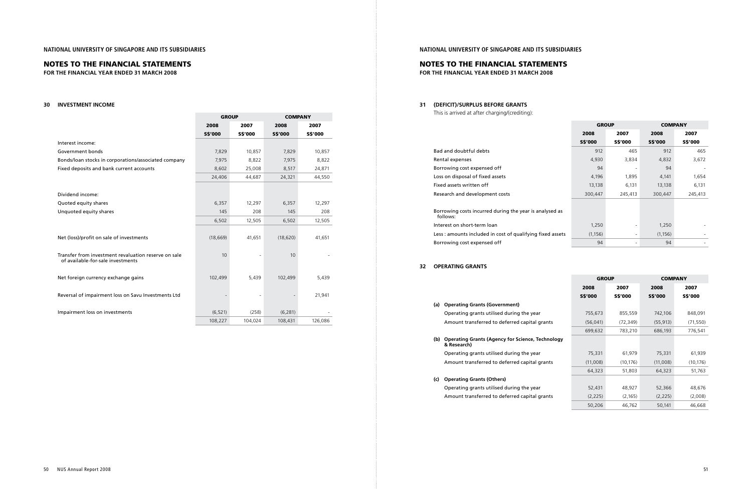## NOTES TO THE FINANCIAL STATEMENTS

**FOR THE FINANCIAL YEAR ENDED 31 MARCH 2008**

### 30 INVESTMENT INCOME

| | GROUP | | COMPANY | |
|---|---|---|---|---|
| | 2008 | 2007 | 2008 | 2007 |
| | S$'000 | S$'000 | S$'000 | S$'000 |
| Interest income: | | | | |
| Government bonds | 7,829 | 10,857 | 7,829 | 10,857 |
| Bonds/loan stocks in corporations/associated company | 7,975 | 8,822 | 7,975 | 8,822 |
| Fixed deposits and bank current accounts | 8,602 | 25,008 | 8,517 | 24,871 |
| | 24,406 | 44,687 | 24,321 | 44,550 |
| Dividend income: | | | | |
| Quoted equity shares | 6,357 | 12,297 | 6,357 | 12,297 |
| Unquoted equity shares | 145 | 208 | 145 | 208 |
| | 6,502 | 12,505 | 6,502 | 12,505 |
| Net (loss)/profit on sale of investments | (18,669) | 41,651 | (18,620) | 41,651 |
| Transfer from investment revaluation reserve on sale of available-for-sale investments | 10 | - | 10 | - |
| Net foreign currency exchange gains | 102,499 | 5,439 | 102,499 | 5,439 |
| Reversal of impairment loss on Savu Investments Ltd | - | - | - | 21,941 |
| Impairment loss on investments | (6,521) | (258) | (6,281) | - |
| | 108,227 | 104,024 | 108,431 | 126,086 |

### 31 (DEFICIT)/SURPLUS BEFORE GRANTS

This is arrived at after charging/(crediting):

| | GROUP | | COMPANY | |
|---|---|---|---|---|
| | 2008 | 2007 | 2008 | 2007 |
| | S$'000 | S$'000 | S$'000 | S$'000 |
| Bad and doubtful debts | 912 | 465 | 912 | 465 |
| Rental expenses | 4,930 | 3,834 | 4,832 | 3,672 |
| Borrowing cost expensed off | 94 | - | 94 | - |
| Loss on disposal of fixed assets | 4,196 | 1,895 | 4,141 | 1,654 |
| Fixed assets written off | 13,138 | 6,131 | 13,138 | 6,131 |
| Research and development costs | 300,447 | 245,413 | 300,447 | 245,413 |
| Borrowing costs incurred during the year is analysed as follows: | | | | |
| Interest on short-term loan | 1,250 | - | 1,250 | - |
| Less : amounts included in cost of qualifying fixed assets | (1,156) | - | (1,156) | - |
| Borrowing cost expensed off | 94 | - | 94 | - |

### 32 OPERATING GRANTS

| | GROUP | | COMPANY | |
|---|---|---|---|---|
| | 2008 | 2007 | 2008 | 2007 |
| | S$'000 | S$'000 | S$'000 | S$'000 |
| **(a) Operating Grants (Government)** | | | | |
| Operating grants utilised during the year | 755,673 | 855,559 | 742,106 | 848,091 |
| Amount transferred to deferred capital grants | (56,041) | (72,349) | (55,913) | (71,550) |
| | 699,632 | 783,210 | 686,193 | 776,541 |
| **(b) Operating Grants (Agency for Science, Technology & Research)** | | | | |
| Operating grants utilised during the year | 75,331 | 61,979 | 75,331 | 61,939 |
| Amount transferred to deferred capital grants | (11,008) | (10,176) | (11,008) | (10,176) |
| | 64,323 | 51,803 | 64,323 | 51,763 |
| **(c) Operating Grants (Others)** | | | | |
| Operating grants utilised during the year | 52,431 | 48,927 | 52,366 | 48,676 |
| Amount transferred to deferred capital grants | (2,225) | (2,165) | (2,225) | (2,008) |
| | 50,206 | 46,762 | 50,141 | 46,668 |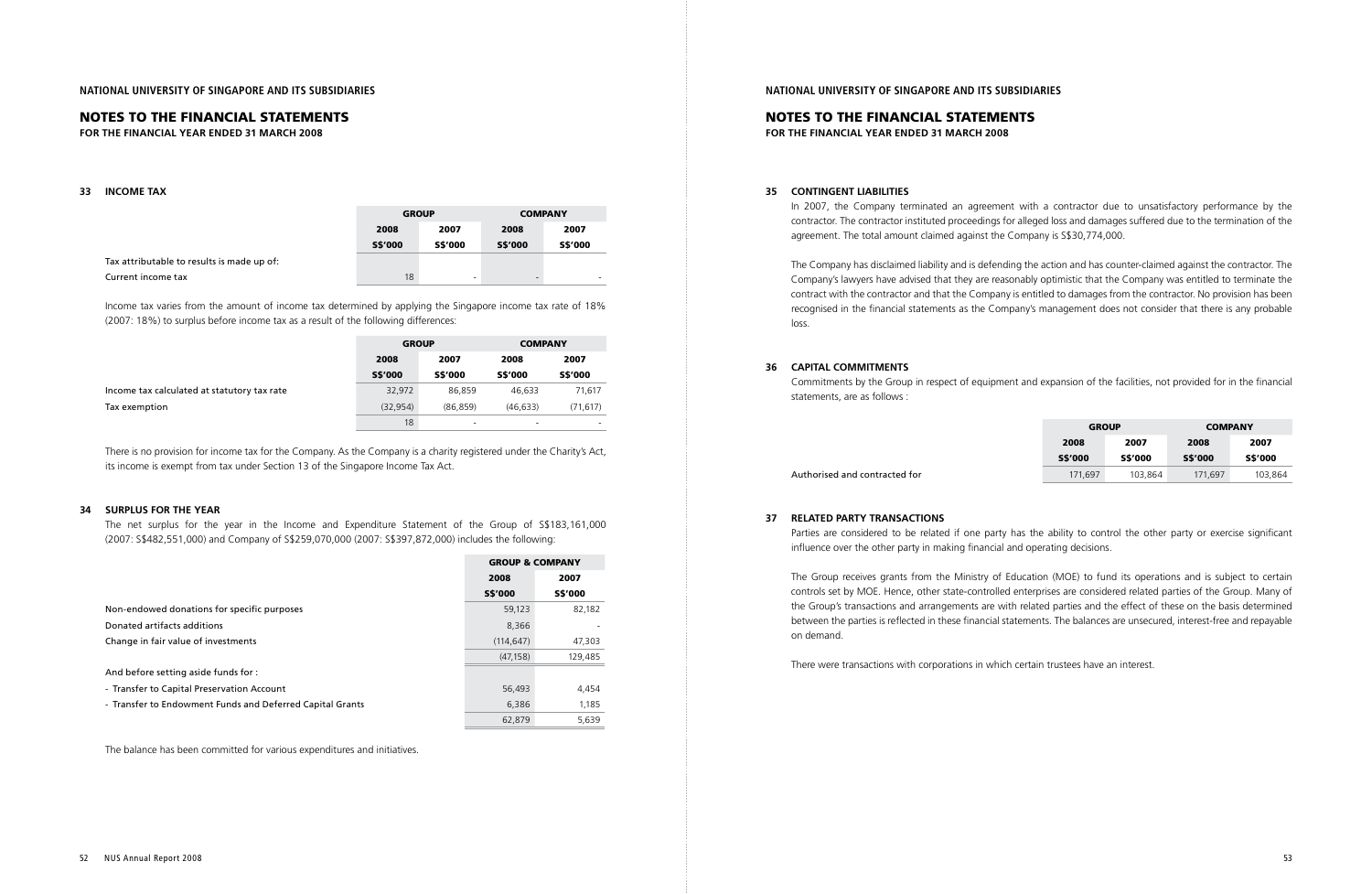# NOTES TO THE FINANCIAL STATEMENTS

**FOR THE FINANCIAL YEAR ENDED 31 MARCH 2008**

## 33 INCOME TAX

| | GROUP | | COMPANY | |
|---|---|---|---|---|
| | 2008 | 2007 | 2008 | 2007 |
| | S$'000 | S$'000 | S$'000 | S$'000 |
| Tax attributable to results is made up of: | | | | |
| Current income tax | 18 | - | - | - |

Income tax varies from the amount of income tax determined by applying the Singapore income tax rate of 18% (2007: 18%) to surplus before income tax as a result of the following differences:

| | GROUP | | COMPANY | |
|---|---|---|---|---|
| | 2008 | 2007 | 2008 | 2007 |
| | S$'000 | S$'000 | S$'000 | S$'000 |
| Income tax calculated at statutory tax rate | 32,972 | 86,859 | 46,633 | 71,617 |
| Tax exemption | (32,954) | (86,859) | (46,633) | (71,617) |
| | 18 | - | - | - |

There is no provision for income tax for the Company. As the Company is a charity registered under the Charity's Act, its income is exempt from tax under Section 13 of the Singapore Income Tax Act.

## 34 SURPLUS FOR THE YEAR

The net surplus for the year in the Income and Expenditure Statement of the Group of S$183,161,000 (2007: S$482,551,000) and Company of S$259,070,000 (2007: S$397,872,000) includes the following:

| | GROUP & COMPANY | |
|---|---|---|
| | 2008 | 2007 |
| | S$'000 | S$'000 |
| Non-endowed donations for specific purposes | 59,123 | 82,182 |
| Donated artifacts additions | 8,366 | - |
| Change in fair value of investments | (114,647) | 47,303 |
| | (47,158) | 129,485 |
| And before setting aside funds for : | | |
| - Transfer to Capital Preservation Account | 56,493 | 4,454 |
| - Transfer to Endowment Funds and Deferred Capital Grants | 6,386 | 1,185 |
| | 62,879 | 5,639 |

The balance has been committed for various expenditures and initiatives.

## 35 CONTINGENT LIABILITIES

In 2007, the Company terminated an agreement with a contractor due to unsatisfactory performance by the contractor. The contractor instituted proceedings for alleged loss and damages suffered due to the termination of the agreement. The total amount claimed against the Company is S$30,774,000.

The Company has disclaimed liability and is defending the action and has counter-claimed against the contractor. The Company's lawyers have advised that they are reasonably optimistic that the Company was entitled to terminate the contract with the contractor and that the Company is entitled to damages from the contractor. No provision has been recognised in the financial statements as the Company's management does not consider that there is any probable loss.

## 36 CAPITAL COMMITMENTS

Commitments by the Group in respect of equipment and expansion of the facilities, not provided for in the financial statements, are as follows :

| | GROUP | | COMPANY | |
|---|---|---|---|---|
| | 2008 | 2007 | 2008 | 2007 |
| | S$'000 | S$'000 | S$'000 | S$'000 |
| Authorised and contracted for | 171,697 | 103,864 | 171,697 | 103,864 |

## 37 RELATED PARTY TRANSACTIONS

Parties are considered to be related if one party has the ability to control the other party or exercise significant influence over the other party in making financial and operating decisions.

The Group receives grants from the Ministry of Education (MOE) to fund its operations and is subject to certain controls set by MOE. Hence, other state-controlled enterprises are considered related parties of the Group. Many of the Group's transactions and arrangements are with related parties and the effect of these on the basis determined between the parties is reflected in these financial statements. The balances are unsecured, interest-free and repayable on demand.

There were transactions with corporations in which certain trustees have an interest.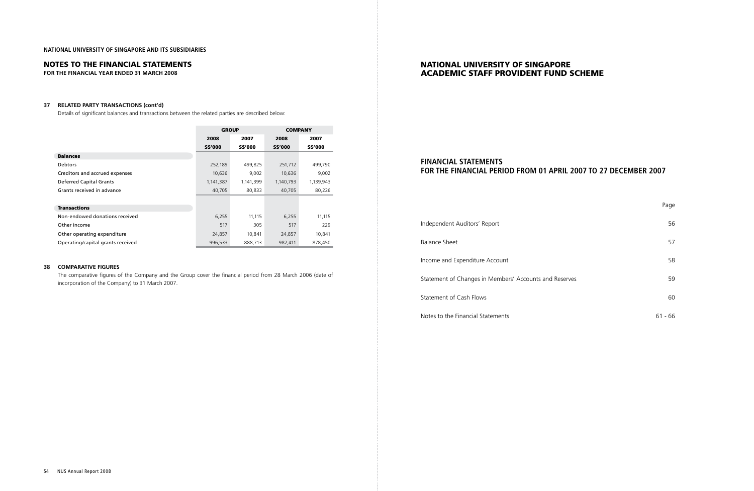NATIONAL UNIVERSITY OF SINGAPORE AND ITS SUBSIDIARIES

## NOTES TO THE FINANCIAL STATEMENTS

**FOR THE FINANCIAL YEAR ENDED 31 MARCH 2008**

### 37 RELATED PARTY TRANSACTIONS (cont'd)

Details of significant balances and transactions between the related parties are described below:

| | GROUP | | COMPANY | |
|---|---|---|---|---|
| | 2008 | 2007 | 2008 | 2007 |
| | S$'000 | S$'000 | S$'000 | S$'000 |
| **Balances** | | | | |
| Debtors | 252,189 | 499,825 | 251,712 | 499,790 |
| Creditors and accrued expenses | 10,636 | 9,002 | 10,636 | 9,002 |
| Deferred Capital Grants | 1,141,387 | 1,141,399 | 1,140,793 | 1,139,943 |
| Grants received in advance | 40,705 | 80,833 | 40,705 | 80,226 |
| **Transactions** | | | | |
| Non-endowed donations received | 6,255 | 11,115 | 6,255 | 11,115 |
| Other income | 517 | 305 | 517 | 229 |
| Other operating expenditure | 24,857 | 10,841 | 24,857 | 10,841 |
| Operating/capital grants received | 996,533 | 888,713 | 982,411 | 878,450 |

### 38 COMPARATIVE FIGURES

The comparative figures of the Company and the Group cover the financial period from 28 March 2006 (date of incorporation of the Company) to 31 March 2007.

# NATIONAL UNIVERSITY OF SINGAPORE ACADEMIC STAFF PROVIDENT FUND SCHEME

## FINANCIAL STATEMENTS FOR THE FINANCIAL PERIOD FROM 01 APRIL 2007 TO 27 DECEMBER 2007

| | Page |
|---|---|
| Independent Auditors' Report | 56 |
| Balance Sheet | 57 |
| Income and Expenditure Account | 58 |
| Statement of Changes in Members' Accounts and Reserves | 59 |
| Statement of Cash Flows | 60 |
| Notes to the Financial Statements | 61 - 66 |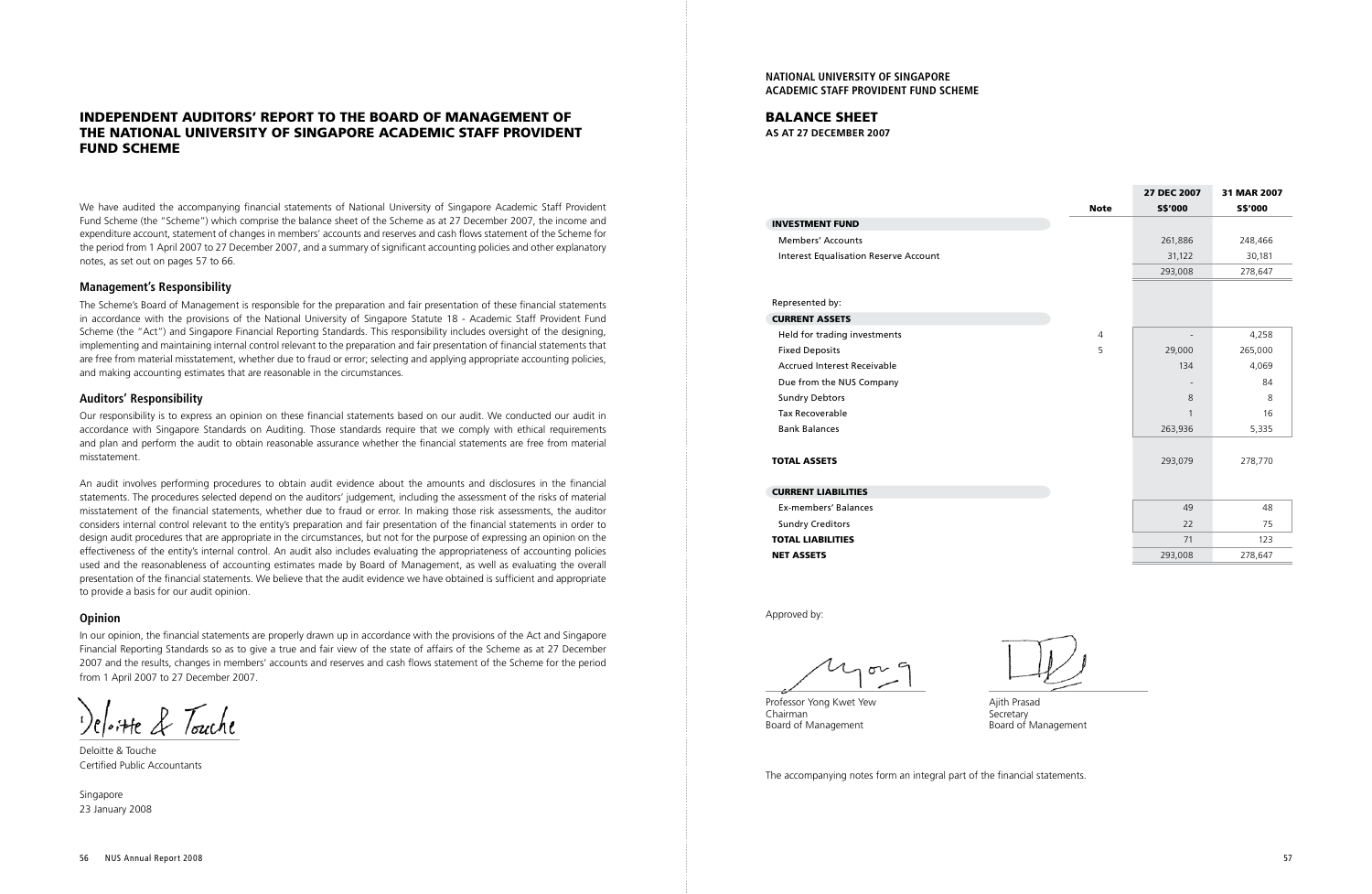# INDEPENDENT AUDITORS' REPORT TO THE BOARD OF MANAGEMENT OF THE NATIONAL UNIVERSITY OF SINGAPORE ACADEMIC STAFF PROVIDENT FUND SCHEME

We have audited the accompanying financial statements of National University of Singapore Academic Staff Provident Fund Scheme (the "Scheme") which comprise the balance sheet of the Scheme as at 27 December 2007, the income and expenditure account, statement of changes in members' accounts and reserves and cash flows statement of the Scheme for the period from 1 April 2007 to 27 December 2007, and a summary of significant accounting policies and other explanatory notes, as set out on pages 57 to 66.

## Management's Responsibility

The Scheme's Board of Management is responsible for the preparation and fair presentation of these financial statements in accordance with the provisions of the National University of Singapore Statute 18 - Academic Staff Provident Fund Scheme (the "Act") and Singapore Financial Reporting Standards. This responsibility includes oversight of the designing, implementing and maintaining internal control relevant to the preparation and fair presentation of financial statements that are free from material misstatement, whether due to fraud or error; selecting and applying appropriate accounting policies, and making accounting estimates that are reasonable in the circumstances.

## Auditors' Responsibility

Our responsibility is to express an opinion on these financial statements based on our audit. We conducted our audit in accordance with Singapore Standards on Auditing. Those standards require that we comply with ethical requirements and plan and perform the audit to obtain reasonable assurance whether the financial statements are free from material misstatement.

An audit involves performing procedures to obtain audit evidence about the amounts and disclosures in the financial statements. The procedures selected depend on the auditors' judgement, including the assessment of the risks of material misstatement of the financial statements, whether due to fraud or error. In making those risk assessments, the auditor considers internal control relevant to the entity's preparation and fair presentation of the financial statements in order to design audit procedures that are appropriate in the circumstances, but not for the purpose of expressing an opinion on the effectiveness of the entity's internal control. An audit also includes evaluating the appropriateness of accounting policies used and the reasonableness of accounting estimates made by Board of Management, as well as evaluating the overall presentation of the financial statements. We believe that the audit evidence we have obtained is sufficient and appropriate to provide a basis for our audit opinion.

## Opinion

In our opinion, the financial statements are properly drawn up in accordance with the provisions of the Act and Singapore Financial Reporting Standards so as to give a true and fair view of the state of affairs of the Scheme as at 27 December 2007 and the results, changes in members' accounts and reserves and cash flows statement of the Scheme for the period from 1 April 2007 to 27 December 2007.

Deloitte & Touche
Certified Public Accountants

Singapore
23 January 2008

**NATIONAL UNIVERSITY OF SINGAPORE**
**ACADEMIC STAFF PROVIDENT FUND SCHEME**

# BALANCE SHEET

**AS AT 27 DECEMBER 2007**

| | Note | 27 DEC 2007 S$'000 | 31 MAR 2007 S$'000 |
|---|---|---|---|
| **INVESTMENT FUND** | | | |
| Members' Accounts | | 261,886 | 248,466 |
| Interest Equalisation Reserve Account | | 31,122 | 30,181 |
| | | 293,008 | 278,647 |
| | | | |
| Represented by: | | | |
| **CURRENT ASSETS** | | | |
| Held for trading investments | 4 | - | 4,258 |
| Fixed Deposits | 5 | 29,000 | 265,000 |
| Accrued Interest Receivable | | 134 | 4,069 |
| Due from the NUS Company | | - | 84 |
| Sundry Debtors | | 8 | 8 |
| Tax Recoverable | | 1 | 16 |
| Bank Balances | | 263,936 | 5,335 |
| | | | |
| **TOTAL ASSETS** | | 293,079 | 278,770 |
| | | | |
| **CURRENT LIABILITIES** | | | |
| Ex-members' Balances | | 49 | 48 |
| Sundry Creditors | | 22 | 75 |
| **TOTAL LIABILITIES** | | 71 | 123 |
| **NET ASSETS** | | 293,008 | 278,647 |

Approved by:

Professor Yong Kwet Yew
Chairman
Board of Management

Ajith Prasad
Secretary
Board of Management

The accompanying notes form an integral part of the financial statements.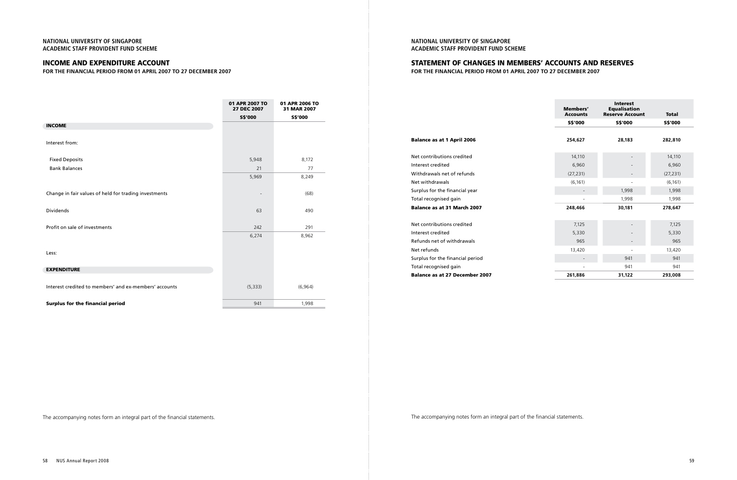**NATIONAL UNIVERSITY OF SINGAPORE**
**ACADEMIC STAFF PROVIDENT FUND SCHEME**

## INCOME AND EXPENDITURE ACCOUNT

**FOR THE FINANCIAL PERIOD FROM 01 APRIL 2007 TO 27 DECEMBER 2007**

| | 01 APR 2007 TO 27 DEC 2007 | 01 APR 2006 TO 31 MAR 2007 |
|---|---|---|
| | S$'000 | S$'000 |
| **INCOME** | | |
| Interest from: | | |
| Fixed Deposits | 5,948 | 8,172 |
| Bank Balances | 21 | 77 |
| | 5,969 | 8,249 |
| Change in fair values of held for trading investments | - | (68) |
| Dividends | 63 | 490 |
| Profit on sale of investments | 242 | 291 |
| | 6,274 | 8,962 |
| Less: | | |
| **EXPENDITURE** | | |
| Interest credited to members' and ex-members' accounts | (5,333) | (6,964) |
| **Surplus for the financial period** | 941 | 1,998 |

The accompanying notes form an integral part of the financial statements.

**NATIONAL UNIVERSITY OF SINGAPORE**
**ACADEMIC STAFF PROVIDENT FUND SCHEME**

## STATEMENT OF CHANGES IN MEMBERS' ACCOUNTS AND RESERVES

**FOR THE FINANCIAL PERIOD FROM 01 APRIL 2007 TO 27 DECEMBER 2007**

| | Members' Accounts | Interest Equalisation Reserve Account | Total |
|---|---|---|---|
| | S$'000 | S$'000 | S$'000 |
| **Balance as at 1 April 2006** | **254,627** | **28,183** | **282,810** |
| Net contributions credited | 14,110 | - | 14,110 |
| Interest credited | 6,960 | - | 6,960 |
| Withdrawals net of refunds | (27,231) | - | (27,231) |
| Net withdrawals | (6,161) | - | (6,161) |
| Surplus for the financial year | - | 1,998 | 1,998 |
| Total recognised gain | - | 1,998 | 1,998 |
| **Balance as at 31 March 2007** | **248,466** | **30,181** | **278,647** |
| Net contributions credited | 7,125 | - | 7,125 |
| Interest credited | 5,330 | - | 5,330 |
| Refunds net of withdrawals | 965 | - | 965 |
| Net refunds | 13,420 | - | 13,420 |
| Surplus for the financial period | - | 941 | 941 |
| Total recognised gain | - | 941 | 941 |
| **Balance as at 27 December 2007** | **261,886** | **31,122** | **293,008** |

The accompanying notes form an integral part of the financial statements.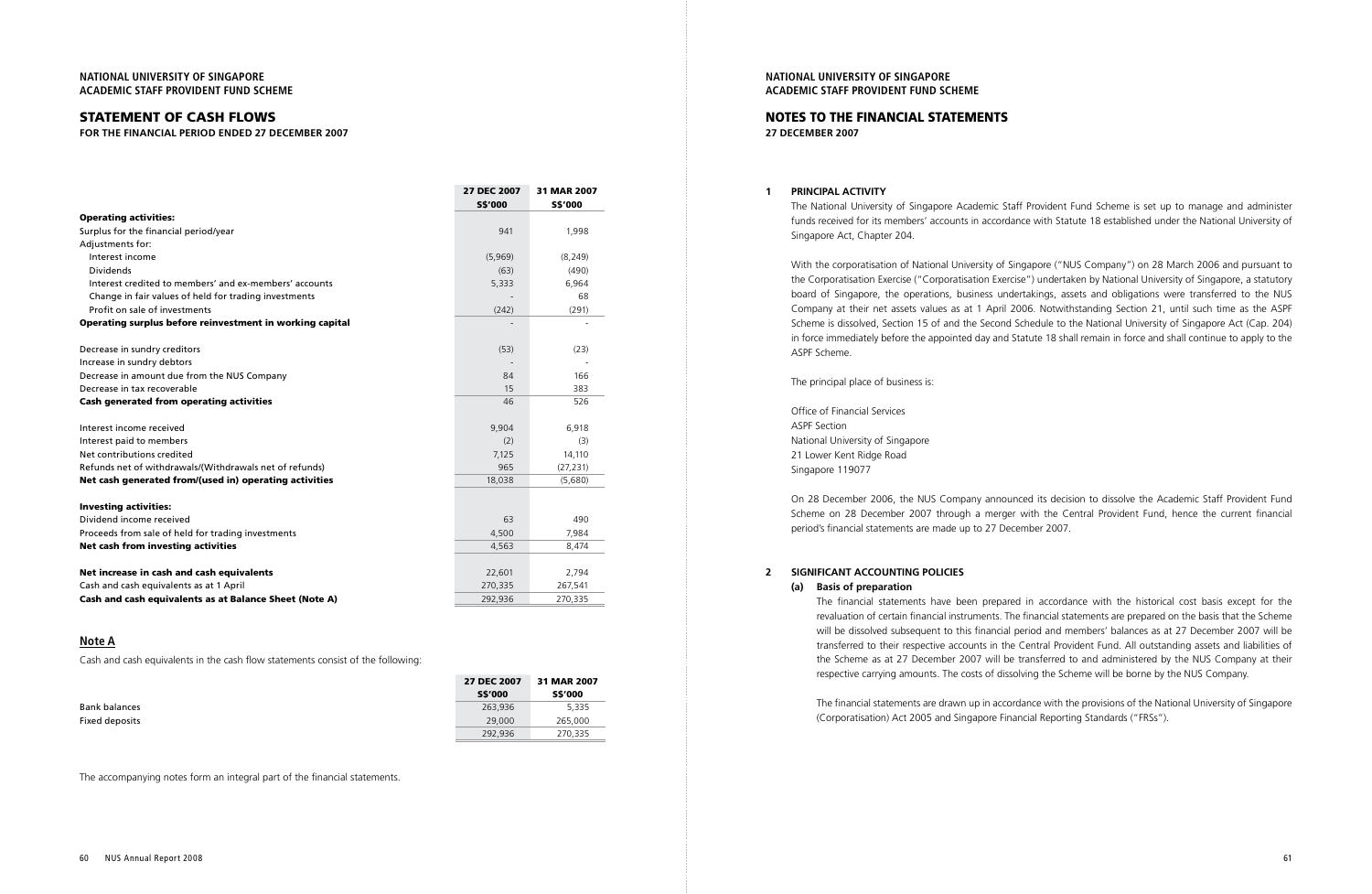NATIONAL UNIVERSITY OF SINGAPORE
ACADEMIC STAFF PROVIDENT FUND SCHEME

# STATEMENT OF CASH FLOWS

**FOR THE FINANCIAL PERIOD ENDED 27 DECEMBER 2007**

| | 27 DEC 2007 S$'000 | 31 MAR 2007 S$'000 |
|---|---|---|
| **Operating activities:** | | |
| Surplus for the financial period/year | 941 | 1,998 |
| Adjustments for: | | |
| Interest income | (5,969) | (8,249) |
| Dividends | (63) | (490) |
| Interest credited to members' and ex-members' accounts | 5,333 | 6,964 |
| Change in fair values of held for trading investments | - | 68 |
| Profit on sale of investments | (242) | (291) |
| **Operating surplus before reinvestment in working capital** | - | - |
| Decrease in sundry creditors | (53) | (23) |
| Increase in sundry debtors | - | - |
| Decrease in amount due from the NUS Company | 84 | 166 |
| Decrease in tax recoverable | 15 | 383 |
| **Cash generated from operating activities** | 46 | 526 |
| Interest income received | 9,904 | 6,918 |
| Interest paid to members | (2) | (3) |
| Net contributions credited | 7,125 | 14,110 |
| Refunds net of withdrawals/(Withdrawals net of refunds) | 965 | (27,231) |
| **Net cash generated from/(used in) operating activities** | 18,038 | (5,680) |
| **Investing activities:** | | |
| Dividend income received | 63 | 490 |
| Proceeds from sale of held for trading investments | 4,500 | 7,984 |
| **Net cash from investing activities** | 4,563 | 8,474 |
| **Net increase in cash and cash equivalents** | 22,601 | 2,794 |
| Cash and cash equivalents as at 1 April | 270,335 | 267,541 |
| **Cash and cash equivalents as at Balance Sheet (Note A)** | 292,936 | 270,335 |

## Note A

Cash and cash equivalents in the cash flow statements consist of the following:

| | 27 DEC 2007 S$'000 | 31 MAR 2007 S$'000 |
|---|---|---|
| Bank balances | 263,936 | 5,335 |
| Fixed deposits | 29,000 | 265,000 |
| | 292,936 | 270,335 |

The accompanying notes form an integral part of the financial statements.

NATIONAL UNIVERSITY OF SINGAPORE
ACADEMIC STAFF PROVIDENT FUND SCHEME

# NOTES TO THE FINANCIAL STATEMENTS

**27 DECEMBER 2007**

## 1 PRINCIPAL ACTIVITY

The National University of Singapore Academic Staff Provident Fund Scheme is set up to manage and administer funds received for its members' accounts in accordance with Statute 18 established under the National University of Singapore Act, Chapter 204.

With the corporatisation of National University of Singapore ("NUS Company") on 28 March 2006 and pursuant to the Corporatisation Exercise ("Corporatisation Exercise") undertaken by National University of Singapore, a statutory board of Singapore, the operations, business undertakings, assets and obligations were transferred to the NUS Company at their net assets values as at 1 April 2006. Notwithstanding Section 21, until such time as the ASPF Scheme is dissolved, Section 15 of and the Second Schedule to the National University of Singapore Act (Cap. 204) in force immediately before the appointed day and Statute 18 shall remain in force and shall continue to apply to the ASPF Scheme.

The principal place of business is:

Office of Financial Services
ASPF Section
National University of Singapore
21 Lower Kent Ridge Road
Singapore 119077

On 28 December 2006, the NUS Company announced its decision to dissolve the Academic Staff Provident Fund Scheme on 28 December 2007 through a merger with the Central Provident Fund, hence the current financial period's financial statements are made up to 27 December 2007.

## 2 SIGNIFICANT ACCOUNTING POLICIES

### (a) Basis of preparation

The financial statements have been prepared in accordance with the historical cost basis except for the revaluation of certain financial instruments. The financial statements are prepared on the basis that the Scheme will be dissolved subsequent to this financial period and members' balances as at 27 December 2007 will be transferred to their respective accounts in the Central Provident Fund. All outstanding assets and liabilities of the Scheme as at 27 December 2007 will be transferred to and administered by the NUS Company at their respective carrying amounts. The costs of dissolving the Scheme will be borne by the NUS Company.

The financial statements are drawn up in accordance with the provisions of the National University of Singapore (Corporatisation) Act 2005 and Singapore Financial Reporting Standards ("FRSs").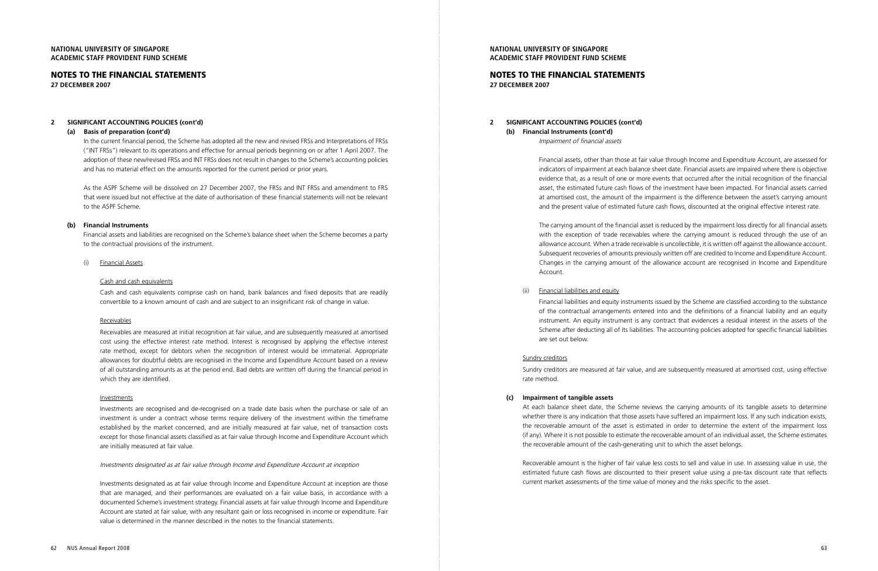## 2 SIGNIFICANT ACCOUNTING POLICIES (cont'd)

### (a) Basis of preparation (cont'd)

In the current financial period, the Scheme has adopted all the new and revised FRSs and Interpretations of FRSs ("INT FRSs") relevant to its operations and effective for annual periods beginning on or after 1 April 2007. The adoption of these new/revised FRSs and INT FRSs does not result in changes to the Scheme's accounting policies and has no material effect on the amounts reported for the current period or prior years.

As the ASPF Scheme will be dissolved on 27 December 2007, the FRSs and INT FRSs and amendment to FRS that were issued but not effective at the date of authorisation of these financial statements will not be relevant to the ASPF Scheme.

### (b) Financial Instruments

Financial assets and liabilities are recognised on the Scheme's balance sheet when the Scheme becomes a party to the contractual provisions of the instrument.

(i) Financial Assets

Cash and cash equivalents

Cash and cash equivalents comprise cash on hand, bank balances and fixed deposits that are readily convertible to a known amount of cash and are subject to an insignificant risk of change in value.

Receivables

Receivables are measured at initial recognition at fair value, and are subsequently measured at amortised cost using the effective interest rate method. Interest is recognised by applying the effective interest rate method, except for debtors when the recognition of interest would be immaterial. Appropriate allowances for doubtful debts are recognised in the Income and Expenditure Account based on a review of all outstanding amounts as at the period end. Bad debts are written off during the financial period in which they are identified.

Investments

Investments are recognised and de-recognised on a trade date basis when the purchase or sale of an investment is under a contract whose terms require delivery of the investment within the timeframe established by the market concerned, and are initially measured at fair value, net of transaction costs except for those financial assets classified as at fair value through Income and Expenditure Account which are initially measured at fair value.

*Investments designated as at fair value through Income and Expenditure Account at inception*

Investments designated as at fair value through Income and Expenditure Account at inception are those that are managed, and their performances are evaluated on a fair value basis, in accordance with a documented Scheme's investment strategy. Financial assets at fair value through Income and Expenditure Account are stated at fair value, with any resultant gain or loss recognised in income or expenditure. Fair value is determined in the manner described in the notes to the financial statements.

## 2 SIGNIFICANT ACCOUNTING POLICIES (cont'd)

### (b) Financial Instruments (cont'd)

*Impairment of financial assets*

Financial assets, other than those at fair value through Income and Expenditure Account, are assessed for indicators of impairment at each balance sheet date. Financial assets are impaired where there is objective evidence that, as a result of one or more events that occurred after the initial recognition of the financial asset, the estimated future cash flows of the investment have been impacted. For financial assets carried at amortised cost, the amount of the impairment is the difference between the asset's carrying amount and the present value of estimated future cash flows, discounted at the original effective interest rate.

The carrying amount of the financial asset is reduced by the impairment loss directly for all financial assets with the exception of trade receivables where the carrying amount is reduced through the use of an allowance account. When a trade receivable is uncollectible, it is written off against the allowance account. Subsequent recoveries of amounts previously written off are credited to Income and Expenditure Account. Changes in the carrying amount of the allowance account are recognised in Income and Expenditure Account.

(ii) Financial liabilities and equity

Financial liabilities and equity instruments issued by the Scheme are classified according to the substance of the contractual arrangements entered into and the definitions of a financial liability and an equity instrument. An equity instrument is any contract that evidences a residual interest in the assets of the Scheme after deducting all of its liabilities. The accounting policies adopted for specific financial liabilities are set out below.

Sundry creditors

Sundry creditors are measured at fair value, and are subsequently measured at amortised cost, using effective rate method.

### (c) Impairment of tangible assets

At each balance sheet date, the Scheme reviews the carrying amounts of its tangible assets to determine whether there is any indication that those assets have suffered an impairment loss. If any such indication exists, the recoverable amount of the asset is estimated in order to determine the extent of the impairment loss (if any). Where it is not possible to estimate the recoverable amount of an individual asset, the Scheme estimates the recoverable amount of the cash-generating unit to which the asset belongs.

Recoverable amount is the higher of fair value less costs to sell and value in use. In assessing value in use, the estimated future cash flows are discounted to their present value using a pre-tax discount rate that reflects current market assessments of the time value of money and the risks specific to the asset.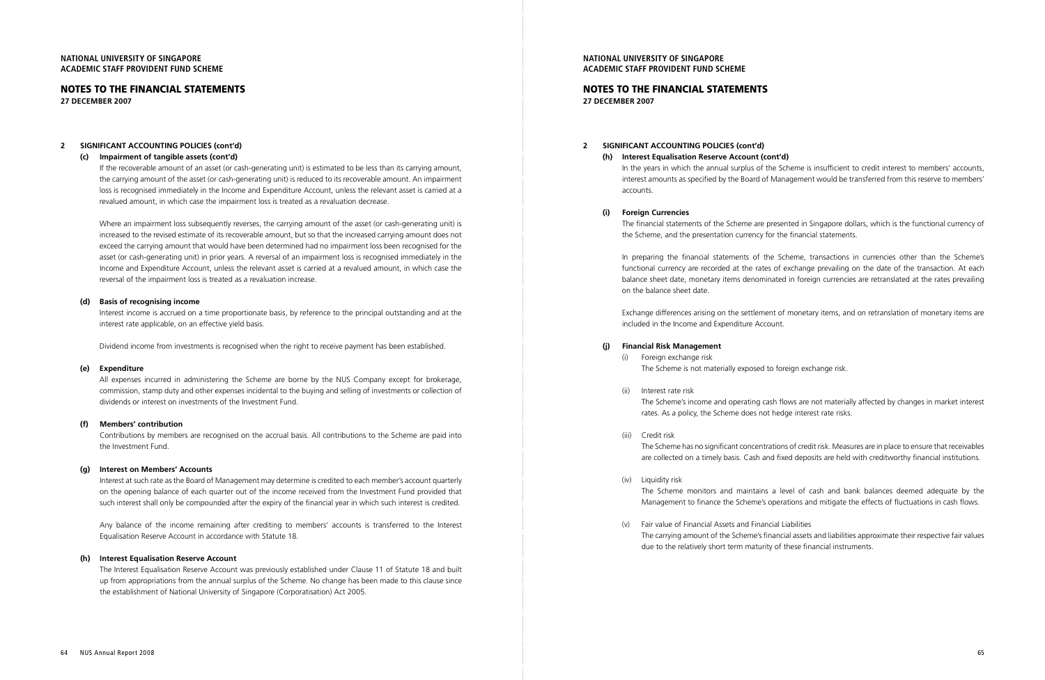## 2 SIGNIFICANT ACCOUNTING POLICIES (cont'd)

### (c) Impairment of tangible assets (cont'd)

If the recoverable amount of an asset (or cash-generating unit) is estimated to be less than its carrying amount, the carrying amount of the asset (or cash-generating unit) is reduced to its recoverable amount. An impairment loss is recognised immediately in the Income and Expenditure Account, unless the relevant asset is carried at a revalued amount, in which case the impairment loss is treated as a revaluation decrease.

Where an impairment loss subsequently reverses, the carrying amount of the asset (or cash-generating unit) is increased to the revised estimate of its recoverable amount, but so that the increased carrying amount does not exceed the carrying amount that would have been determined had no impairment loss been recognised for the asset (or cash-generating unit) in prior years. A reversal of an impairment loss is recognised immediately in the Income and Expenditure Account, unless the relevant asset is carried at a revalued amount, in which case the reversal of the impairment loss is treated as a revaluation increase.

### (d) Basis of recognising income

Interest income is accrued on a time proportionate basis, by reference to the principal outstanding and at the interest rate applicable, on an effective yield basis.

Dividend income from investments is recognised when the right to receive payment has been established.

### (e) Expenditure

All expenses incurred in administering the Scheme are borne by the NUS Company except for brokerage, commission, stamp duty and other expenses incidental to the buying and selling of investments or collection of dividends or interest on investments of the Investment Fund.

### (f) Members' contribution

Contributions by members are recognised on the accrual basis. All contributions to the Scheme are paid into the Investment Fund.

### (g) Interest on Members' Accounts

Interest at such rate as the Board of Management may determine is credited to each member's account quarterly on the opening balance of each quarter out of the income received from the Investment Fund provided that such interest shall only be compounded after the expiry of the financial year in which such interest is credited.

Any balance of the income remaining after crediting to members' accounts is transferred to the Interest Equalisation Reserve Account in accordance with Statute 18.

### (h) Interest Equalisation Reserve Account

The Interest Equalisation Reserve Account was previously established under Clause 11 of Statute 18 and built up from appropriations from the annual surplus of the Scheme. No change has been made to this clause since the establishment of National University of Singapore (Corporatisation) Act 2005.

In the years in which the annual surplus of the Scheme is insufficient to credit interest to members' accounts, interest amounts as specified by the Board of Management would be transferred from this reserve to members' accounts.

### (i) Foreign Currencies

The financial statements of the Scheme are presented in Singapore dollars, which is the functional currency of the Scheme, and the presentation currency for the financial statements.

In preparing the financial statements of the Scheme, transactions in currencies other than the Scheme's functional currency are recorded at the rates of exchange prevailing on the date of the transaction. At each balance sheet date, monetary items denominated in foreign currencies are retranslated at the rates prevailing on the balance sheet date.

Exchange differences arising on the settlement of monetary items, and on retranslation of monetary items are included in the Income and Expenditure Account.

### (j) Financial Risk Management

(i) Foreign exchange risk

The Scheme is not materially exposed to foreign exchange risk.

(ii) Interest rate risk

The Scheme's income and operating cash flows are not materially affected by changes in market interest rates. As a policy, the Scheme does not hedge interest rate risks.

(iii) Credit risk

The Scheme has no significant concentrations of credit risk. Measures are in place to ensure that receivables are collected on a timely basis. Cash and fixed deposits are held with creditworthy financial institutions.

(iv) Liquidity risk

The Scheme monitors and maintains a level of cash and bank balances deemed adequate by the Management to finance the Scheme's operations and mitigate the effects of fluctuations in cash flows.

(v) Fair value of Financial Assets and Financial Liabilities

The carrying amount of the Scheme's financial assets and liabilities approximate their respective fair values due to the relatively short term maturity of these financial instruments.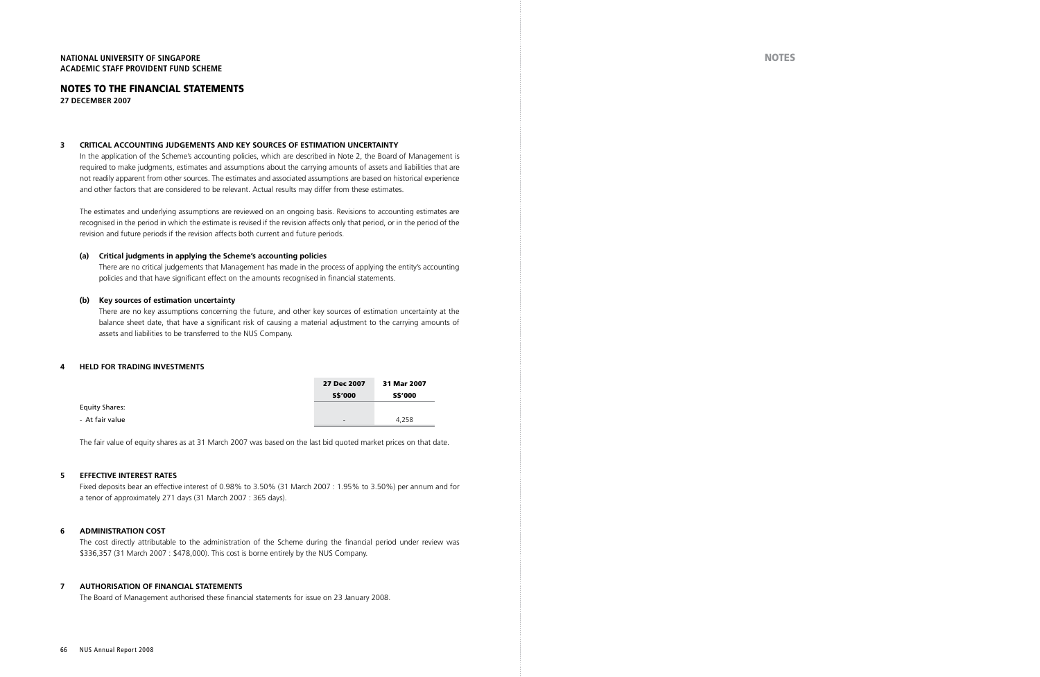**NATIONAL UNIVERSITY OF SINGAPORE**
**ACADEMIC STAFF PROVIDENT FUND SCHEME**

## NOTES TO THE FINANCIAL STATEMENTS
**27 DECEMBER 2007**

### 3 CRITICAL ACCOUNTING JUDGEMENTS AND KEY SOURCES OF ESTIMATION UNCERTAINTY

In the application of the Scheme's accounting policies, which are described in Note 2, the Board of Management is required to make judgments, estimates and assumptions about the carrying amounts of assets and liabilities that are not readily apparent from other sources. The estimates and associated assumptions are based on historical experience and other factors that are considered to be relevant. Actual results may differ from these estimates.

The estimates and underlying assumptions are reviewed on an ongoing basis. Revisions to accounting estimates are recognised in the period in which the estimate is revised if the revision affects only that period, or in the period of the revision and future periods if the revision affects both current and future periods.

**(a) Critical judgments in applying the Scheme's accounting policies**

There are no critical judgements that Management has made in the process of applying the entity's accounting policies and that have significant effect on the amounts recognised in financial statements.

**(b) Key sources of estimation uncertainty**

There are no key assumptions concerning the future, and other key sources of estimation uncertainty at the balance sheet date, that have a significant risk of causing a material adjustment to the carrying amounts of assets and liabilities to be transferred to the NUS Company.

### 4 HELD FOR TRADING INVESTMENTS

| | 27 Dec 2007 | 31 Mar 2007 |
|---|---|---|
| | S$'000 | S$'000 |
| Equity Shares: | | |
| - At fair value | - | 4,258 |

The fair value of equity shares as at 31 March 2007 was based on the last bid quoted market prices on that date.

### 5 EFFECTIVE INTEREST RATES

Fixed deposits bear an effective interest of 0.98% to 3.50% (31 March 2007 : 1.95% to 3.50%) per annum and for a tenor of approximately 271 days (31 March 2007 : 365 days).

### 6 ADMINISTRATION COST

The cost directly attributable to the administration of the Scheme during the financial period under review was $336,357 (31 March 2007 : $478,000). This cost is borne entirely by the NUS Company.

### 7 AUTHORISATION OF FINANCIAL STATEMENTS

The Board of Management authorised these financial statements for issue on 23 January 2008.

## NOTES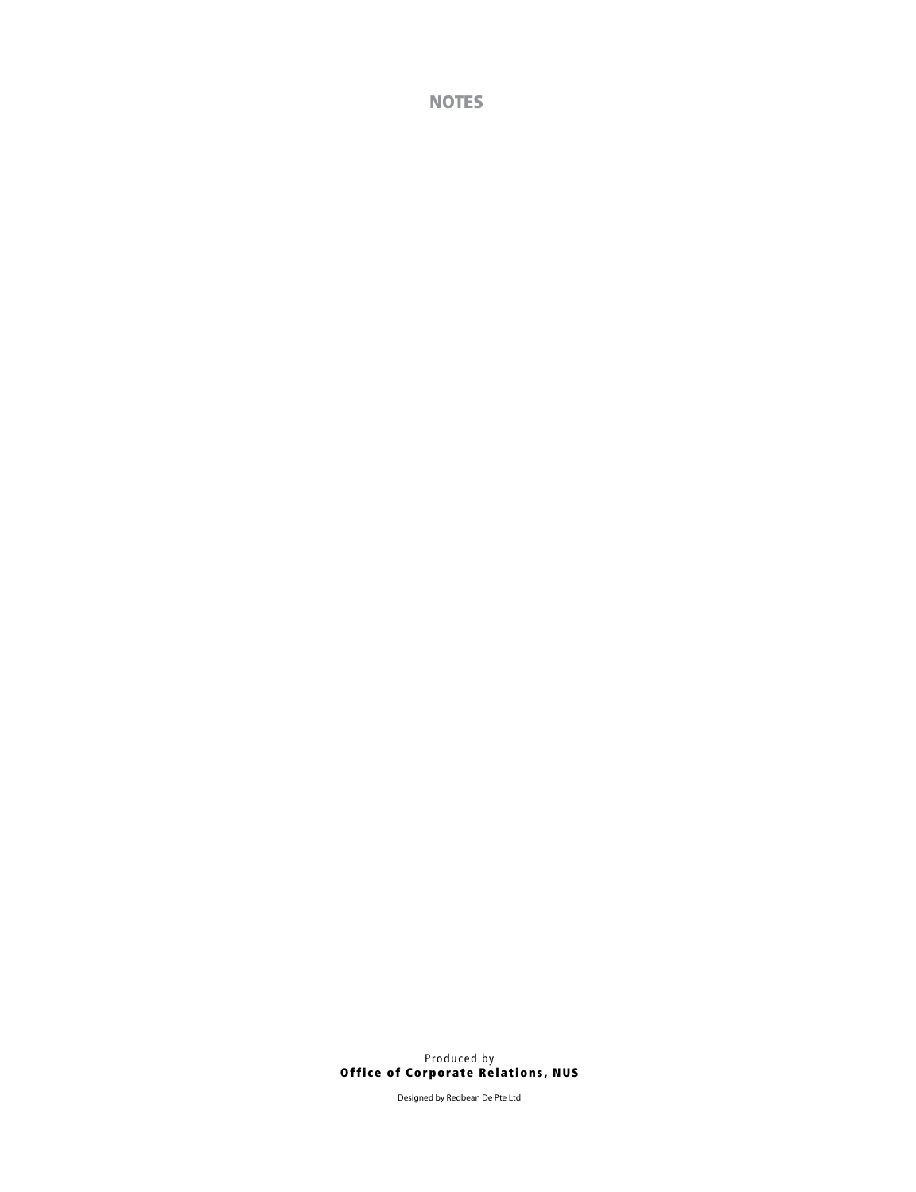# NOTES

Produced by
**Office of Corporate Relations, NUS**

Designed by Redbean De Pte Ltd